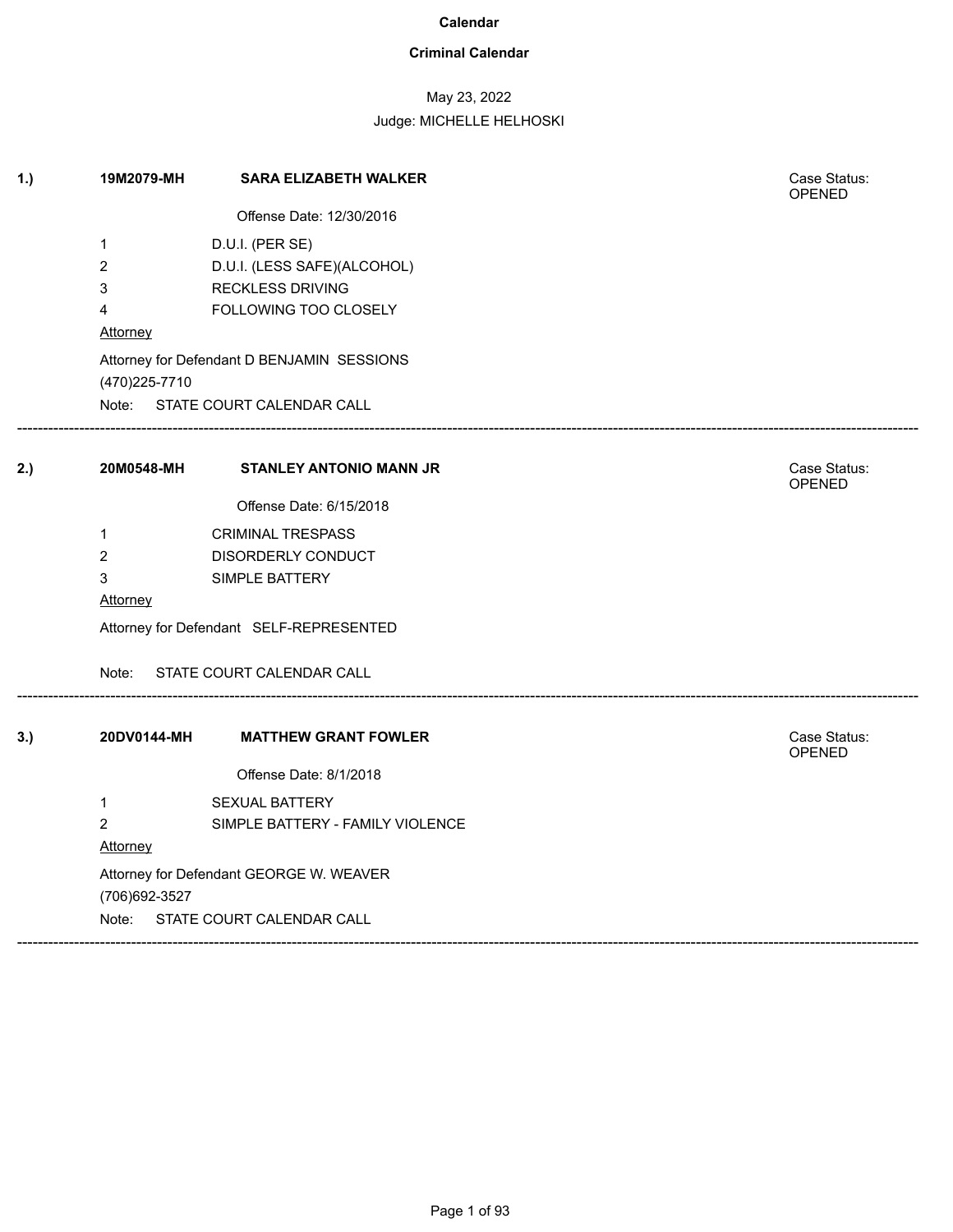# Calendar

## Criminal Calendar

May 23, 2022

Judge: MICHELLE HELHOSKI

---

**1.)** **19M2079-MH** **SARA ELIZABETH WALKER**

Case Status: OPENED

Offense Date: 12/30/2016

1 D.U.I. (PER SE)
2 D.U.I. (LESS SAFE)(ALCOHOL)
3 RECKLESS DRIVING
4 FOLLOWING TOO CLOSELY

Attorney

Attorney for Defendant D BENJAMIN SESSIONS
(470)225-7710

Note: STATE COURT CALENDAR CALL

---

**2.)** **20M0548-MH** **STANLEY ANTONIO MANN JR**

Case Status: OPENED

Offense Date: 6/15/2018

1 CRIMINAL TRESPASS
2 DISORDERLY CONDUCT
3 SIMPLE BATTERY

Attorney

Attorney for Defendant SELF-REPRESENTED

Note: STATE COURT CALENDAR CALL

---

**3.)** **20DV0144-MH** **MATTHEW GRANT FOWLER**

Case Status: OPENED

Offense Date: 8/1/2018

1 SEXUAL BATTERY
2 SIMPLE BATTERY - FAMILY VIOLENCE

Attorney

Attorney for Defendant GEORGE W. WEAVER
(706)692-3527

Note: STATE COURT CALENDAR CALL

---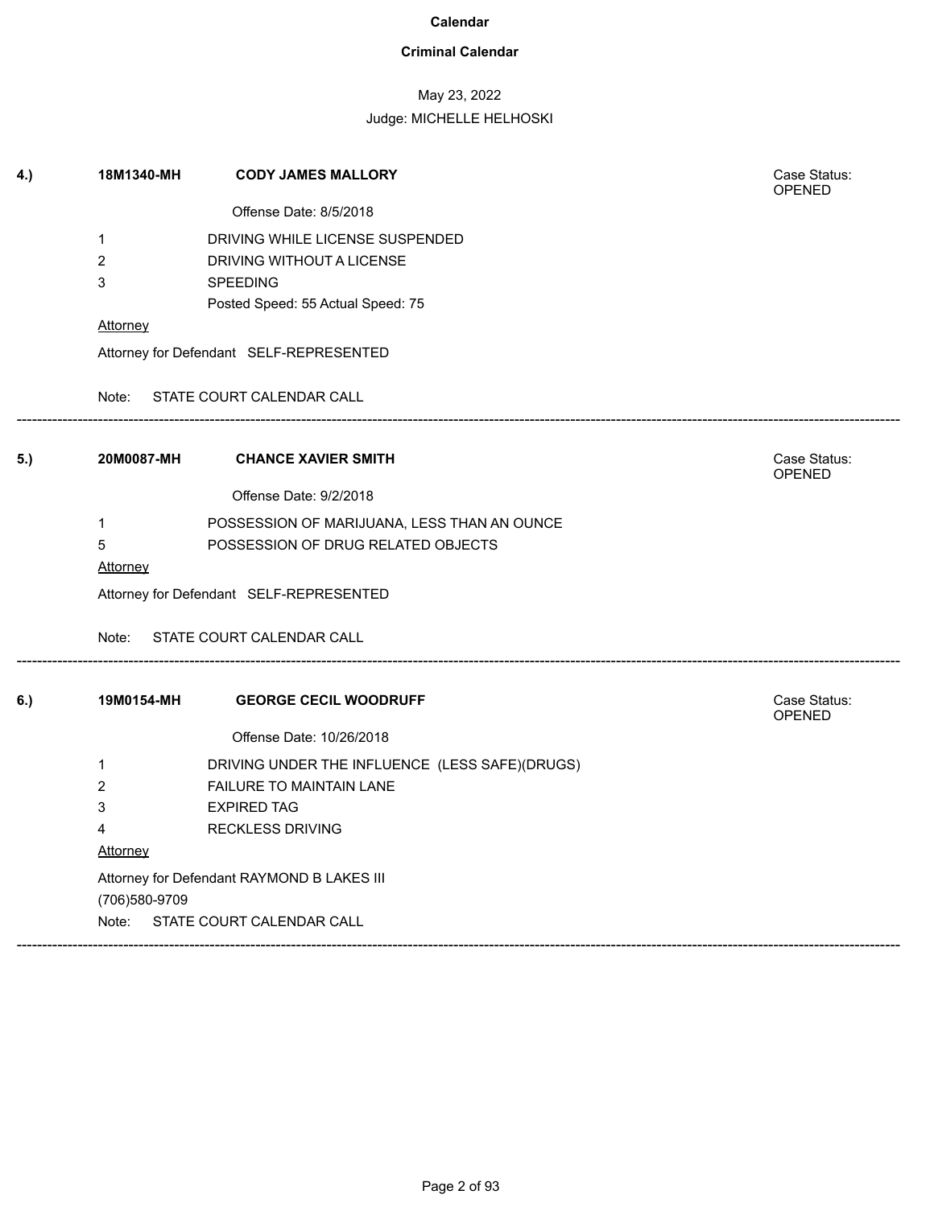# Calendar

## Criminal Calendar

May 23, 2022

Judge: MICHELLE HELHOSKI

---

**4.)** **18M1340-MH** **CODY JAMES MALLORY** Case Status: OPENED

Offense Date: 8/5/2018

| | |
|---|---|
| 1 | DRIVING WHILE LICENSE SUSPENDED |
| 2 | DRIVING WITHOUT A LICENSE |
| 3 | SPEEDING<br>Posted Speed: 55 Actual Speed: 75 |

Attorney

Attorney for Defendant SELF-REPRESENTED

Note: STATE COURT CALENDAR CALL

---

**5.)** **20M0087-MH** **CHANCE XAVIER SMITH** Case Status: OPENED

Offense Date: 9/2/2018

| | |
|---|---|
| 1 | POSSESSION OF MARIJUANA, LESS THAN AN OUNCE |
| 5 | POSSESSION OF DRUG RELATED OBJECTS |

Attorney

Attorney for Defendant SELF-REPRESENTED

Note: STATE COURT CALENDAR CALL

---

**6.)** **19M0154-MH** **GEORGE CECIL WOODRUFF** Case Status: OPENED

Offense Date: 10/26/2018

| | |
|---|---|
| 1 | DRIVING UNDER THE INFLUENCE (LESS SAFE)(DRUGS) |
| 2 | FAILURE TO MAINTAIN LANE |
| 3 | EXPIRED TAG |
| 4 | RECKLESS DRIVING |

Attorney

Attorney for Defendant RAYMOND B LAKES III
(706)580-9709

Note: STATE COURT CALENDAR CALL

---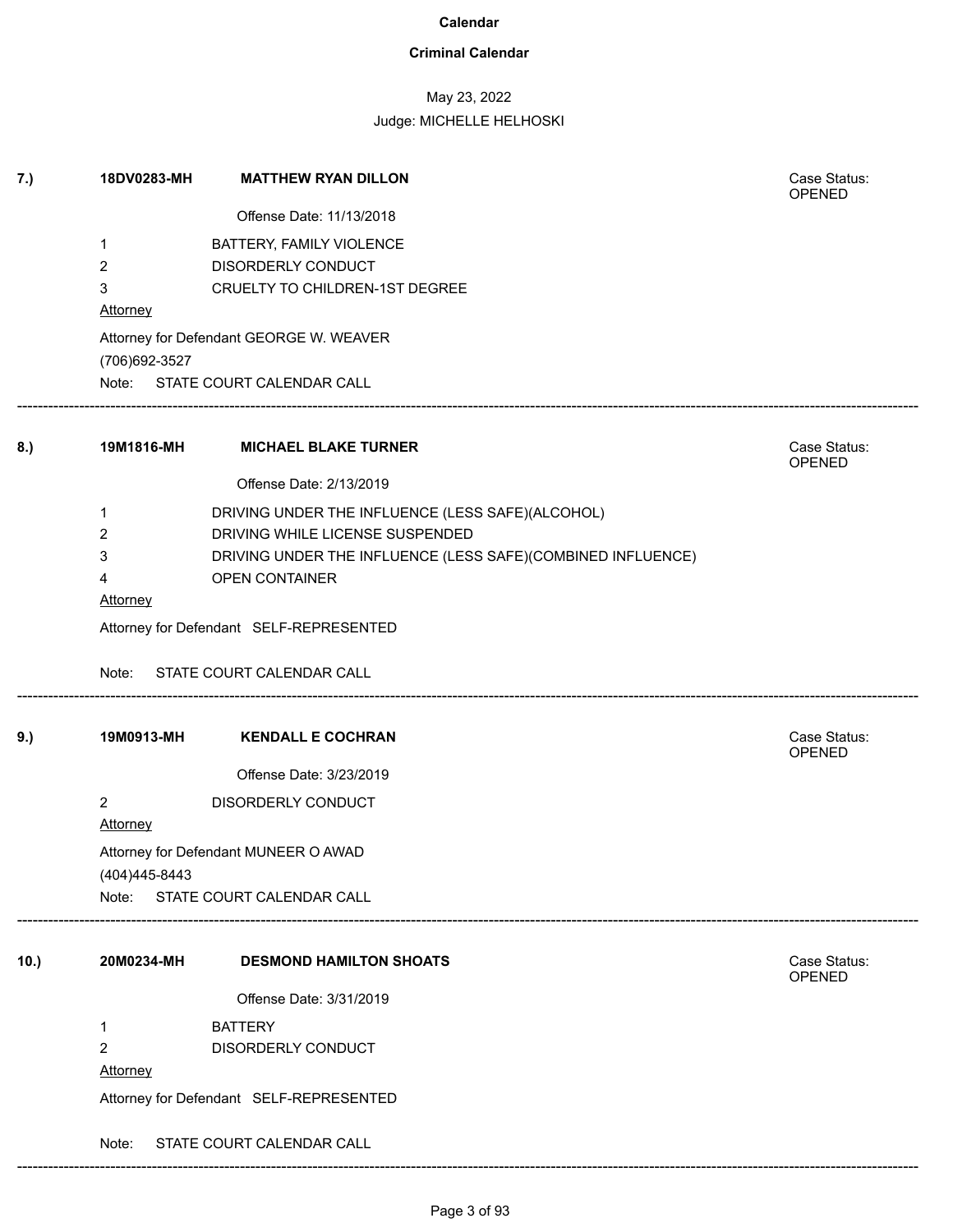# Calendar

## Criminal Calendar

May 23, 2022

Judge: MICHELLE HELHOSKI

---

**7.)** **18DV0283-MH** **MATTHEW RYAN DILLON** — Case Status: OPENED

Offense Date: 11/13/2018

1 BATTERY, FAMILY VIOLENCE
2 DISORDERLY CONDUCT
3 CRUELTY TO CHILDREN-1ST DEGREE

Attorney

Attorney for Defendant GEORGE W. WEAVER
(706)692-3527

Note: STATE COURT CALENDAR CALL

---

**8.)** **19M1816-MH** **MICHAEL BLAKE TURNER** — Case Status: OPENED

Offense Date: 2/13/2019

1 DRIVING UNDER THE INFLUENCE (LESS SAFE)(ALCOHOL)
2 DRIVING WHILE LICENSE SUSPENDED
3 DRIVING UNDER THE INFLUENCE (LESS SAFE)(COMBINED INFLUENCE)
4 OPEN CONTAINER

Attorney

Attorney for Defendant SELF-REPRESENTED

Note: STATE COURT CALENDAR CALL

---

**9.)** **19M0913-MH** **KENDALL E COCHRAN** — Case Status: OPENED

Offense Date: 3/23/2019

2 DISORDERLY CONDUCT

Attorney

Attorney for Defendant MUNEER O AWAD
(404)445-8443

Note: STATE COURT CALENDAR CALL

---

**10.)** **20M0234-MH** **DESMOND HAMILTON SHOATS** — Case Status: OPENED

Offense Date: 3/31/2019

1 BATTERY
2 DISORDERLY CONDUCT

Attorney

Attorney for Defendant SELF-REPRESENTED

Note: STATE COURT CALENDAR CALL

---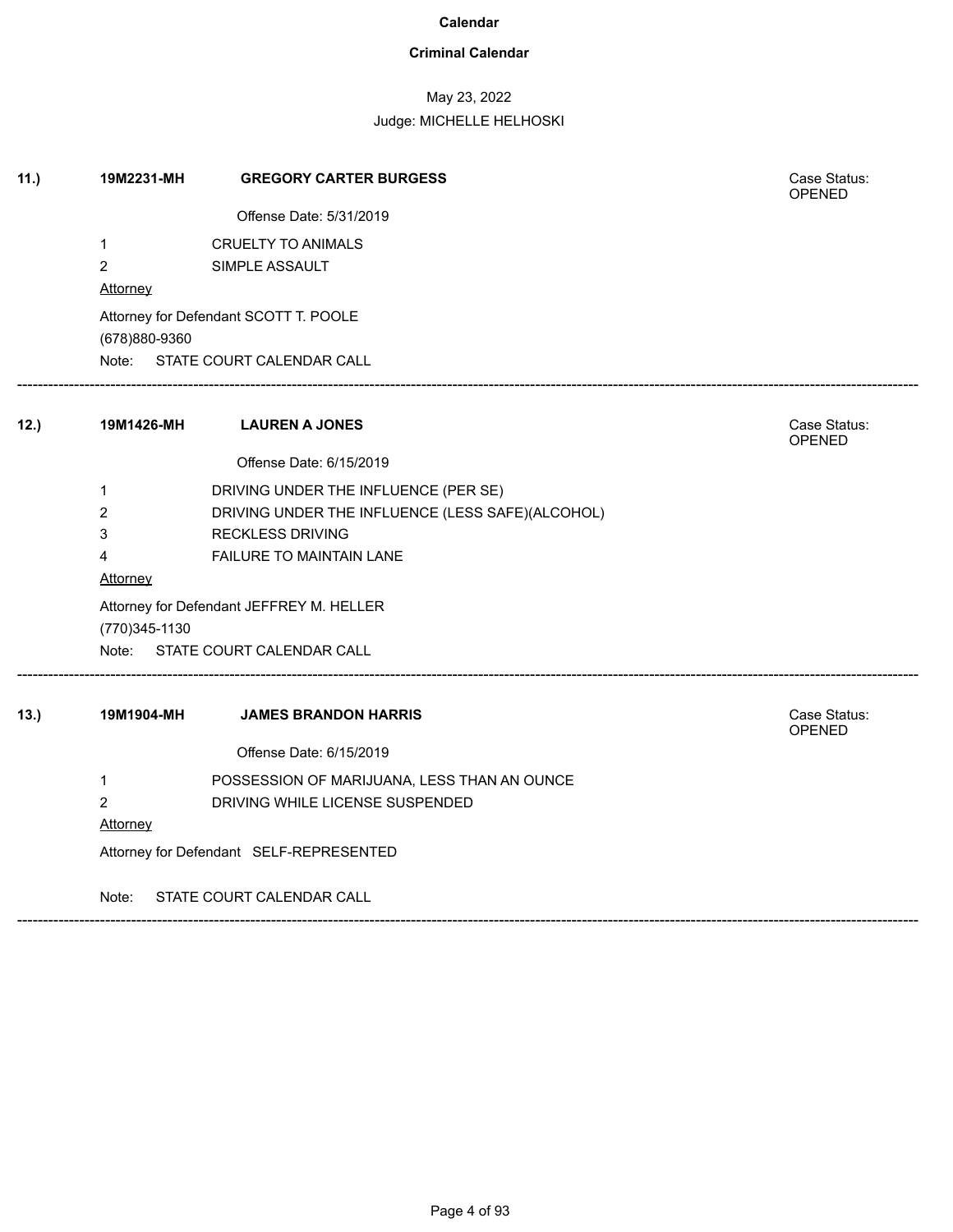# Calendar

## Criminal Calendar

May 23, 2022

Judge: MICHELLE HELHOSKI

---

**11.)** **19M2231-MH** **GREGORY CARTER BURGESS** — Case Status: OPENED

Offense Date: 5/31/2019

1 CRUELTY TO ANIMALS

2 SIMPLE ASSAULT

Attorney

Attorney for Defendant SCOTT T. POOLE

(678)880-9360

Note: STATE COURT CALENDAR CALL

---

**12.)** **19M1426-MH** **LAUREN A JONES** — Case Status: OPENED

Offense Date: 6/15/2019

1 DRIVING UNDER THE INFLUENCE (PER SE)

2 DRIVING UNDER THE INFLUENCE (LESS SAFE)(ALCOHOL)

3 RECKLESS DRIVING

4 FAILURE TO MAINTAIN LANE

Attorney

Attorney for Defendant JEFFREY M. HELLER

(770)345-1130

Note: STATE COURT CALENDAR CALL

---

**13.)** **19M1904-MH** **JAMES BRANDON HARRIS** — Case Status: OPENED

Offense Date: 6/15/2019

1 POSSESSION OF MARIJUANA, LESS THAN AN OUNCE

2 DRIVING WHILE LICENSE SUSPENDED

Attorney

Attorney for Defendant SELF-REPRESENTED

Note: STATE COURT CALENDAR CALL

---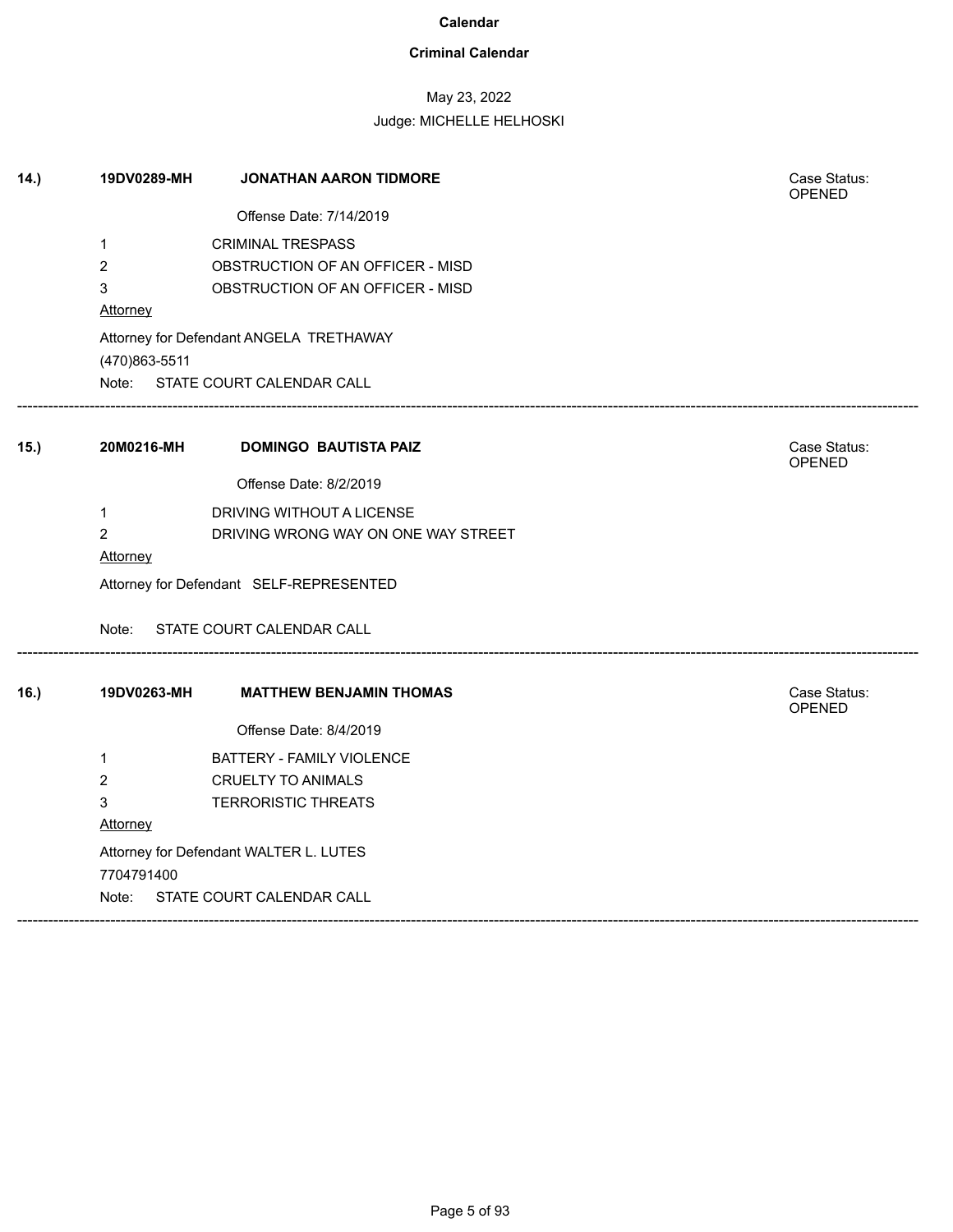# Calendar

## Criminal Calendar

May 23, 2022

Judge: MICHELLE HELHOSKI

**14.)** **19DV0289-MH** **JONATHAN AARON TIDMORE**

Case Status: OPENED

Offense Date: 7/14/2019

1 CRIMINAL TRESPASS
2 OBSTRUCTION OF AN OFFICER - MISD
3 OBSTRUCTION OF AN OFFICER - MISD

Attorney

Attorney for Defendant ANGELA TRETHAWAY
(470)863-5511

Note: STATE COURT CALENDAR CALL

---

**15.)** **20M0216-MH** **DOMINGO BAUTISTA PAIZ**

Case Status: OPENED

Offense Date: 8/2/2019

1 DRIVING WITHOUT A LICENSE
2 DRIVING WRONG WAY ON ONE WAY STREET

Attorney

Attorney for Defendant SELF-REPRESENTED

Note: STATE COURT CALENDAR CALL

---

**16.)** **19DV0263-MH** **MATTHEW BENJAMIN THOMAS**

Case Status: OPENED

Offense Date: 8/4/2019

1 BATTERY - FAMILY VIOLENCE
2 CRUELTY TO ANIMALS
3 TERRORISTIC THREATS

Attorney

Attorney for Defendant WALTER L. LUTES
7704791400

Note: STATE COURT CALENDAR CALL

---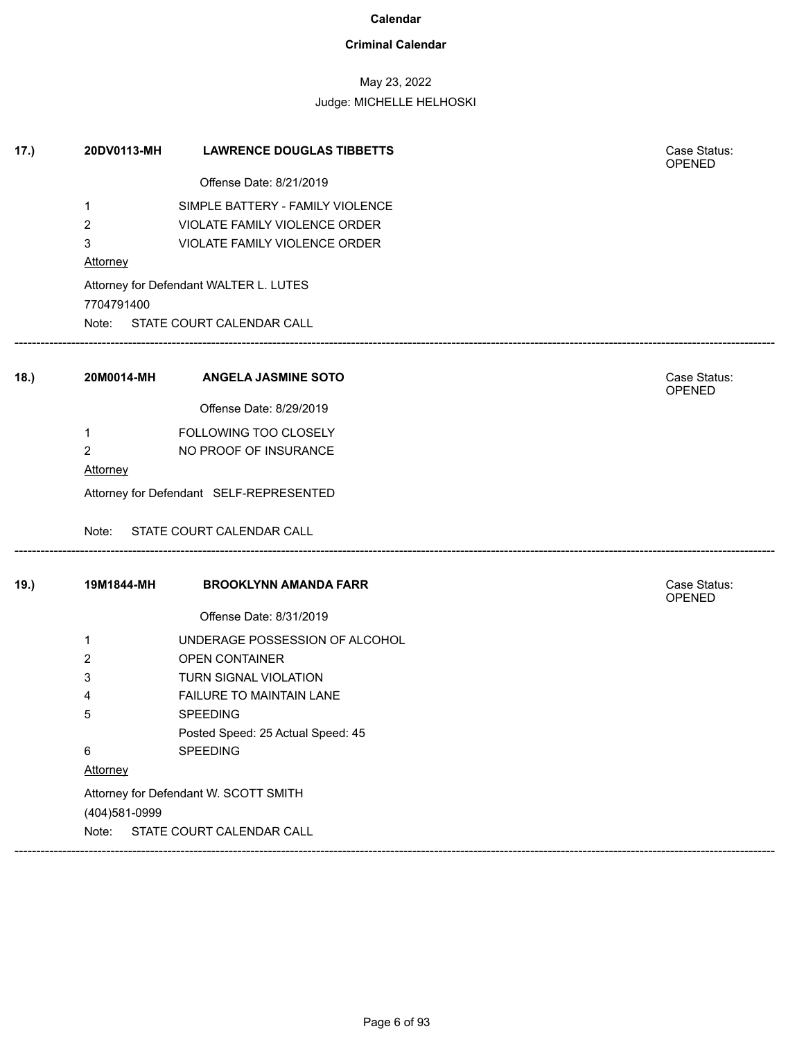**Calendar**

**Criminal Calendar**

May 23, 2022

Judge: MICHELLE HELHOSKI

**17.)** **20DV0113-MH** **LAWRENCE DOUGLAS TIBBETTS** Case Status: OPENED

Offense Date: 8/21/2019

1 SIMPLE BATTERY - FAMILY VIOLENCE
2 VIOLATE FAMILY VIOLENCE ORDER
3 VIOLATE FAMILY VIOLENCE ORDER

Attorney

Attorney for Defendant WALTER L. LUTES
7704791400

Note: STATE COURT CALENDAR CALL

---

**18.)** **20M0014-MH** **ANGELA JASMINE SOTO** Case Status: OPENED

Offense Date: 8/29/2019

1 FOLLOWING TOO CLOSELY
2 NO PROOF OF INSURANCE

Attorney

Attorney for Defendant SELF-REPRESENTED

Note: STATE COURT CALENDAR CALL

---

**19.)** **19M1844-MH** **BROOKLYNN AMANDA FARR** Case Status: OPENED

Offense Date: 8/31/2019

1 UNDERAGE POSSESSION OF ALCOHOL
2 OPEN CONTAINER
3 TURN SIGNAL VIOLATION
4 FAILURE TO MAINTAIN LANE
5 SPEEDING
Posted Speed: 25 Actual Speed: 45
6 SPEEDING

Attorney

Attorney for Defendant W. SCOTT SMITH
(404)581-0999

Note: STATE COURT CALENDAR CALL

---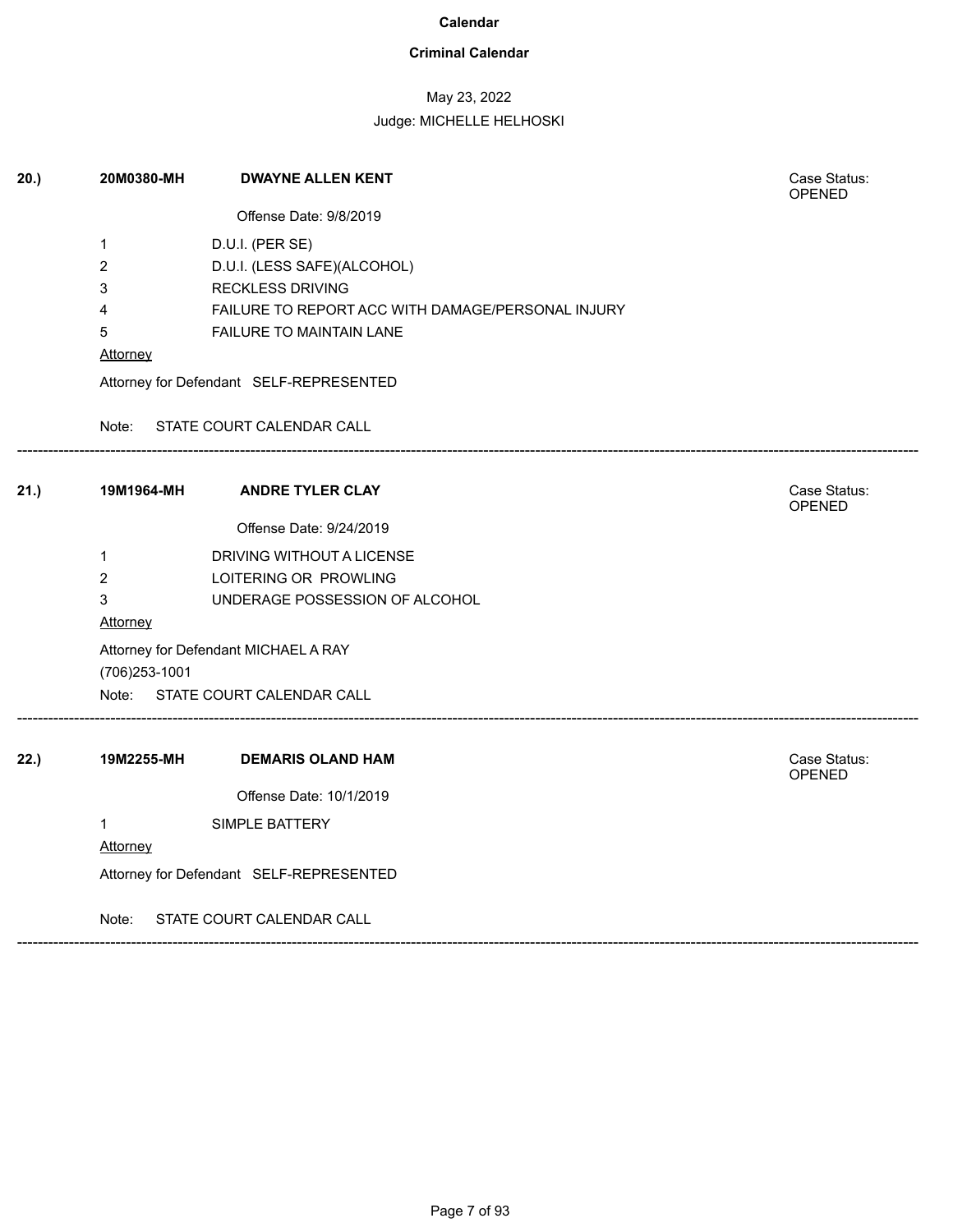**Calendar**

**Criminal Calendar**

May 23, 2022

Judge: MICHELLE HELHOSKI

---

**20.)** **20M0380-MH** **DWAYNE ALLEN KENT**

Case Status: OPENED

Offense Date: 9/8/2019

1. D.U.I. (PER SE)
2. D.U.I. (LESS SAFE)(ALCOHOL)
3. RECKLESS DRIVING
4. FAILURE TO REPORT ACC WITH DAMAGE/PERSONAL INJURY
5. FAILURE TO MAINTAIN LANE

Attorney

Attorney for Defendant SELF-REPRESENTED

Note: STATE COURT CALENDAR CALL

---

**21.)** **19M1964-MH** **ANDRE TYLER CLAY**

Case Status: OPENED

Offense Date: 9/24/2019

1. DRIVING WITHOUT A LICENSE
2. LOITERING OR PROWLING
3. UNDERAGE POSSESSION OF ALCOHOL

Attorney

Attorney for Defendant MICHAEL A RAY

(706)253-1001

Note: STATE COURT CALENDAR CALL

---

**22.)** **19M2255-MH** **DEMARIS OLAND HAM**

Case Status: OPENED

Offense Date: 10/1/2019

1. SIMPLE BATTERY

Attorney

Attorney for Defendant SELF-REPRESENTED

Note: STATE COURT CALENDAR CALL

---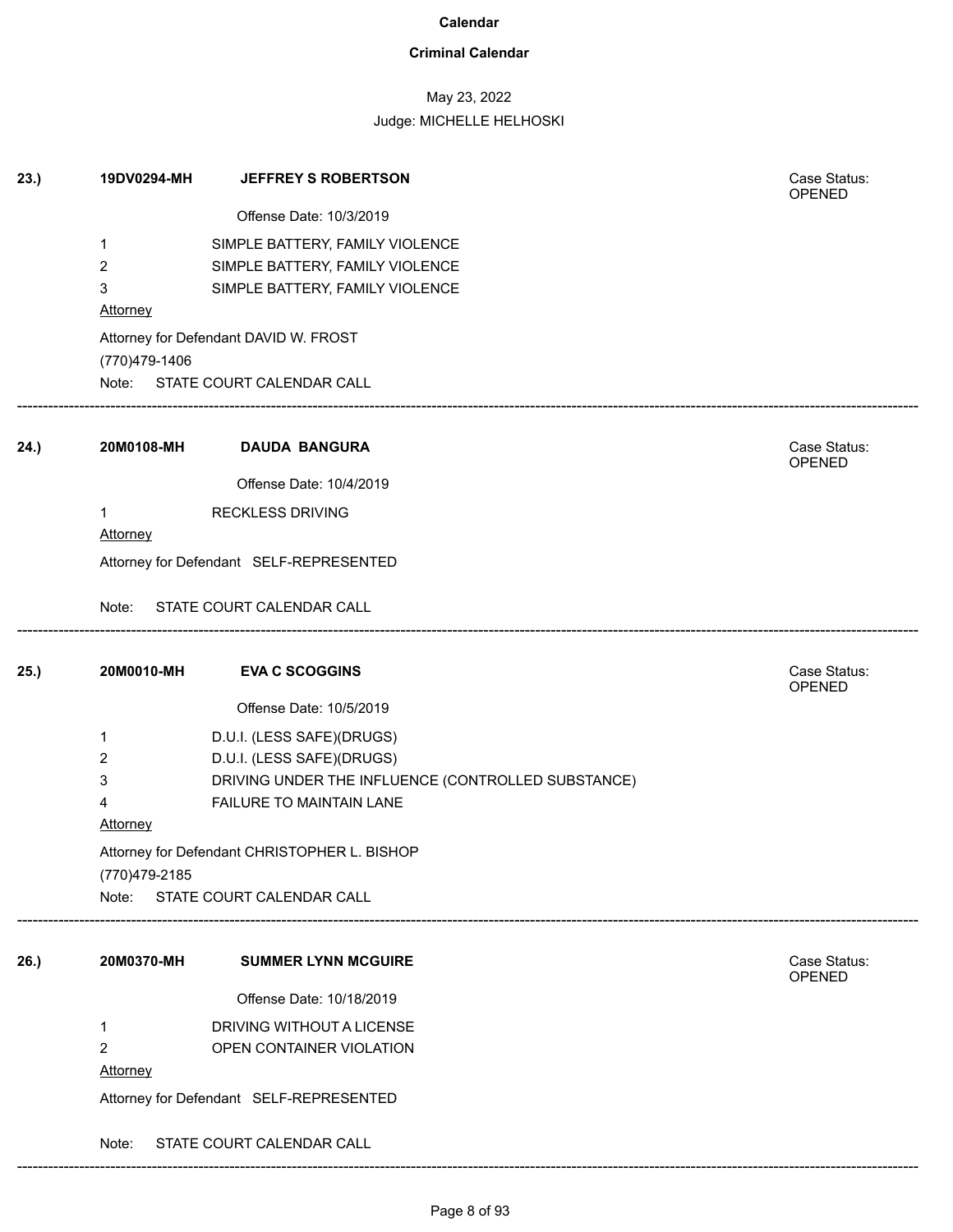**Calendar**

**Criminal Calendar**

May 23, 2022

Judge: MICHELLE HELHOSKI

---

**23.)** **19DV0294-MH** **JEFFREY S ROBERTSON** Case Status: OPENED

Offense Date: 10/3/2019

1 SIMPLE BATTERY, FAMILY VIOLENCE
2 SIMPLE BATTERY, FAMILY VIOLENCE
3 SIMPLE BATTERY, FAMILY VIOLENCE

Attorney

Attorney for Defendant DAVID W. FROST
(770)479-1406

Note: STATE COURT CALENDAR CALL

---

**24.)** **20M0108-MH** **DAUDA BANGURA** Case Status: OPENED

Offense Date: 10/4/2019

1 RECKLESS DRIVING

Attorney

Attorney for Defendant SELF-REPRESENTED

Note: STATE COURT CALENDAR CALL

---

**25.)** **20M0010-MH** **EVA C SCOGGINS** Case Status: OPENED

Offense Date: 10/5/2019

1 D.U.I. (LESS SAFE)(DRUGS)
2 D.U.I. (LESS SAFE)(DRUGS)
3 DRIVING UNDER THE INFLUENCE (CONTROLLED SUBSTANCE)
4 FAILURE TO MAINTAIN LANE

Attorney

Attorney for Defendant CHRISTOPHER L. BISHOP
(770)479-2185

Note: STATE COURT CALENDAR CALL

---

**26.)** **20M0370-MH** **SUMMER LYNN MCGUIRE** Case Status: OPENED

Offense Date: 10/18/2019

1 DRIVING WITHOUT A LICENSE
2 OPEN CONTAINER VIOLATION

Attorney

Attorney for Defendant SELF-REPRESENTED

Note: STATE COURT CALENDAR CALL

---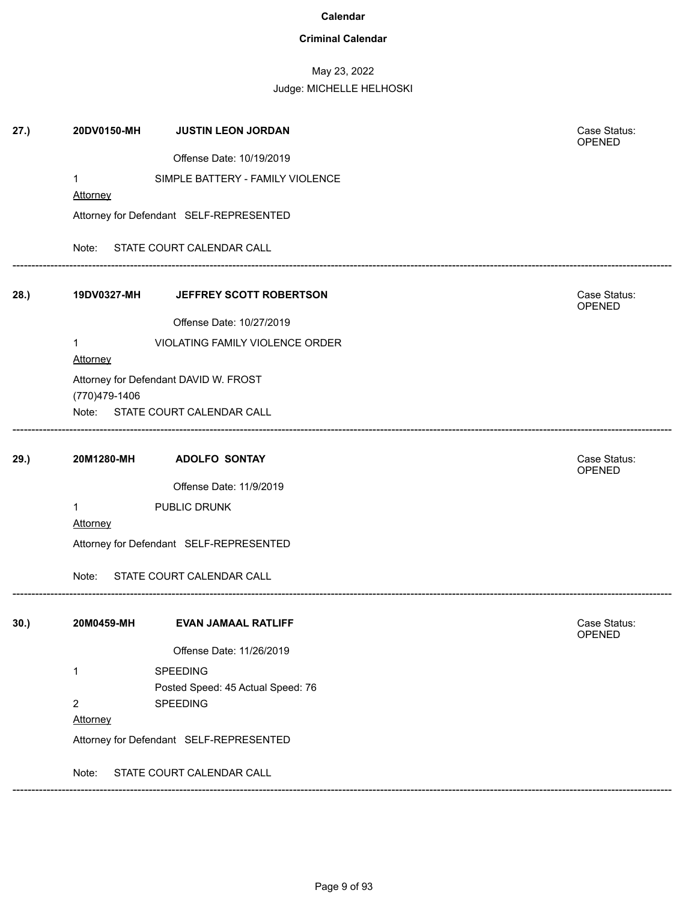**Calendar**

**Criminal Calendar**

May 23, 2022

Judge: MICHELLE HELHOSKI

**27.)** **20DV0150-MH** **JUSTIN LEON JORDAN** — Case Status: OPENED

Offense Date: 10/19/2019

1 SIMPLE BATTERY - FAMILY VIOLENCE

Attorney

Attorney for Defendant SELF-REPRESENTED

Note: STATE COURT CALENDAR CALL

---

**28.)** **19DV0327-MH** **JEFFREY SCOTT ROBERTSON** — Case Status: OPENED

Offense Date: 10/27/2019

1 VIOLATING FAMILY VIOLENCE ORDER

Attorney

Attorney for Defendant DAVID W. FROST
(770)479-1406

Note: STATE COURT CALENDAR CALL

---

**29.)** **20M1280-MH** **ADOLFO SONTAY** — Case Status: OPENED

Offense Date: 11/9/2019

1 PUBLIC DRUNK

Attorney

Attorney for Defendant SELF-REPRESENTED

Note: STATE COURT CALENDAR CALL

---

**30.)** **20M0459-MH** **EVAN JAMAAL RATLIFF** — Case Status: OPENED

Offense Date: 11/26/2019

1 SPEEDING
Posted Speed: 45 Actual Speed: 76

2 SPEEDING

Attorney

Attorney for Defendant SELF-REPRESENTED

Note: STATE COURT CALENDAR CALL

---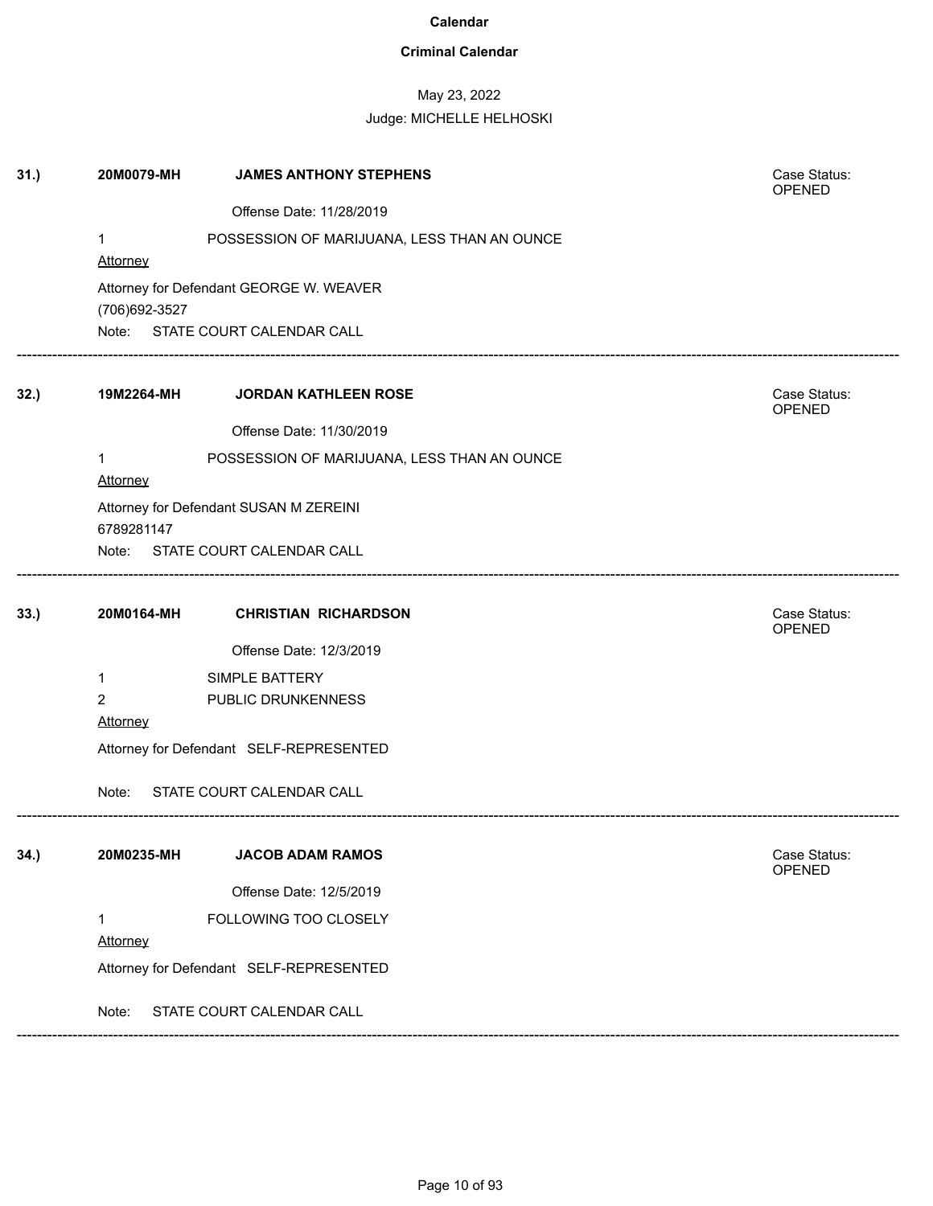**Calendar**

**Criminal Calendar**

May 23, 2022

Judge: MICHELLE HELHOSKI

**31.)** **20M0079-MH** **JAMES ANTHONY STEPHENS** Case Status: OPENED

Offense Date: 11/28/2019

1 POSSESSION OF MARIJUANA, LESS THAN AN OUNCE

Attorney

Attorney for Defendant GEORGE W. WEAVER
(706)692-3527

Note: STATE COURT CALENDAR CALL

---

**32.)** **19M2264-MH** **JORDAN KATHLEEN ROSE** Case Status: OPENED

Offense Date: 11/30/2019

1 POSSESSION OF MARIJUANA, LESS THAN AN OUNCE

Attorney

Attorney for Defendant SUSAN M ZEREINI
6789281147

Note: STATE COURT CALENDAR CALL

---

**33.)** **20M0164-MH** **CHRISTIAN RICHARDSON** Case Status: OPENED

Offense Date: 12/3/2019

1 SIMPLE BATTERY
2 PUBLIC DRUNKENNESS

Attorney

Attorney for Defendant SELF-REPRESENTED

Note: STATE COURT CALENDAR CALL

---

**34.)** **20M0235-MH** **JACOB ADAM RAMOS** Case Status: OPENED

Offense Date: 12/5/2019

1 FOLLOWING TOO CLOSELY

Attorney

Attorney for Defendant SELF-REPRESENTED

Note: STATE COURT CALENDAR CALL

---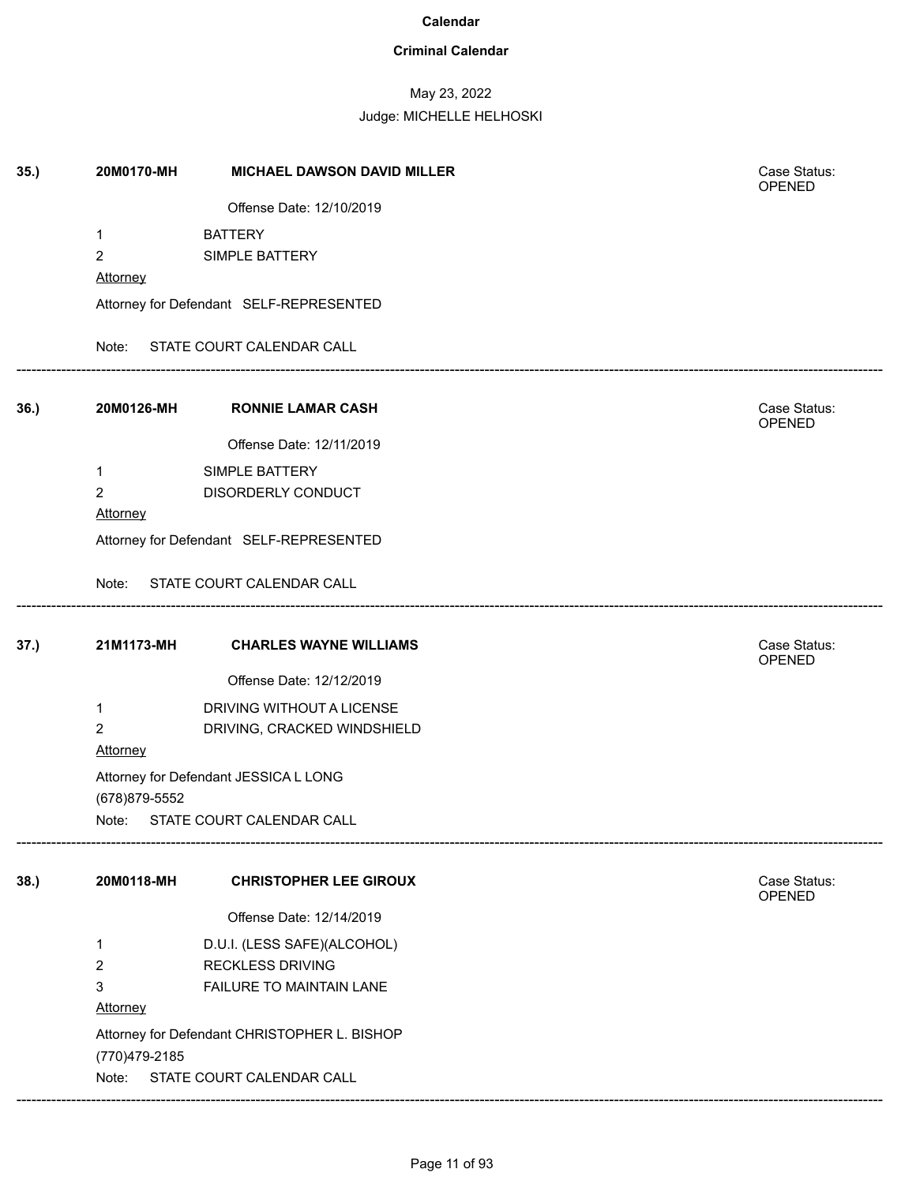**Calendar**

**Criminal Calendar**

May 23, 2022

Judge: MICHELLE HELHOSKI

**35.)** **20M0170-MH** **MICHAEL DAWSON DAVID MILLER** Case Status: OPENED

Offense Date: 12/10/2019

1 BATTERY

2 SIMPLE BATTERY

Attorney

Attorney for Defendant SELF-REPRESENTED

Note: STATE COURT CALENDAR CALL

---

**36.)** **20M0126-MH** **RONNIE LAMAR CASH** Case Status: OPENED

Offense Date: 12/11/2019

1 SIMPLE BATTERY

2 DISORDERLY CONDUCT

Attorney

Attorney for Defendant SELF-REPRESENTED

Note: STATE COURT CALENDAR CALL

---

**37.)** **21M1173-MH** **CHARLES WAYNE WILLIAMS** Case Status: OPENED

Offense Date: 12/12/2019

1 DRIVING WITHOUT A LICENSE

2 DRIVING, CRACKED WINDSHIELD

Attorney

Attorney for Defendant JESSICA L LONG

(678)879-5552

Note: STATE COURT CALENDAR CALL

---

**38.)** **20M0118-MH** **CHRISTOPHER LEE GIROUX** Case Status: OPENED

Offense Date: 12/14/2019

1 D.U.I. (LESS SAFE)(ALCOHOL)

2 RECKLESS DRIVING

3 FAILURE TO MAINTAIN LANE

Attorney

Attorney for Defendant CHRISTOPHER L. BISHOP

(770)479-2185

Note: STATE COURT CALENDAR CALL

---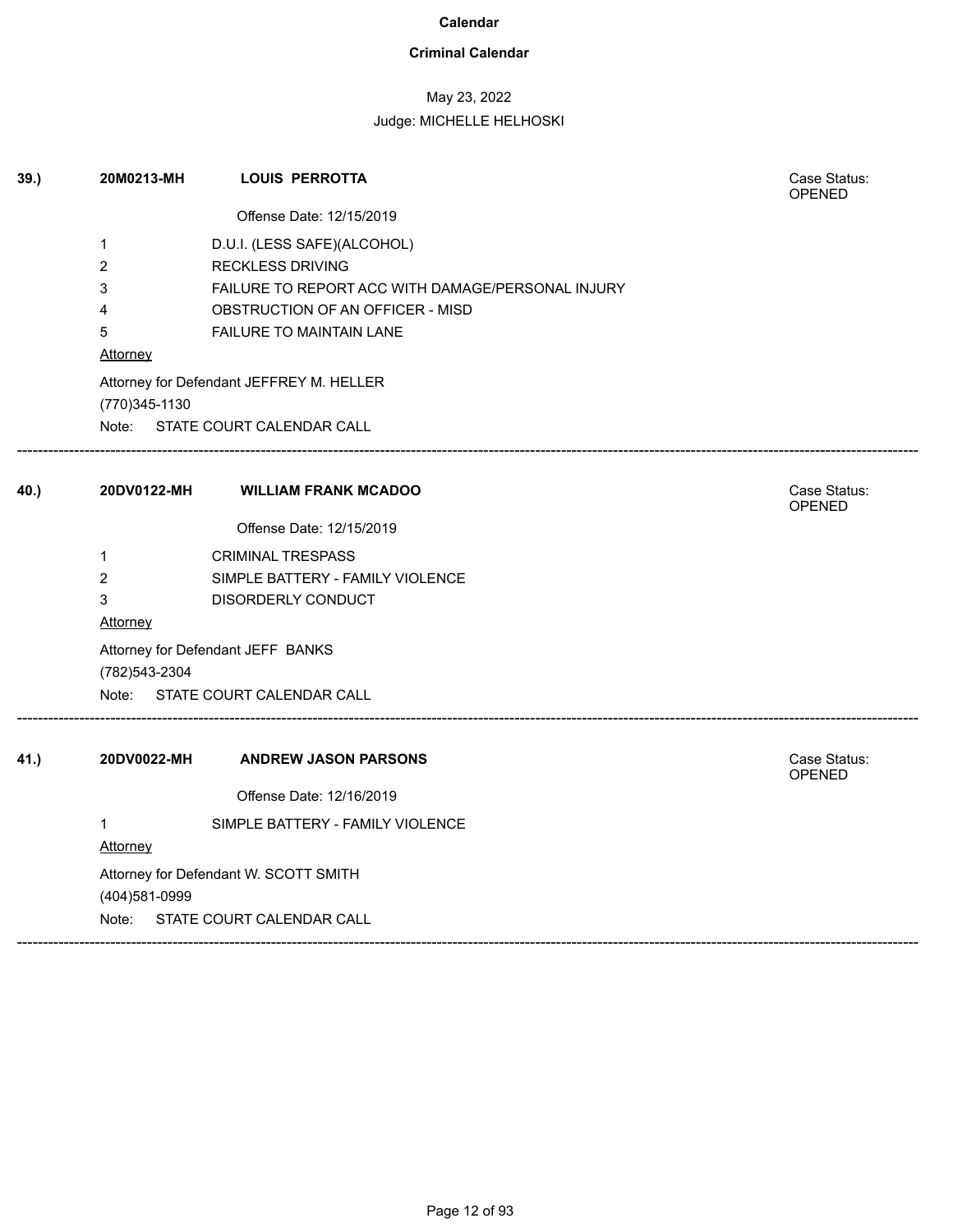**Calendar**

**Criminal Calendar**

May 23, 2022

Judge: MICHELLE HELHOSKI

**39.)** **20M0213-MH** **LOUIS PERROTTA** Case Status: OPENED

Offense Date: 12/15/2019

1 D.U.I. (LESS SAFE)(ALCOHOL)
2 RECKLESS DRIVING
3 FAILURE TO REPORT ACC WITH DAMAGE/PERSONAL INJURY
4 OBSTRUCTION OF AN OFFICER - MISD
5 FAILURE TO MAINTAIN LANE

Attorney

Attorney for Defendant JEFFREY M. HELLER
(770)345-1130

Note: STATE COURT CALENDAR CALL

---

**40.)** **20DV0122-MH** **WILLIAM FRANK MCADOO** Case Status: OPENED

Offense Date: 12/15/2019

1 CRIMINAL TRESPASS
2 SIMPLE BATTERY - FAMILY VIOLENCE
3 DISORDERLY CONDUCT

Attorney

Attorney for Defendant JEFF BANKS
(782)543-2304

Note: STATE COURT CALENDAR CALL

---

**41.)** **20DV0022-MH** **ANDREW JASON PARSONS** Case Status: OPENED

Offense Date: 12/16/2019

1 SIMPLE BATTERY - FAMILY VIOLENCE

Attorney

Attorney for Defendant W. SCOTT SMITH
(404)581-0999

Note: STATE COURT CALENDAR CALL

---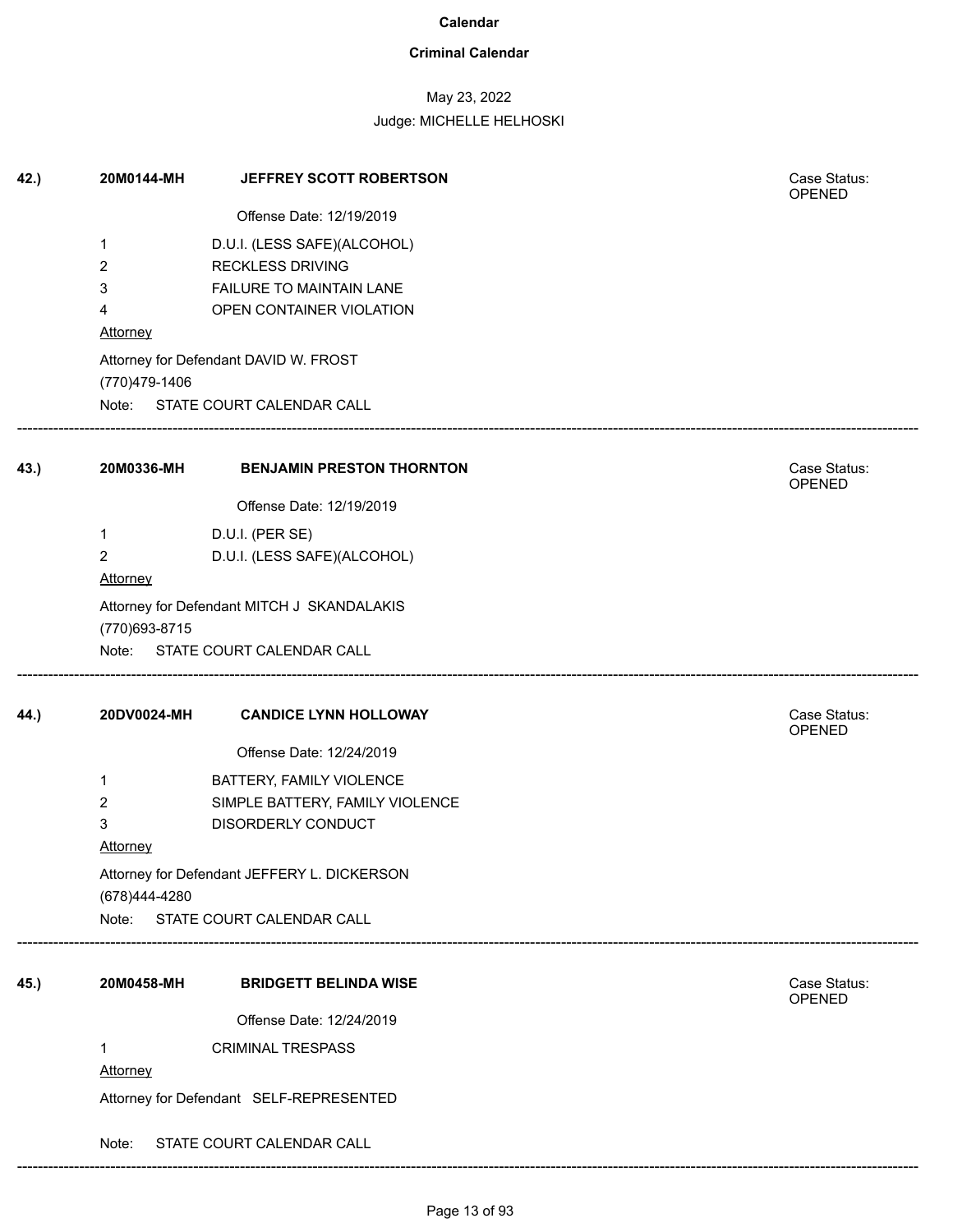# Calendar

## Criminal Calendar

May 23, 2022

Judge: MICHELLE HELHOSKI

**42.)** **20M0144-MH** **JEFFREY SCOTT ROBERTSON**

Case Status: OPENED

Offense Date: 12/19/2019

1 D.U.I. (LESS SAFE)(ALCOHOL)
2 RECKLESS DRIVING
3 FAILURE TO MAINTAIN LANE
4 OPEN CONTAINER VIOLATION

Attorney

Attorney for Defendant DAVID W. FROST
(770)479-1406

Note: STATE COURT CALENDAR CALL

---

**43.)** **20M0336-MH** **BENJAMIN PRESTON THORNTON**

Case Status: OPENED

Offense Date: 12/19/2019

1 D.U.I. (PER SE)
2 D.U.I. (LESS SAFE)(ALCOHOL)

Attorney

Attorney for Defendant MITCH J SKANDALAKIS
(770)693-8715

Note: STATE COURT CALENDAR CALL

---

**44.)** **20DV0024-MH** **CANDICE LYNN HOLLOWAY**

Case Status: OPENED

Offense Date: 12/24/2019

1 BATTERY, FAMILY VIOLENCE
2 SIMPLE BATTERY, FAMILY VIOLENCE
3 DISORDERLY CONDUCT

Attorney

Attorney for Defendant JEFFERY L. DICKERSON
(678)444-4280

Note: STATE COURT CALENDAR CALL

---

**45.)** **20M0458-MH** **BRIDGETT BELINDA WISE**

Case Status: OPENED

Offense Date: 12/24/2019

1 CRIMINAL TRESPASS

Attorney

Attorney for Defendant SELF-REPRESENTED

Note: STATE COURT CALENDAR CALL

---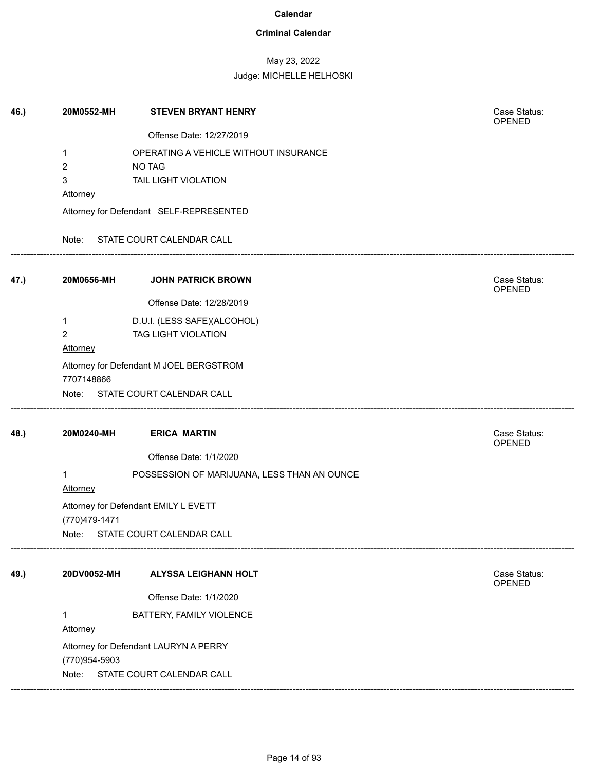# Calendar

## Criminal Calendar

May 23, 2022

Judge: MICHELLE HELHOSKI

**46.)** **20M0552-MH** **STEVEN BRYANT HENRY** Case Status: OPENED

Offense Date: 12/27/2019

1 OPERATING A VEHICLE WITHOUT INSURANCE
2 NO TAG
3 TAIL LIGHT VIOLATION

Attorney

Attorney for Defendant SELF-REPRESENTED

Note: STATE COURT CALENDAR CALL

---

**47.)** **20M0656-MH** **JOHN PATRICK BROWN** Case Status: OPENED

Offense Date: 12/28/2019

1 D.U.I. (LESS SAFE)(ALCOHOL)
2 TAG LIGHT VIOLATION

Attorney

Attorney for Defendant M JOEL BERGSTROM
7707148866

Note: STATE COURT CALENDAR CALL

---

**48.)** **20M0240-MH** **ERICA MARTIN** Case Status: OPENED

Offense Date: 1/1/2020

1 POSSESSION OF MARIJUANA, LESS THAN AN OUNCE

Attorney

Attorney for Defendant EMILY L EVETT
(770)479-1471

Note: STATE COURT CALENDAR CALL

---

**49.)** **20DV0052-MH** **ALYSSA LEIGHANN HOLT** Case Status: OPENED

Offense Date: 1/1/2020

1 BATTERY, FAMILY VIOLENCE

Attorney

Attorney for Defendant LAURYN A PERRY
(770)954-5903

Note: STATE COURT CALENDAR CALL

---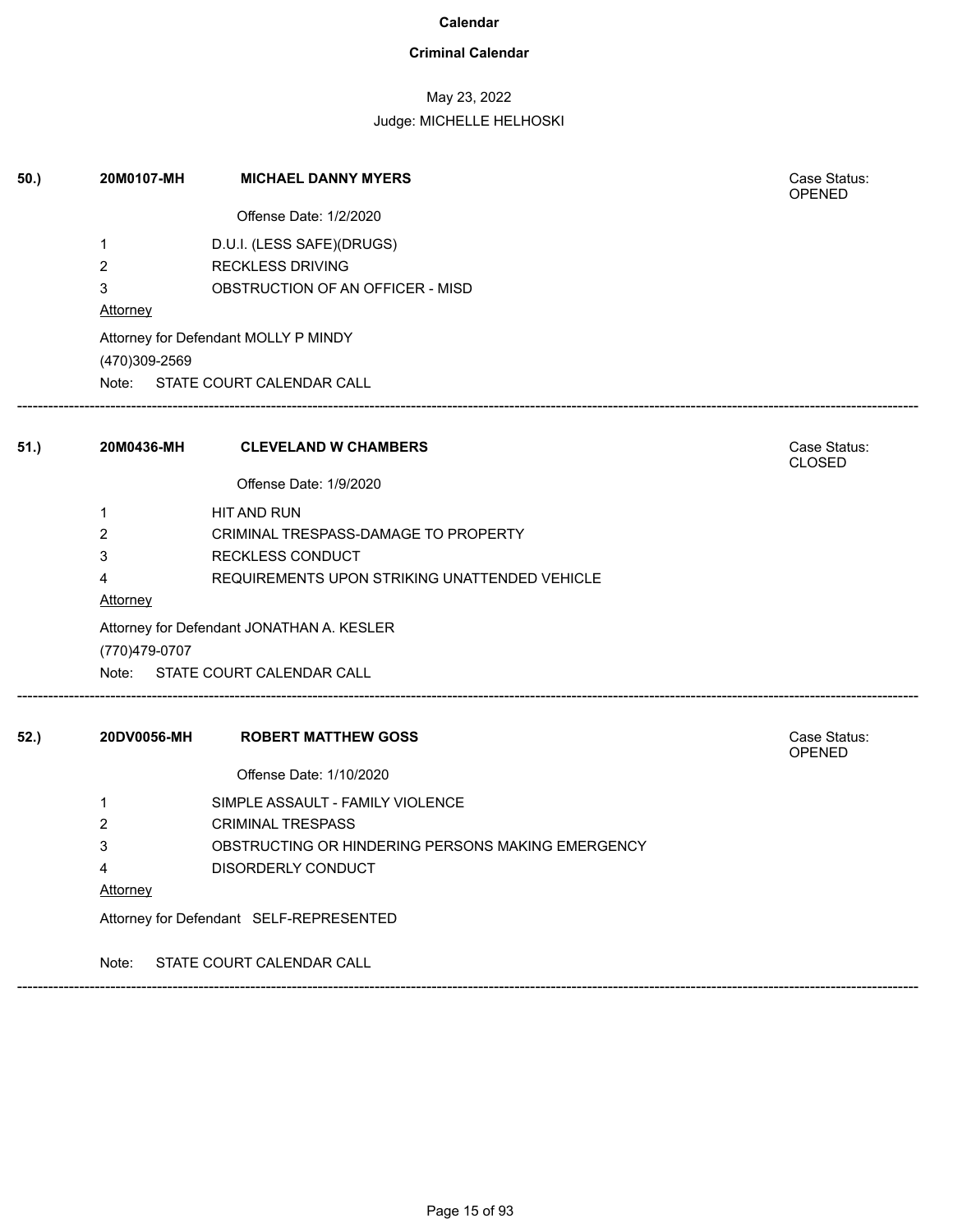# Calendar

## Criminal Calendar

May 23, 2022

Judge: MICHELLE HELHOSKI

---

**50.)** **20M0107-MH** **MICHAEL DANNY MYERS**

Case Status: OPENED

Offense Date: 1/2/2020

1 D.U.I. (LESS SAFE)(DRUGS)
2 RECKLESS DRIVING
3 OBSTRUCTION OF AN OFFICER - MISD

Attorney

Attorney for Defendant MOLLY P MINDY
(470)309-2569

Note: STATE COURT CALENDAR CALL

---

**51.)** **20M0436-MH** **CLEVELAND W CHAMBERS**

Case Status: CLOSED

Offense Date: 1/9/2020

1 HIT AND RUN
2 CRIMINAL TRESPASS-DAMAGE TO PROPERTY
3 RECKLESS CONDUCT
4 REQUIREMENTS UPON STRIKING UNATTENDED VEHICLE

Attorney

Attorney for Defendant JONATHAN A. KESLER
(770)479-0707

Note: STATE COURT CALENDAR CALL

---

**52.)** **20DV0056-MH** **ROBERT MATTHEW GOSS**

Case Status: OPENED

Offense Date: 1/10/2020

1 SIMPLE ASSAULT - FAMILY VIOLENCE
2 CRIMINAL TRESPASS
3 OBSTRUCTING OR HINDERING PERSONS MAKING EMERGENCY
4 DISORDERLY CONDUCT

Attorney

Attorney for Defendant SELF-REPRESENTED

Note: STATE COURT CALENDAR CALL

---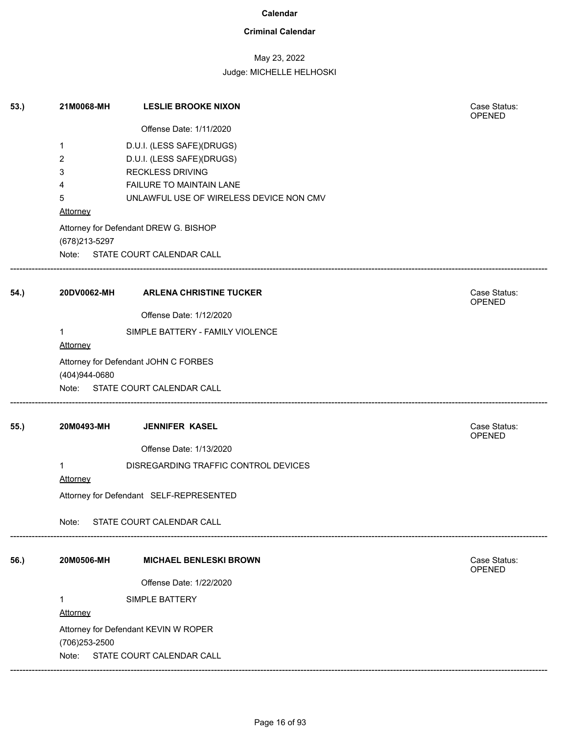**Calendar**

**Criminal Calendar**

May 23, 2022

Judge: MICHELLE HELHOSKI

**53.)** **21M0068-MH** **LESLIE BROOKE NIXON**

Case Status: OPENED

Offense Date: 1/11/2020

1 D.U.I. (LESS SAFE)(DRUGS)
2 D.U.I. (LESS SAFE)(DRUGS)
3 RECKLESS DRIVING
4 FAILURE TO MAINTAIN LANE
5 UNLAWFUL USE OF WIRELESS DEVICE NON CMV

Attorney

Attorney for Defendant DREW G. BISHOP
(678)213-5297

Note: STATE COURT CALENDAR CALL

---

**54.)** **20DV0062-MH** **ARLENA CHRISTINE TUCKER**

Case Status: OPENED

Offense Date: 1/12/2020

1 SIMPLE BATTERY - FAMILY VIOLENCE

Attorney

Attorney for Defendant JOHN C FORBES
(404)944-0680

Note: STATE COURT CALENDAR CALL

---

**55.)** **20M0493-MH** **JENNIFER KASEL**

Case Status: OPENED

Offense Date: 1/13/2020

1 DISREGARDING TRAFFIC CONTROL DEVICES

Attorney

Attorney for Defendant SELF-REPRESENTED

Note: STATE COURT CALENDAR CALL

---

**56.)** **20M0506-MH** **MICHAEL BENLESKI BROWN**

Case Status: OPENED

Offense Date: 1/22/2020

1 SIMPLE BATTERY

Attorney

Attorney for Defendant KEVIN W ROPER
(706)253-2500

Note: STATE COURT CALENDAR CALL

---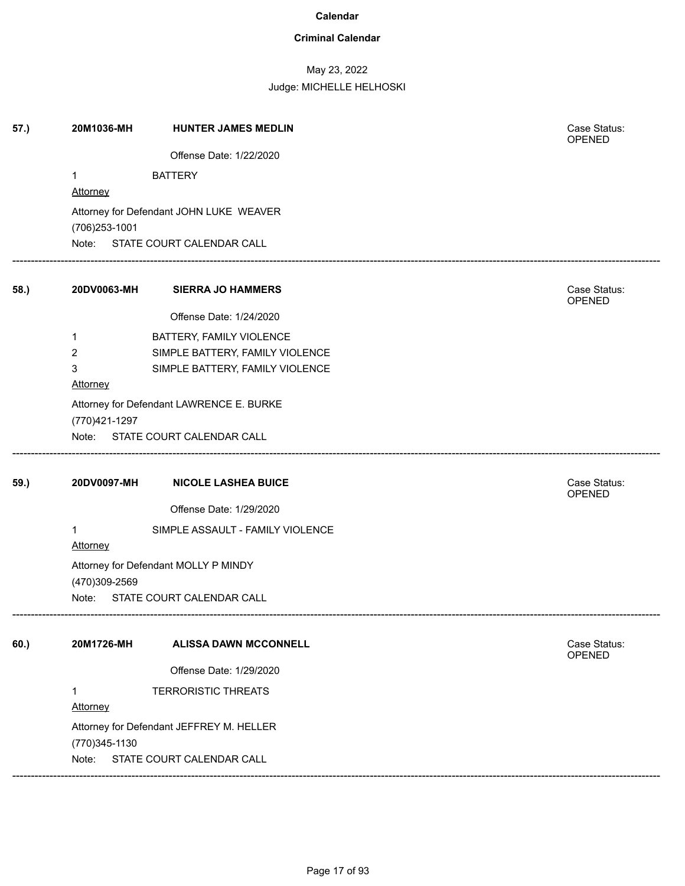# Calendar

## Criminal Calendar

May 23, 2022

Judge: MICHELLE HELHOSKI

**57.)** **20M1036-MH** **HUNTER JAMES MEDLIN**

Case Status: OPENED

Offense Date: 1/22/2020

1 BATTERY

Attorney

Attorney for Defendant JOHN LUKE WEAVER

(706)253-1001

Note: STATE COURT CALENDAR CALL

---

**58.)** **20DV0063-MH** **SIERRA JO HAMMERS**

Case Status: OPENED

Offense Date: 1/24/2020

1 BATTERY, FAMILY VIOLENCE

2 SIMPLE BATTERY, FAMILY VIOLENCE

3 SIMPLE BATTERY, FAMILY VIOLENCE

Attorney

Attorney for Defendant LAWRENCE E. BURKE

(770)421-1297

Note: STATE COURT CALENDAR CALL

---

**59.)** **20DV0097-MH** **NICOLE LASHEA BUICE**

Case Status: OPENED

Offense Date: 1/29/2020

1 SIMPLE ASSAULT - FAMILY VIOLENCE

Attorney

Attorney for Defendant MOLLY P MINDY

(470)309-2569

Note: STATE COURT CALENDAR CALL

---

**60.)** **20M1726-MH** **ALISSA DAWN MCCONNELL**

Case Status: OPENED

Offense Date: 1/29/2020

1 TERRORISTIC THREATS

Attorney

Attorney for Defendant JEFFREY M. HELLER

(770)345-1130

Note: STATE COURT CALENDAR CALL

---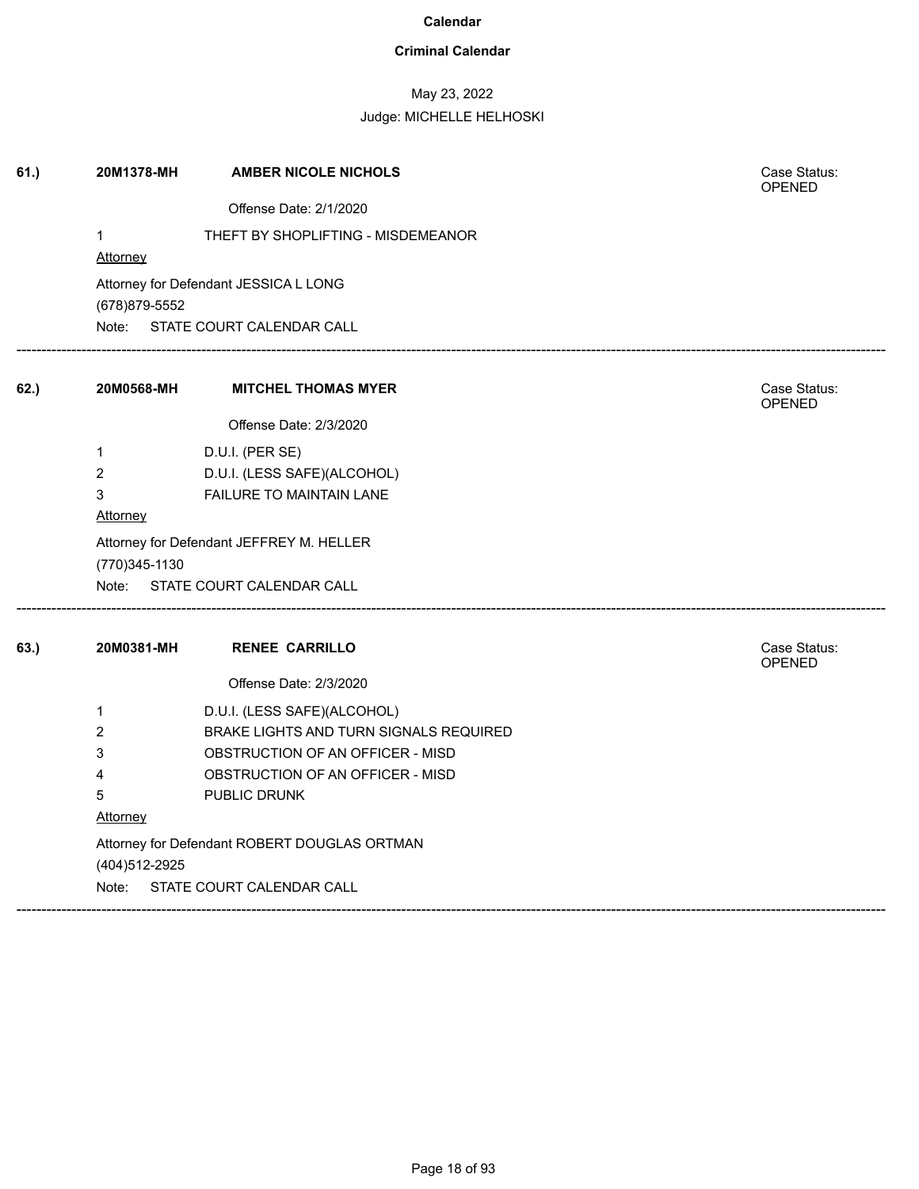**Calendar**

**Criminal Calendar**

May 23, 2022

Judge: MICHELLE HELHOSKI

**61.)** **20M1378-MH** **AMBER NICOLE NICHOLS**

Case Status: OPENED

Offense Date: 2/1/2020

1 THEFT BY SHOPLIFTING - MISDEMEANOR

Attorney

Attorney for Defendant JESSICA L LONG

(678)879-5552

Note: STATE COURT CALENDAR CALL

---

**62.)** **20M0568-MH** **MITCHEL THOMAS MYER**

Case Status: OPENED

Offense Date: 2/3/2020

1 D.U.I. (PER SE)

2 D.U.I. (LESS SAFE)(ALCOHOL)

3 FAILURE TO MAINTAIN LANE

Attorney

Attorney for Defendant JEFFREY M. HELLER

(770)345-1130

Note: STATE COURT CALENDAR CALL

---

**63.)** **20M0381-MH** **RENEE CARRILLO**

Case Status: OPENED

Offense Date: 2/3/2020

1 D.U.I. (LESS SAFE)(ALCOHOL)

2 BRAKE LIGHTS AND TURN SIGNALS REQUIRED

3 OBSTRUCTION OF AN OFFICER - MISD

4 OBSTRUCTION OF AN OFFICER - MISD

5 PUBLIC DRUNK

Attorney

Attorney for Defendant ROBERT DOUGLAS ORTMAN

(404)512-2925

Note: STATE COURT CALENDAR CALL

---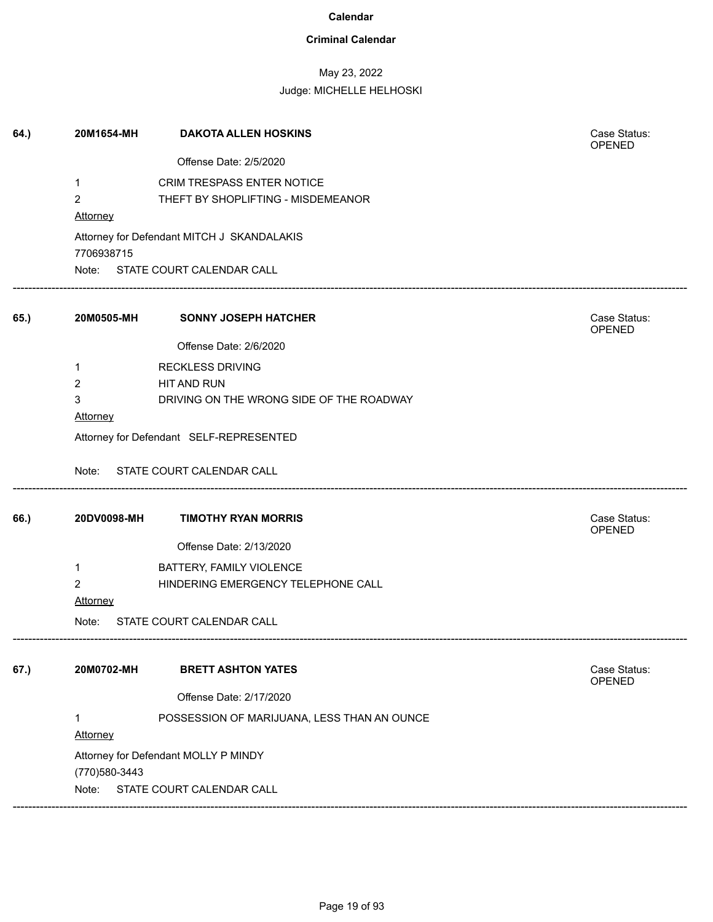# Calendar

## Criminal Calendar

May 23, 2022

Judge: MICHELLE HELHOSKI

**64.)** **20M1654-MH** **DAKOTA ALLEN HOSKINS** Case Status: OPENED

Offense Date: 2/5/2020

1 CRIM TRESPASS ENTER NOTICE

2 THEFT BY SHOPLIFTING - MISDEMEANOR

Attorney

Attorney for Defendant MITCH J SKANDALAKIS

7706938715

Note: STATE COURT CALENDAR CALL

---

**65.)** **20M0505-MH** **SONNY JOSEPH HATCHER** Case Status: OPENED

Offense Date: 2/6/2020

1 RECKLESS DRIVING

2 HIT AND RUN

3 DRIVING ON THE WRONG SIDE OF THE ROADWAY

Attorney

Attorney for Defendant SELF-REPRESENTED

Note: STATE COURT CALENDAR CALL

---

**66.)** **20DV0098-MH** **TIMOTHY RYAN MORRIS** Case Status: OPENED

Offense Date: 2/13/2020

1 BATTERY, FAMILY VIOLENCE

2 HINDERING EMERGENCY TELEPHONE CALL

Attorney

Note: STATE COURT CALENDAR CALL

---

**67.)** **20M0702-MH** **BRETT ASHTON YATES** Case Status: OPENED

Offense Date: 2/17/2020

1 POSSESSION OF MARIJUANA, LESS THAN AN OUNCE

Attorney

Attorney for Defendant MOLLY P MINDY

(770)580-3443

Note: STATE COURT CALENDAR CALL

---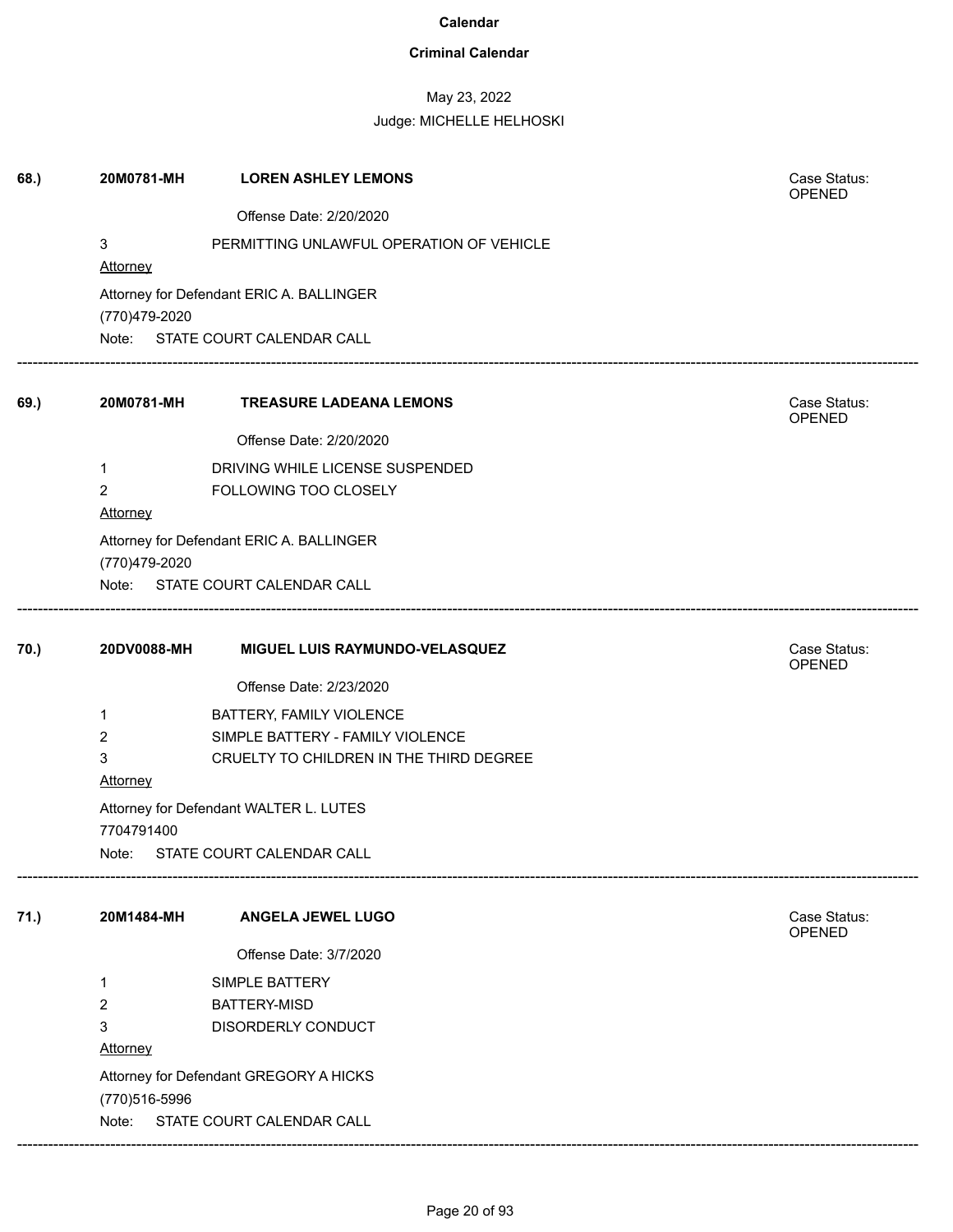**Calendar**

**Criminal Calendar**

May 23, 2022

Judge: MICHELLE HELHOSKI

**68.)** **20M0781-MH** **LOREN ASHLEY LEMONS** Case Status: OPENED

Offense Date: 2/20/2020

3 PERMITTING UNLAWFUL OPERATION OF VEHICLE

Attorney

Attorney for Defendant ERIC A. BALLINGER

(770)479-2020

Note: STATE COURT CALENDAR CALL

---

**69.)** **20M0781-MH** **TREASURE LADEANA LEMONS** Case Status: OPENED

Offense Date: 2/20/2020

1 DRIVING WHILE LICENSE SUSPENDED

2 FOLLOWING TOO CLOSELY

Attorney

Attorney for Defendant ERIC A. BALLINGER

(770)479-2020

Note: STATE COURT CALENDAR CALL

---

**70.)** **20DV0088-MH** **MIGUEL LUIS RAYMUNDO-VELASQUEZ** Case Status: OPENED

Offense Date: 2/23/2020

1 BATTERY, FAMILY VIOLENCE

2 SIMPLE BATTERY - FAMILY VIOLENCE

3 CRUELTY TO CHILDREN IN THE THIRD DEGREE

Attorney

Attorney for Defendant WALTER L. LUTES

7704791400

Note: STATE COURT CALENDAR CALL

---

**71.)** **20M1484-MH** **ANGELA JEWEL LUGO** Case Status: OPENED

Offense Date: 3/7/2020

1 SIMPLE BATTERY

2 BATTERY-MISD

3 DISORDERLY CONDUCT

Attorney

Attorney for Defendant GREGORY A HICKS

(770)516-5996

Note: STATE COURT CALENDAR CALL

---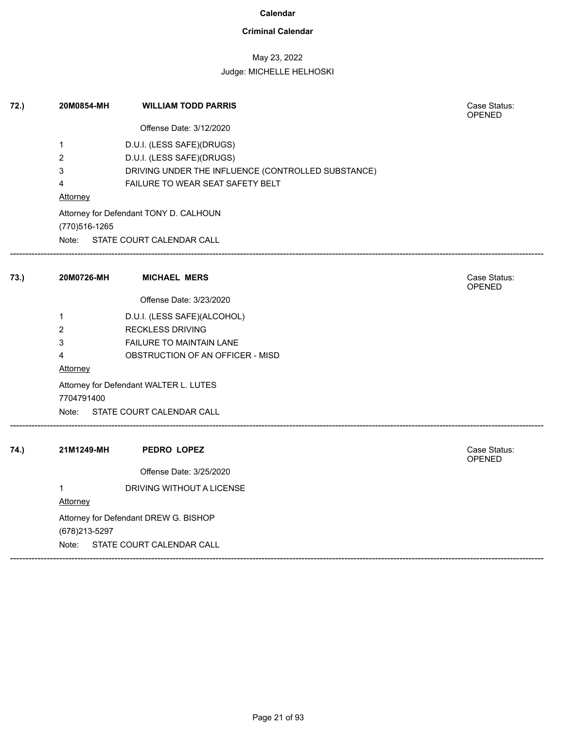**Calendar**

**Criminal Calendar**

May 23, 2022

Judge: MICHELLE HELHOSKI

**72.)** **20M0854-MH** **WILLIAM TODD PARRIS**

Case Status: OPENED

Offense Date: 3/12/2020

1 D.U.I. (LESS SAFE)(DRUGS)
2 D.U.I. (LESS SAFE)(DRUGS)
3 DRIVING UNDER THE INFLUENCE (CONTROLLED SUBSTANCE)
4 FAILURE TO WEAR SEAT SAFETY BELT

Attorney

Attorney for Defendant TONY D. CALHOUN
(770)516-1265

Note: STATE COURT CALENDAR CALL

---

**73.)** **20M0726-MH** **MICHAEL MERS**

Case Status: OPENED

Offense Date: 3/23/2020

1 D.U.I. (LESS SAFE)(ALCOHOL)
2 RECKLESS DRIVING
3 FAILURE TO MAINTAIN LANE
4 OBSTRUCTION OF AN OFFICER - MISD

Attorney

Attorney for Defendant WALTER L. LUTES
7704791400

Note: STATE COURT CALENDAR CALL

---

**74.)** **21M1249-MH** **PEDRO LOPEZ**

Case Status: OPENED

Offense Date: 3/25/2020

1 DRIVING WITHOUT A LICENSE

Attorney

Attorney for Defendant DREW G. BISHOP
(678)213-5297

Note: STATE COURT CALENDAR CALL

---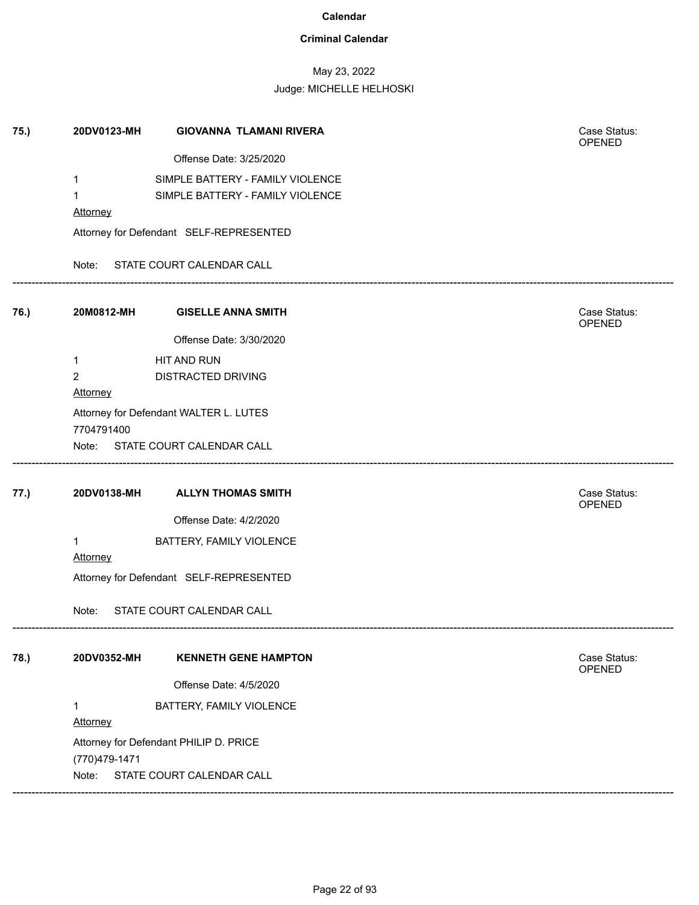**Calendar**

**Criminal Calendar**

May 23, 2022

Judge: MICHELLE HELHOSKI

**75.)** **20DV0123-MH** **GIOVANNA TLAMANI RIVERA** Case Status: OPENED

Offense Date: 3/25/2020

1 SIMPLE BATTERY - FAMILY VIOLENCE

1 SIMPLE BATTERY - FAMILY VIOLENCE

Attorney

Attorney for Defendant SELF-REPRESENTED

Note: STATE COURT CALENDAR CALL

---

**76.)** **20M0812-MH** **GISELLE ANNA SMITH** Case Status: OPENED

Offense Date: 3/30/2020

1 HIT AND RUN

2 DISTRACTED DRIVING

Attorney

Attorney for Defendant WALTER L. LUTES

7704791400

Note: STATE COURT CALENDAR CALL

---

**77.)** **20DV0138-MH** **ALLYN THOMAS SMITH** Case Status: OPENED

Offense Date: 4/2/2020

1 BATTERY, FAMILY VIOLENCE

Attorney

Attorney for Defendant SELF-REPRESENTED

Note: STATE COURT CALENDAR CALL

---

**78.)** **20DV0352-MH** **KENNETH GENE HAMPTON** Case Status: OPENED

Offense Date: 4/5/2020

1 BATTERY, FAMILY VIOLENCE

Attorney

Attorney for Defendant PHILIP D. PRICE

(770)479-1471

Note: STATE COURT CALENDAR CALL

---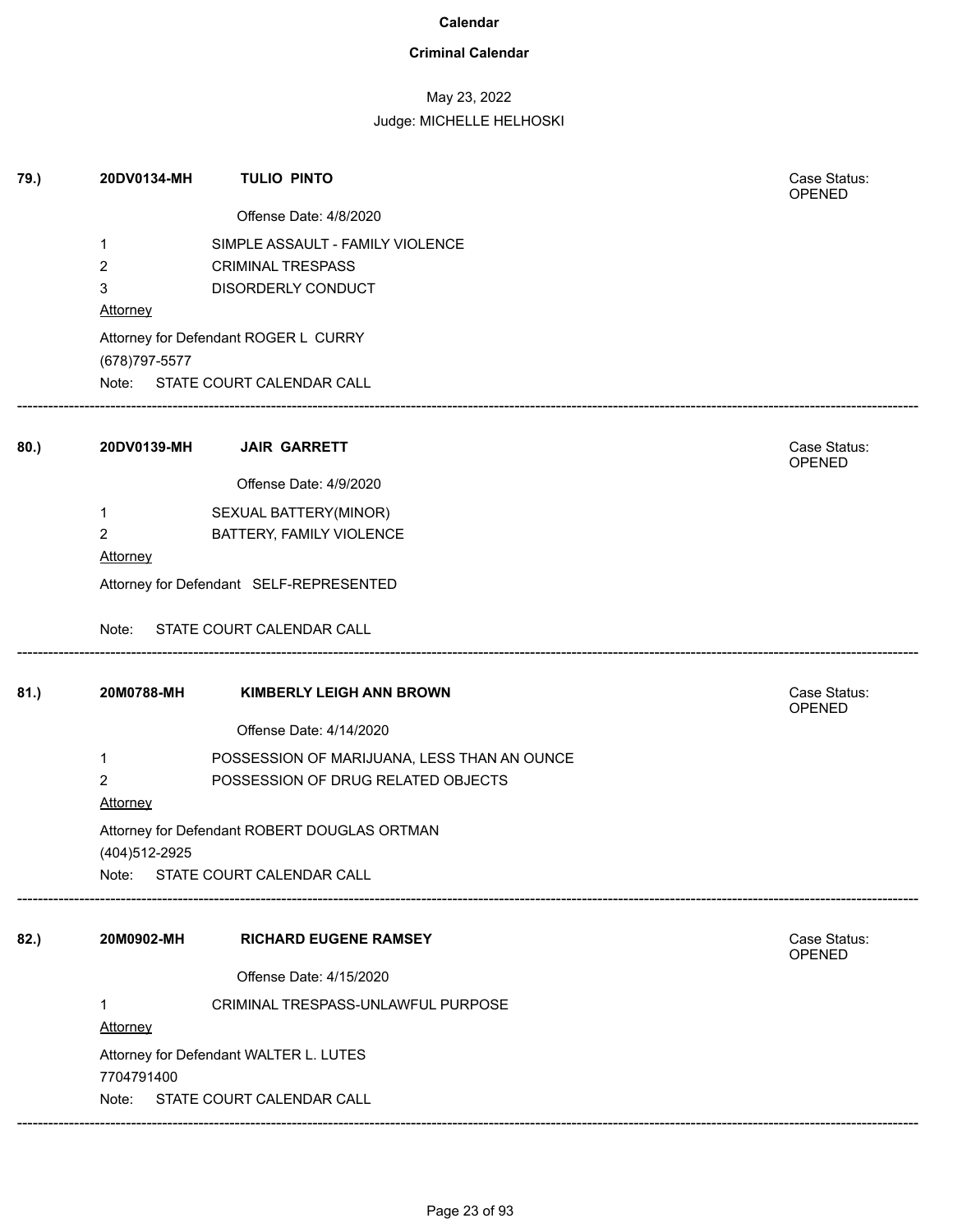**Calendar**

**Criminal Calendar**

May 23, 2022

Judge: MICHELLE HELHOSKI

**79.)** **20DV0134-MH** **TULIO PINTO**

Case Status: OPENED

Offense Date: 4/8/2020

1 SIMPLE ASSAULT - FAMILY VIOLENCE
2 CRIMINAL TRESPASS
3 DISORDERLY CONDUCT

Attorney

Attorney for Defendant ROGER L CURRY
(678)797-5577

Note: STATE COURT CALENDAR CALL

---

**80.)** **20DV0139-MH** **JAIR GARRETT**

Case Status: OPENED

Offense Date: 4/9/2020

1 SEXUAL BATTERY(MINOR)
2 BATTERY, FAMILY VIOLENCE

Attorney

Attorney for Defendant SELF-REPRESENTED

Note: STATE COURT CALENDAR CALL

---

**81.)** **20M0788-MH** **KIMBERLY LEIGH ANN BROWN**

Case Status: OPENED

Offense Date: 4/14/2020

1 POSSESSION OF MARIJUANA, LESS THAN AN OUNCE
2 POSSESSION OF DRUG RELATED OBJECTS

Attorney

Attorney for Defendant ROBERT DOUGLAS ORTMAN
(404)512-2925

Note: STATE COURT CALENDAR CALL

---

**82.)** **20M0902-MH** **RICHARD EUGENE RAMSEY**

Case Status: OPENED

Offense Date: 4/15/2020

1 CRIMINAL TRESPASS-UNLAWFUL PURPOSE

Attorney

Attorney for Defendant WALTER L. LUTES
7704791400

Note: STATE COURT CALENDAR CALL

---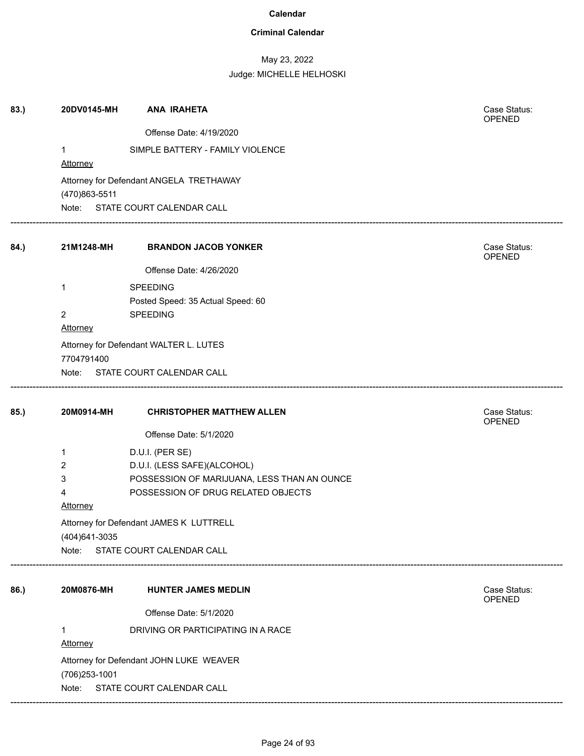# Calendar

## Criminal Calendar

May 23, 2022

Judge: MICHELLE HELHOSKI

---

**83.)** **20DV0145-MH** **ANA IRAHETA**

Case Status: OPENED

Offense Date: 4/19/2020

1 SIMPLE BATTERY - FAMILY VIOLENCE

Attorney

Attorney for Defendant ANGELA TRETHAWAY

(470)863-5511

Note: STATE COURT CALENDAR CALL

---

**84.)** **21M1248-MH** **BRANDON JACOB YONKER**

Case Status: OPENED

Offense Date: 4/26/2020

1 SPEEDING

Posted Speed: 35 Actual Speed: 60

2 SPEEDING

Attorney

Attorney for Defendant WALTER L. LUTES

7704791400

Note: STATE COURT CALENDAR CALL

---

**85.)** **20M0914-MH** **CHRISTOPHER MATTHEW ALLEN**

Case Status: OPENED

Offense Date: 5/1/2020

1 D.U.I. (PER SE)

2 D.U.I. (LESS SAFE)(ALCOHOL)

3 POSSESSION OF MARIJUANA, LESS THAN AN OUNCE

4 POSSESSION OF DRUG RELATED OBJECTS

Attorney

Attorney for Defendant JAMES K LUTTRELL

(404)641-3035

Note: STATE COURT CALENDAR CALL

---

**86.)** **20M0876-MH** **HUNTER JAMES MEDLIN**

Case Status: OPENED

Offense Date: 5/1/2020

1 DRIVING OR PARTICIPATING IN A RACE

Attorney

Attorney for Defendant JOHN LUKE WEAVER

(706)253-1001

Note: STATE COURT CALENDAR CALL

---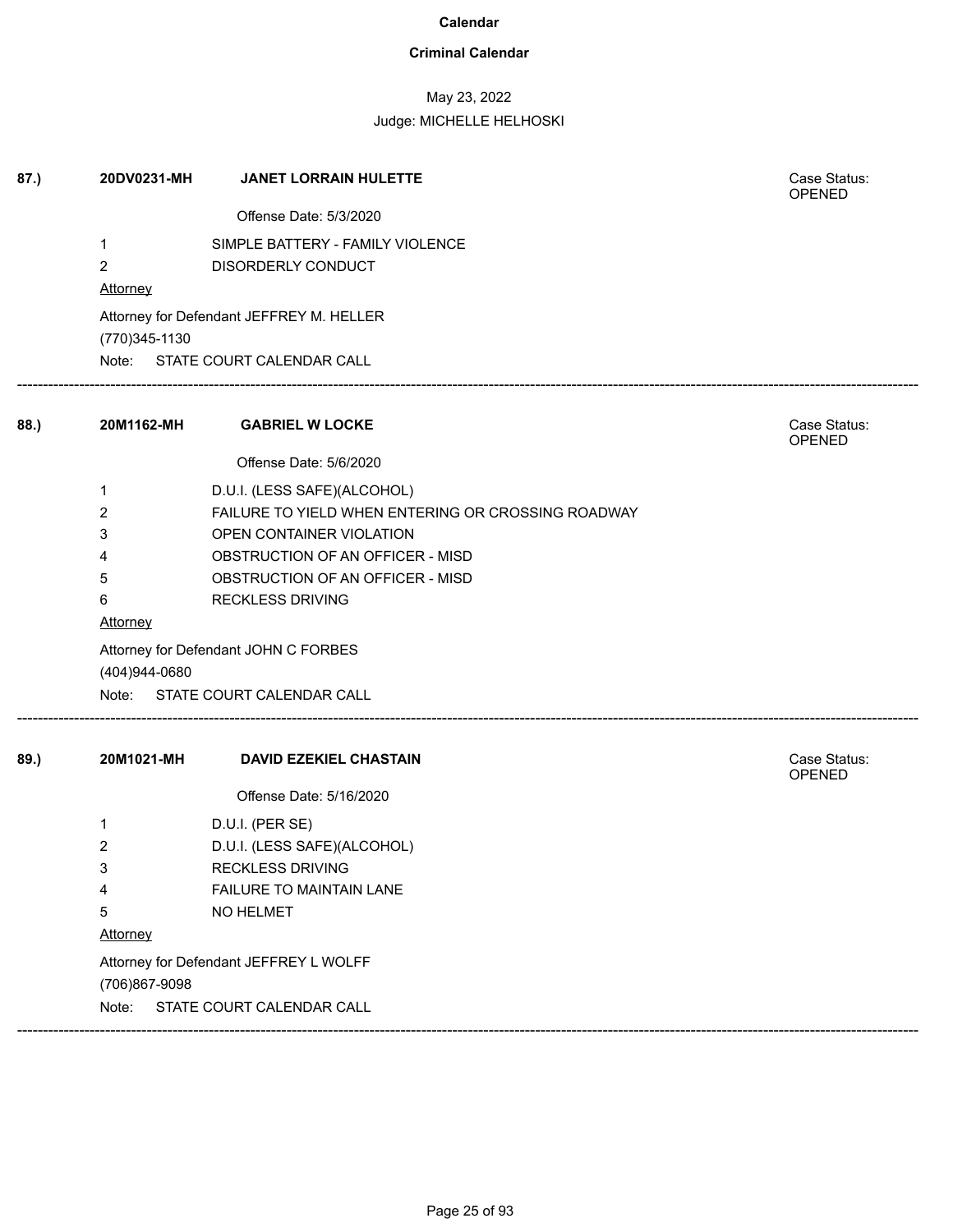# Calendar

## Criminal Calendar

May 23, 2022

Judge: MICHELLE HELHOSKI

---

**87.)** **20DV0231-MH** **JANET LORRAIN HULETTE**

Case Status: OPENED

Offense Date: 5/3/2020

| | |
|---|---|
| 1 | SIMPLE BATTERY - FAMILY VIOLENCE |
| 2 | DISORDERLY CONDUCT |

Attorney

Attorney for Defendant JEFFREY M. HELLER

(770)345-1130

Note: STATE COURT CALENDAR CALL

---

**88.)** **20M1162-MH** **GABRIEL W LOCKE**

Case Status: OPENED

Offense Date: 5/6/2020

| | |
|---|---|
| 1 | D.U.I. (LESS SAFE)(ALCOHOL) |
| 2 | FAILURE TO YIELD WHEN ENTERING OR CROSSING ROADWAY |
| 3 | OPEN CONTAINER VIOLATION |
| 4 | OBSTRUCTION OF AN OFFICER - MISD |
| 5 | OBSTRUCTION OF AN OFFICER - MISD |
| 6 | RECKLESS DRIVING |

Attorney

Attorney for Defendant JOHN C FORBES

(404)944-0680

Note: STATE COURT CALENDAR CALL

---

**89.)** **20M1021-MH** **DAVID EZEKIEL CHASTAIN**

Case Status: OPENED

Offense Date: 5/16/2020

| | |
|---|---|
| 1 | D.U.I. (PER SE) |
| 2 | D.U.I. (LESS SAFE)(ALCOHOL) |
| 3 | RECKLESS DRIVING |
| 4 | FAILURE TO MAINTAIN LANE |
| 5 | NO HELMET |

Attorney

Attorney for Defendant JEFFREY L WOLFF

(706)867-9098

Note: STATE COURT CALENDAR CALL

---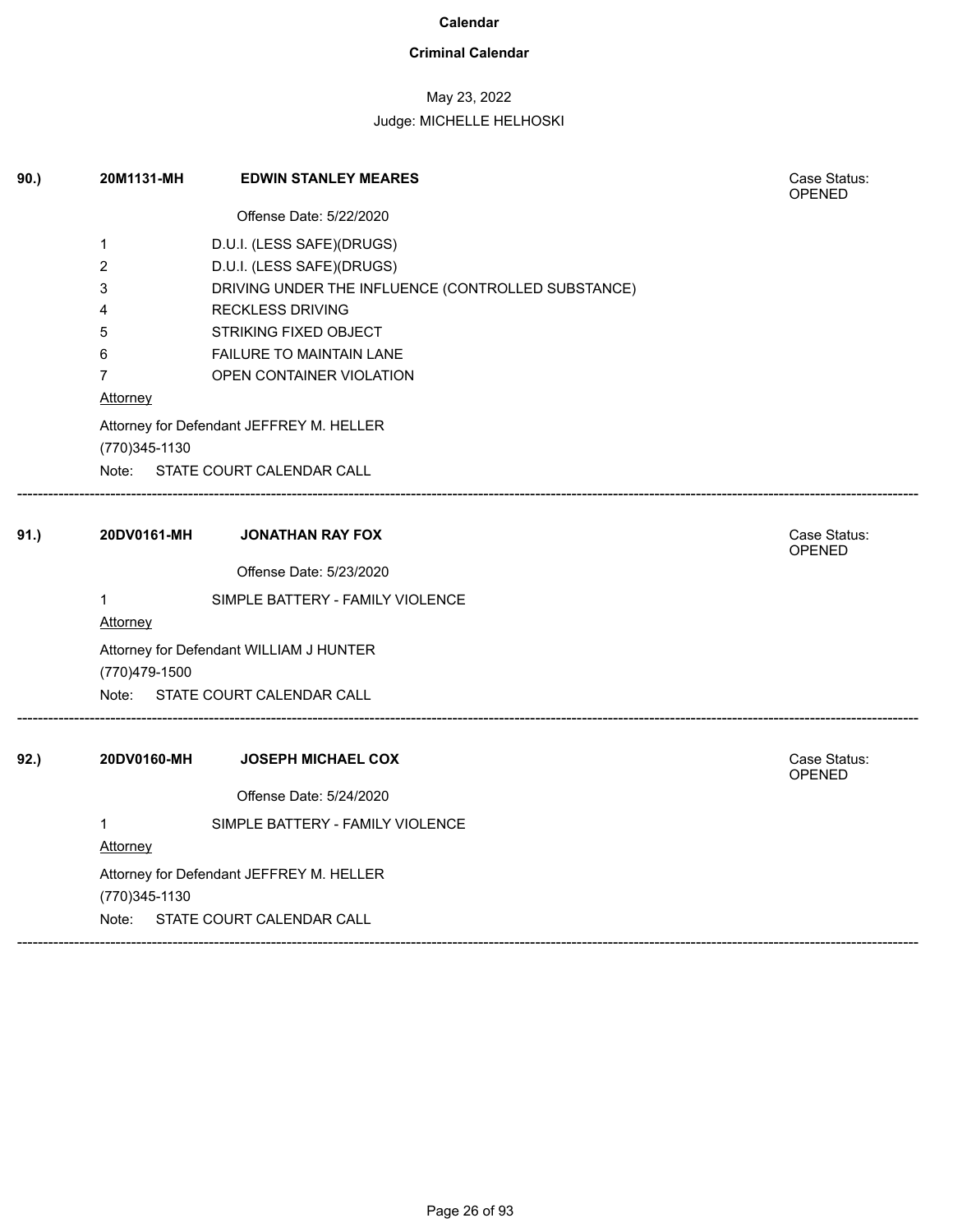# Calendar

## Criminal Calendar

May 23, 2022

Judge: MICHELLE HELHOSKI

---

**90.)** **20M1131-MH** **EDWIN STANLEY MEARES**

Case Status: OPENED

Offense Date: 5/22/2020

1 D.U.I. (LESS SAFE)(DRUGS)
2 D.U.I. (LESS SAFE)(DRUGS)
3 DRIVING UNDER THE INFLUENCE (CONTROLLED SUBSTANCE)
4 RECKLESS DRIVING
5 STRIKING FIXED OBJECT
6 FAILURE TO MAINTAIN LANE
7 OPEN CONTAINER VIOLATION

Attorney

Attorney for Defendant JEFFREY M. HELLER
(770)345-1130

Note: STATE COURT CALENDAR CALL

---

**91.)** **20DV0161-MH** **JONATHAN RAY FOX**

Case Status: OPENED

Offense Date: 5/23/2020

1 SIMPLE BATTERY - FAMILY VIOLENCE

Attorney

Attorney for Defendant WILLIAM J HUNTER
(770)479-1500

Note: STATE COURT CALENDAR CALL

---

**92.)** **20DV0160-MH** **JOSEPH MICHAEL COX**

Case Status: OPENED

Offense Date: 5/24/2020

1 SIMPLE BATTERY - FAMILY VIOLENCE

Attorney

Attorney for Defendant JEFFREY M. HELLER
(770)345-1130

Note: STATE COURT CALENDAR CALL

---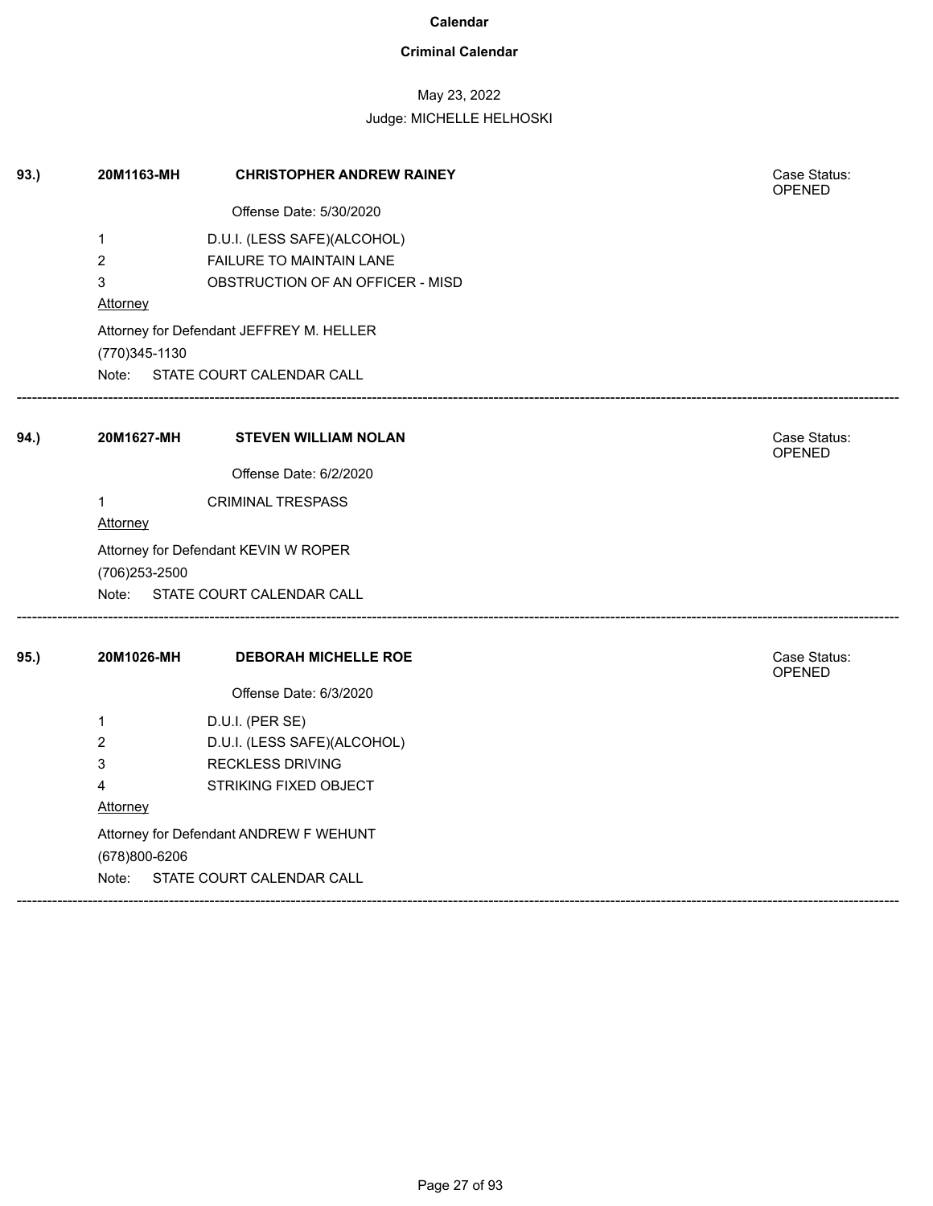# Calendar

## Criminal Calendar

May 23, 2022

Judge: MICHELLE HELHOSKI

---

**93.)** **20M1163-MH** **CHRISTOPHER ANDREW RAINEY**

Case Status: OPENED

Offense Date: 5/30/2020

1 D.U.I. (LESS SAFE)(ALCOHOL)
2 FAILURE TO MAINTAIN LANE
3 OBSTRUCTION OF AN OFFICER - MISD

Attorney

Attorney for Defendant JEFFREY M. HELLER
(770)345-1130

Note: STATE COURT CALENDAR CALL

---

**94.)** **20M1627-MH** **STEVEN WILLIAM NOLAN**

Case Status: OPENED

Offense Date: 6/2/2020

1 CRIMINAL TRESPASS

Attorney

Attorney for Defendant KEVIN W ROPER
(706)253-2500

Note: STATE COURT CALENDAR CALL

---

**95.)** **20M1026-MH** **DEBORAH MICHELLE ROE**

Case Status: OPENED

Offense Date: 6/3/2020

1 D.U.I. (PER SE)
2 D.U.I. (LESS SAFE)(ALCOHOL)
3 RECKLESS DRIVING
4 STRIKING FIXED OBJECT

Attorney

Attorney for Defendant ANDREW F WEHUNT
(678)800-6206

Note: STATE COURT CALENDAR CALL

---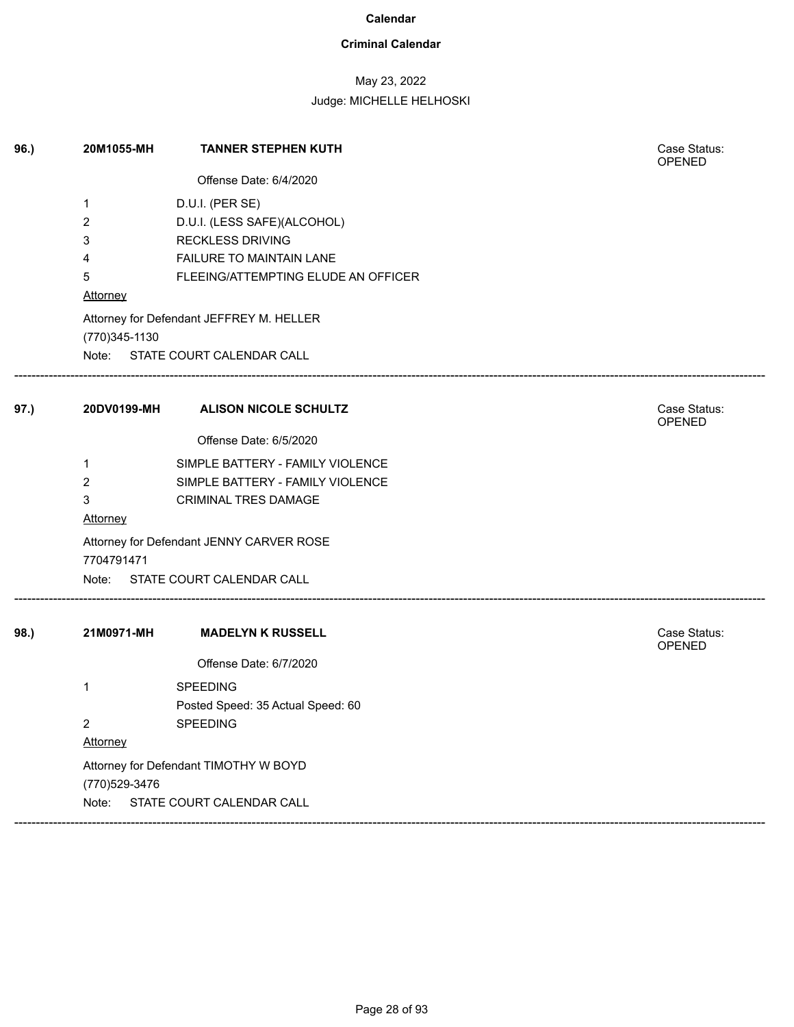# Calendar

## Criminal Calendar

May 23, 2022

Judge: MICHELLE HELHOSKI

---

**96.)** **20M1055-MH** **TANNER STEPHEN KUTH**

Case Status: OPENED

Offense Date: 6/4/2020

| | |
|---|---|
| 1 | D.U.I. (PER SE) |
| 2 | D.U.I. (LESS SAFE)(ALCOHOL) |
| 3 | RECKLESS DRIVING |
| 4 | FAILURE TO MAINTAIN LANE |
| 5 | FLEEING/ATTEMPTING ELUDE AN OFFICER |

Attorney

Attorney for Defendant JEFFREY M. HELLER

(770)345-1130

Note: STATE COURT CALENDAR CALL

---

**97.)** **20DV0199-MH** **ALISON NICOLE SCHULTZ**

Case Status: OPENED

Offense Date: 6/5/2020

| | |
|---|---|
| 1 | SIMPLE BATTERY - FAMILY VIOLENCE |
| 2 | SIMPLE BATTERY - FAMILY VIOLENCE |
| 3 | CRIMINAL TRES DAMAGE |

Attorney

Attorney for Defendant JENNY CARVER ROSE

7704791471

Note: STATE COURT CALENDAR CALL

---

**98.)** **21M0971-MH** **MADELYN K RUSSELL**

Case Status: OPENED

Offense Date: 6/7/2020

| | |
|---|---|
| 1 | SPEEDING<br>Posted Speed: 35 Actual Speed: 60 |
| 2 | SPEEDING |

Attorney

Attorney for Defendant TIMOTHY W BOYD

(770)529-3476

Note: STATE COURT CALENDAR CALL

---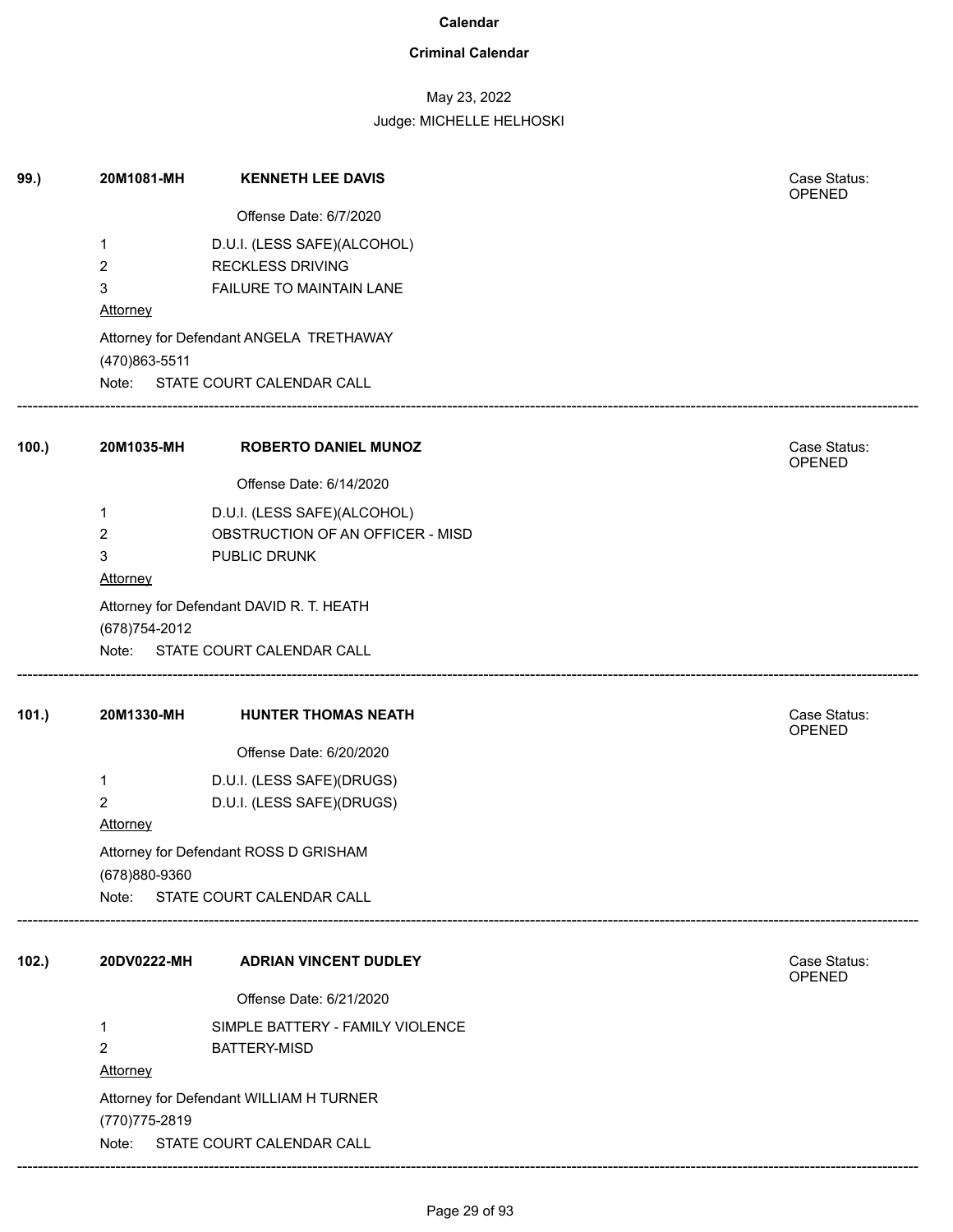**Calendar**

**Criminal Calendar**

May 23, 2022

Judge: MICHELLE HELHOSKI

**99.)** **20M1081-MH** **KENNETH LEE DAVIS** Case Status: OPENED

Offense Date: 6/7/2020

1 D.U.I. (LESS SAFE)(ALCOHOL)
2 RECKLESS DRIVING
3 FAILURE TO MAINTAIN LANE

Attorney

Attorney for Defendant ANGELA TRETHAWAY
(470)863-5511
Note: STATE COURT CALENDAR CALL

---

**100.)** **20M1035-MH** **ROBERTO DANIEL MUNOZ** Case Status: OPENED

Offense Date: 6/14/2020

1 D.U.I. (LESS SAFE)(ALCOHOL)
2 OBSTRUCTION OF AN OFFICER - MISD
3 PUBLIC DRUNK

Attorney

Attorney for Defendant DAVID R. T. HEATH
(678)754-2012
Note: STATE COURT CALENDAR CALL

---

**101.)** **20M1330-MH** **HUNTER THOMAS NEATH** Case Status: OPENED

Offense Date: 6/20/2020

1 D.U.I. (LESS SAFE)(DRUGS)
2 D.U.I. (LESS SAFE)(DRUGS)

Attorney

Attorney for Defendant ROSS D GRISHAM
(678)880-9360
Note: STATE COURT CALENDAR CALL

---

**102.)** **20DV0222-MH** **ADRIAN VINCENT DUDLEY** Case Status: OPENED

Offense Date: 6/21/2020

1 SIMPLE BATTERY - FAMILY VIOLENCE
2 BATTERY-MISD

Attorney

Attorney for Defendant WILLIAM H TURNER
(770)775-2819
Note: STATE COURT CALENDAR CALL

---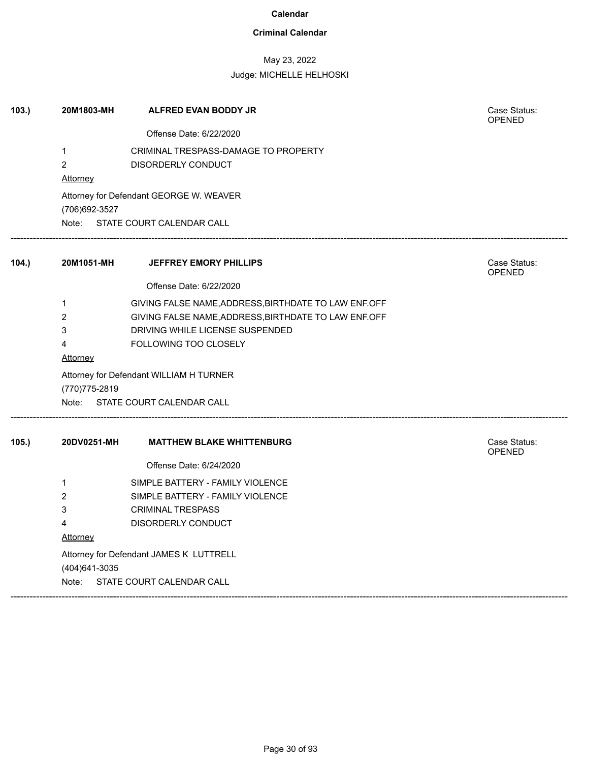# Calendar

## Criminal Calendar

May 23, 2022

Judge: MICHELLE HELHOSKI

---

**103.)** **20M1803-MH** **ALFRED EVAN BODDY JR**

Case Status: OPENED

Offense Date: 6/22/2020

1 CRIMINAL TRESPASS-DAMAGE TO PROPERTY

2 DISORDERLY CONDUCT

Attorney

Attorney for Defendant GEORGE W. WEAVER

(706)692-3527

Note: STATE COURT CALENDAR CALL

---

**104.)** **20M1051-MH** **JEFFREY EMORY PHILLIPS**

Case Status: OPENED

Offense Date: 6/22/2020

1 GIVING FALSE NAME,ADDRESS,BIRTHDATE TO LAW ENF.OFF

2 GIVING FALSE NAME,ADDRESS,BIRTHDATE TO LAW ENF.OFF

3 DRIVING WHILE LICENSE SUSPENDED

4 FOLLOWING TOO CLOSELY

Attorney

Attorney for Defendant WILLIAM H TURNER

(770)775-2819

Note: STATE COURT CALENDAR CALL

---

**105.)** **20DV0251-MH** **MATTHEW BLAKE WHITTENBURG**

Case Status: OPENED

Offense Date: 6/24/2020

1 SIMPLE BATTERY - FAMILY VIOLENCE

2 SIMPLE BATTERY - FAMILY VIOLENCE

3 CRIMINAL TRESPASS

4 DISORDERLY CONDUCT

Attorney

Attorney for Defendant JAMES K LUTTRELL

(404)641-3035

Note: STATE COURT CALENDAR CALL

---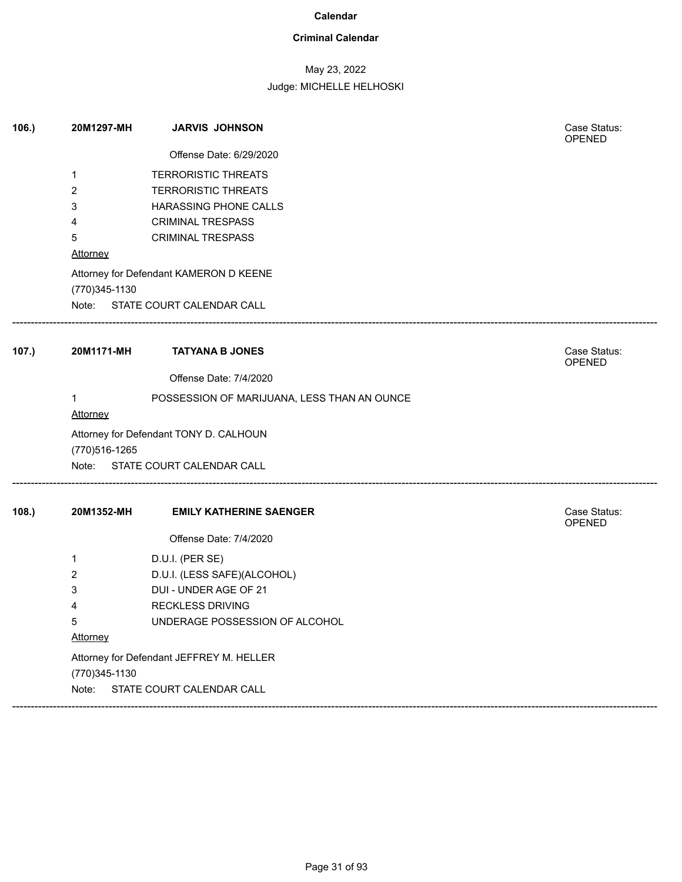# Calendar

## Criminal Calendar

May 23, 2022

Judge: MICHELLE HELHOSKI

**106.)** **20M1297-MH** **JARVIS JOHNSON**

Case Status: OPENED

Offense Date: 6/29/2020

1 TERRORISTIC THREATS
2 TERRORISTIC THREATS
3 HARASSING PHONE CALLS
4 CRIMINAL TRESPASS
5 CRIMINAL TRESPASS

Attorney

Attorney for Defendant KAMERON D KEENE
(770)345-1130

Note: STATE COURT CALENDAR CALL

---

**107.)** **20M1171-MH** **TATYANA B JONES**

Case Status: OPENED

Offense Date: 7/4/2020

1 POSSESSION OF MARIJUANA, LESS THAN AN OUNCE

Attorney

Attorney for Defendant TONY D. CALHOUN
(770)516-1265

Note: STATE COURT CALENDAR CALL

---

**108.)** **20M1352-MH** **EMILY KATHERINE SAENGER**

Case Status: OPENED

Offense Date: 7/4/2020

1 D.U.I. (PER SE)
2 D.U.I. (LESS SAFE)(ALCOHOL)
3 DUI - UNDER AGE OF 21
4 RECKLESS DRIVING
5 UNDERAGE POSSESSION OF ALCOHOL

Attorney

Attorney for Defendant JEFFREY M. HELLER
(770)345-1130

Note: STATE COURT CALENDAR CALL

---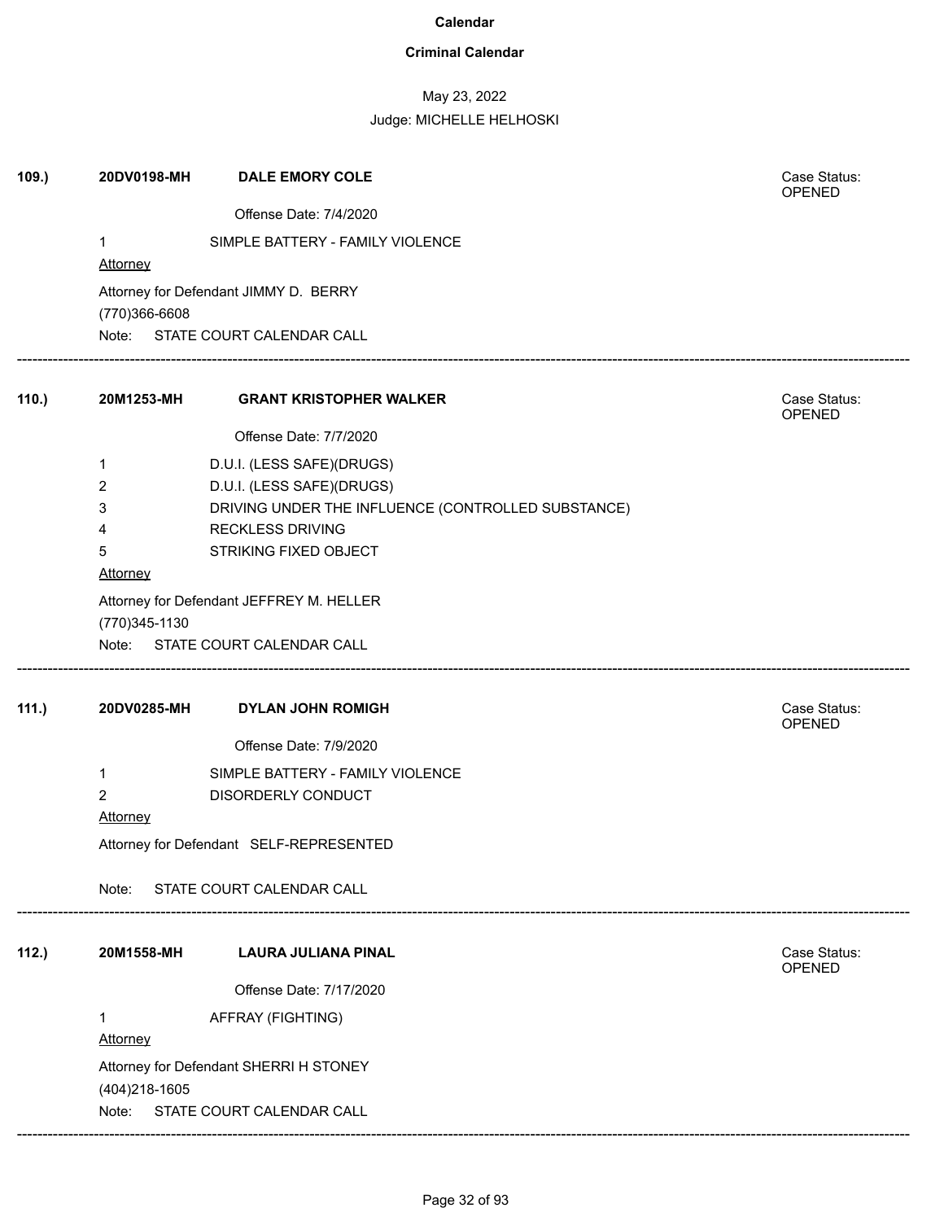# Calendar

## Criminal Calendar

May 23, 2022

Judge: MICHELLE HELHOSKI

---

**109.)** **20DV0198-MH** **DALE EMORY COLE** Case Status: OPENED

Offense Date: 7/4/2020

1 SIMPLE BATTERY - FAMILY VIOLENCE

Attorney

Attorney for Defendant JIMMY D. BERRY

(770)366-6608

Note: STATE COURT CALENDAR CALL

---

**110.)** **20M1253-MH** **GRANT KRISTOPHER WALKER** Case Status: OPENED

Offense Date: 7/7/2020

1 D.U.I. (LESS SAFE)(DRUGS)

2 D.U.I. (LESS SAFE)(DRUGS)

3 DRIVING UNDER THE INFLUENCE (CONTROLLED SUBSTANCE)

4 RECKLESS DRIVING

5 STRIKING FIXED OBJECT

Attorney

Attorney for Defendant JEFFREY M. HELLER

(770)345-1130

Note: STATE COURT CALENDAR CALL

---

**111.)** **20DV0285-MH** **DYLAN JOHN ROMIGH** Case Status: OPENED

Offense Date: 7/9/2020

1 SIMPLE BATTERY - FAMILY VIOLENCE

2 DISORDERLY CONDUCT

Attorney

Attorney for Defendant SELF-REPRESENTED

Note: STATE COURT CALENDAR CALL

---

**112.)** **20M1558-MH** **LAURA JULIANA PINAL** Case Status: OPENED

Offense Date: 7/17/2020

1 AFFRAY (FIGHTING)

Attorney

Attorney for Defendant SHERRI H STONEY

(404)218-1605

Note: STATE COURT CALENDAR CALL

---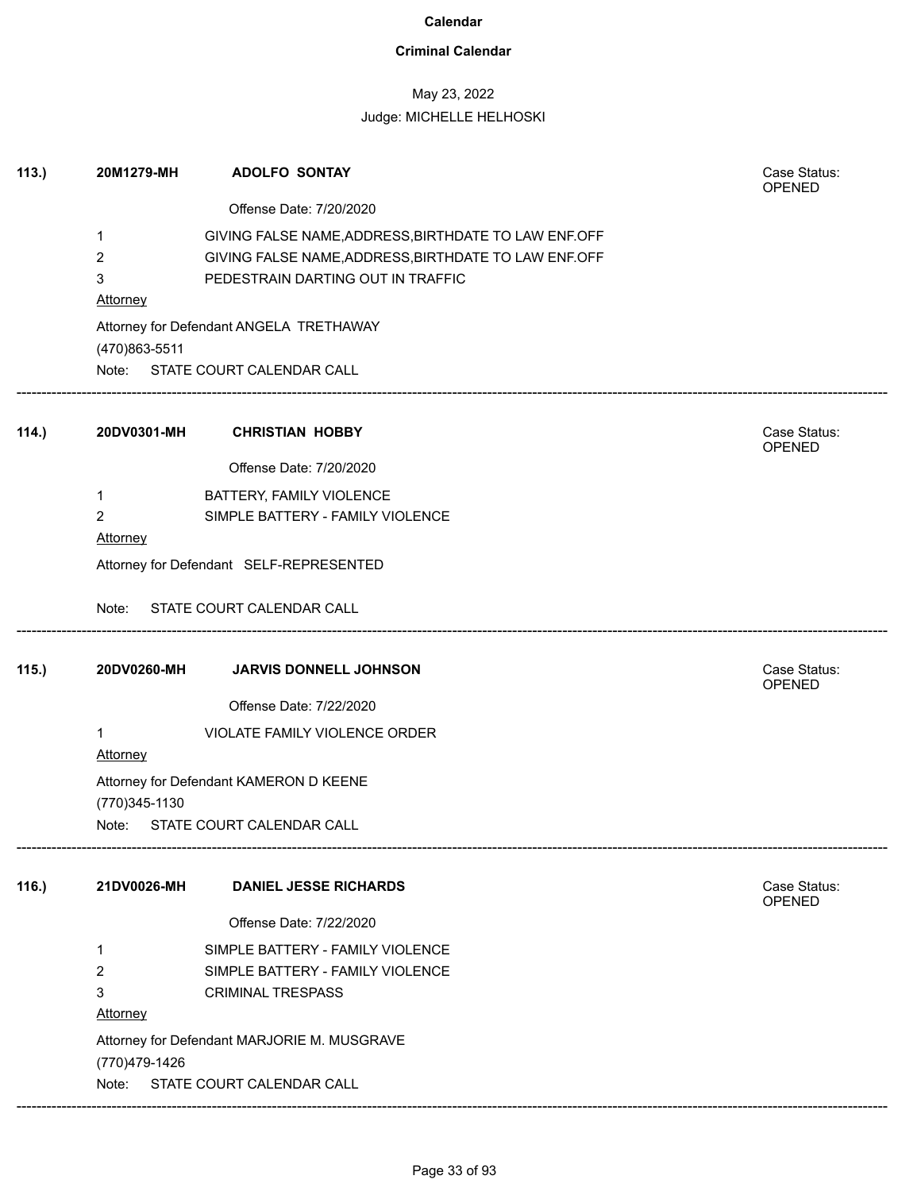# Calendar

## Criminal Calendar

May 23, 2022

Judge: MICHELLE HELHOSKI

---

**113.)** **20M1279-MH** **ADOLFO SONTAY**

Case Status: OPENED

Offense Date: 7/20/2020

1 GIVING FALSE NAME,ADDRESS,BIRTHDATE TO LAW ENF.OFF
2 GIVING FALSE NAME,ADDRESS,BIRTHDATE TO LAW ENF.OFF
3 PEDESTRAIN DARTING OUT IN TRAFFIC

Attorney

Attorney for Defendant ANGELA TRETHAWAY
(470)863-5511

Note: STATE COURT CALENDAR CALL

---

**114.)** **20DV0301-MH** **CHRISTIAN HOBBY**

Case Status: OPENED

Offense Date: 7/20/2020

1 BATTERY, FAMILY VIOLENCE
2 SIMPLE BATTERY - FAMILY VIOLENCE

Attorney

Attorney for Defendant SELF-REPRESENTED

Note: STATE COURT CALENDAR CALL

---

**115.)** **20DV0260-MH** **JARVIS DONNELL JOHNSON**

Case Status: OPENED

Offense Date: 7/22/2020

1 VIOLATE FAMILY VIOLENCE ORDER

Attorney

Attorney for Defendant KAMERON D KEENE
(770)345-1130

Note: STATE COURT CALENDAR CALL

---

**116.)** **21DV0026-MH** **DANIEL JESSE RICHARDS**

Case Status: OPENED

Offense Date: 7/22/2020

1 SIMPLE BATTERY - FAMILY VIOLENCE
2 SIMPLE BATTERY - FAMILY VIOLENCE
3 CRIMINAL TRESPASS

Attorney

Attorney for Defendant MARJORIE M. MUSGRAVE
(770)479-1426

Note: STATE COURT CALENDAR CALL

---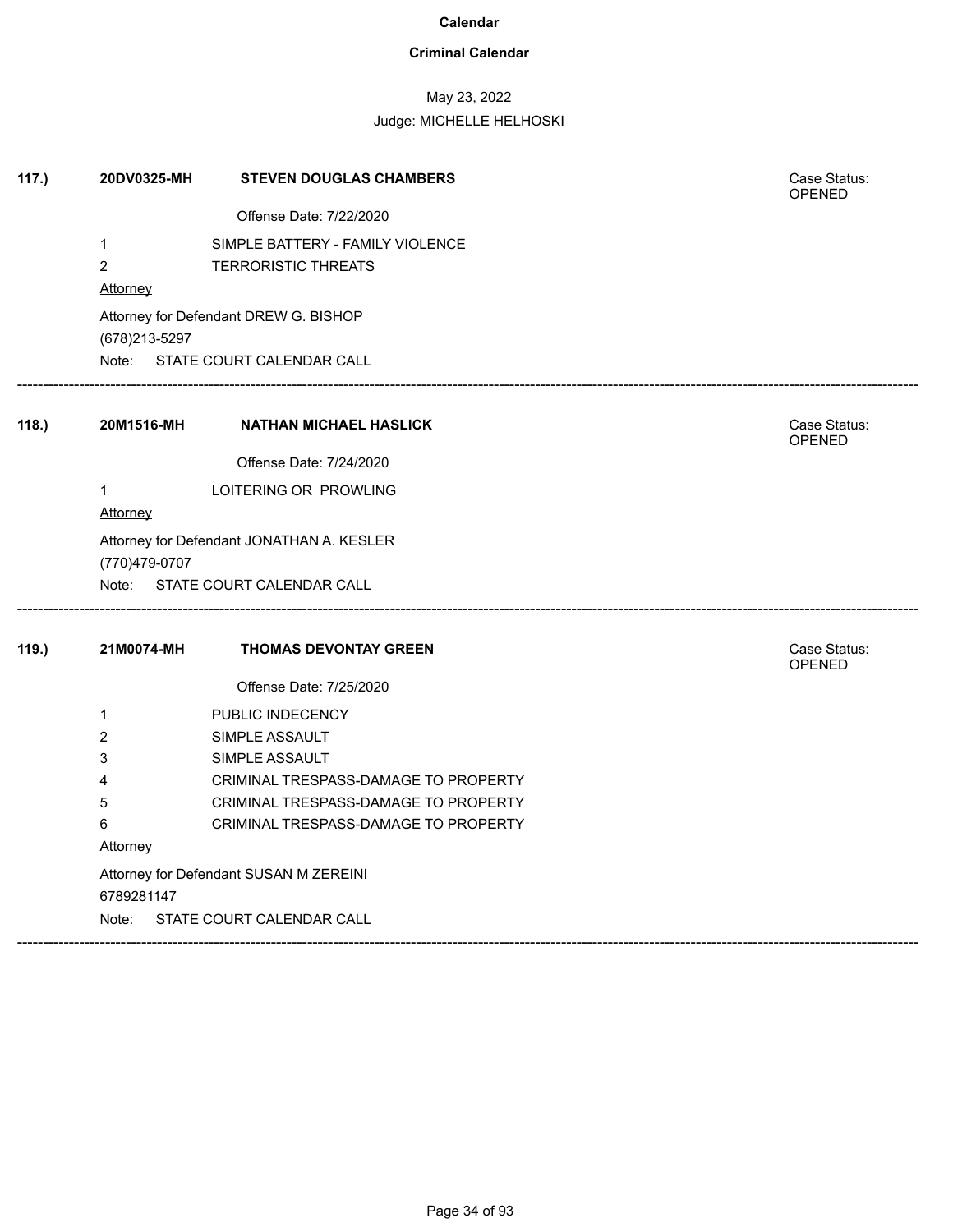**Calendar**

**Criminal Calendar**

May 23, 2022

Judge: MICHELLE HELHOSKI

**117.)** **20DV0325-MH** **STEVEN DOUGLAS CHAMBERS** Case Status: OPENED

Offense Date: 7/22/2020

1 SIMPLE BATTERY - FAMILY VIOLENCE
2 TERRORISTIC THREATS

Attorney

Attorney for Defendant DREW G. BISHOP
(678)213-5297

Note: STATE COURT CALENDAR CALL

---

**118.)** **20M1516-MH** **NATHAN MICHAEL HASLICK** Case Status: OPENED

Offense Date: 7/24/2020

1 LOITERING OR PROWLING

Attorney

Attorney for Defendant JONATHAN A. KESLER
(770)479-0707

Note: STATE COURT CALENDAR CALL

---

**119.)** **21M0074-MH** **THOMAS DEVONTAY GREEN** Case Status: OPENED

Offense Date: 7/25/2020

1 PUBLIC INDECENCY
2 SIMPLE ASSAULT
3 SIMPLE ASSAULT
4 CRIMINAL TRESPASS-DAMAGE TO PROPERTY
5 CRIMINAL TRESPASS-DAMAGE TO PROPERTY
6 CRIMINAL TRESPASS-DAMAGE TO PROPERTY

Attorney

Attorney for Defendant SUSAN M ZEREINI
6789281147

Note: STATE COURT CALENDAR CALL

---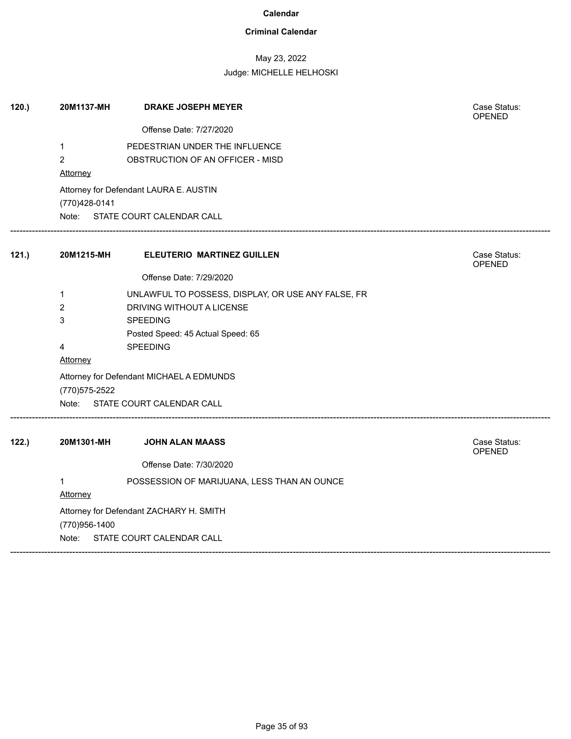# Calendar

## Criminal Calendar

May 23, 2022

Judge: MICHELLE HELHOSKI

**120.)** **20M1137-MH** **DRAKE JOSEPH MEYER** Case Status: OPENED

Offense Date: 7/27/2020

1 PEDESTRIAN UNDER THE INFLUENCE

2 OBSTRUCTION OF AN OFFICER - MISD

Attorney

Attorney for Defendant LAURA E. AUSTIN

(770)428-0141

Note: STATE COURT CALENDAR CALL

---

**121.)** **20M1215-MH** **ELEUTERIO MARTINEZ GUILLEN** Case Status: OPENED

Offense Date: 7/29/2020

1 UNLAWFUL TO POSSESS, DISPLAY, OR USE ANY FALSE, FR

2 DRIVING WITHOUT A LICENSE

3 SPEEDING

Posted Speed: 45 Actual Speed: 65

4 SPEEDING

Attorney

Attorney for Defendant MICHAEL A EDMUNDS

(770)575-2522

Note: STATE COURT CALENDAR CALL

---

**122.)** **20M1301-MH** **JOHN ALAN MAASS** Case Status: OPENED

Offense Date: 7/30/2020

1 POSSESSION OF MARIJUANA, LESS THAN AN OUNCE

Attorney

Attorney for Defendant ZACHARY H. SMITH

(770)956-1400

Note: STATE COURT CALENDAR CALL

---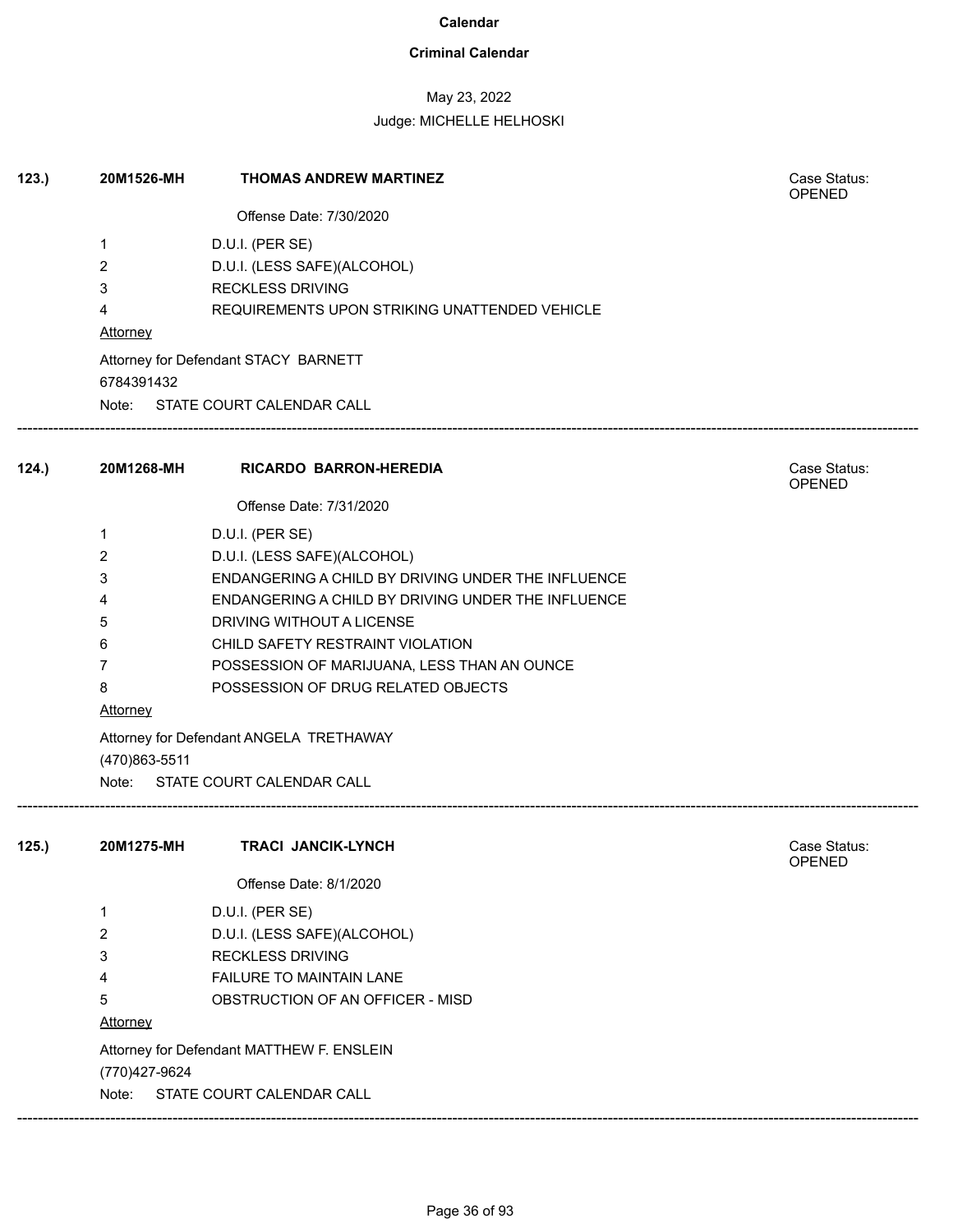# Calendar

## Criminal Calendar

May 23, 2022

Judge: MICHELLE HELHOSKI

**123.)** **20M1526-MH** **THOMAS ANDREW MARTINEZ** Case Status: OPENED

Offense Date: 7/30/2020

1 D.U.I. (PER SE)
2 D.U.I. (LESS SAFE)(ALCOHOL)
3 RECKLESS DRIVING
4 REQUIREMENTS UPON STRIKING UNATTENDED VEHICLE

Attorney

Attorney for Defendant STACY BARNETT
6784391432

Note: STATE COURT CALENDAR CALL

---

**124.)** **20M1268-MH** **RICARDO BARRON-HEREDIA** Case Status: OPENED

Offense Date: 7/31/2020

1 D.U.I. (PER SE)
2 D.U.I. (LESS SAFE)(ALCOHOL)
3 ENDANGERING A CHILD BY DRIVING UNDER THE INFLUENCE
4 ENDANGERING A CHILD BY DRIVING UNDER THE INFLUENCE
5 DRIVING WITHOUT A LICENSE
6 CHILD SAFETY RESTRAINT VIOLATION
7 POSSESSION OF MARIJUANA, LESS THAN AN OUNCE
8 POSSESSION OF DRUG RELATED OBJECTS

Attorney

Attorney for Defendant ANGELA TRETHAWAY
(470)863-5511

Note: STATE COURT CALENDAR CALL

---

**125.)** **20M1275-MH** **TRACI JANCIK-LYNCH** Case Status: OPENED

Offense Date: 8/1/2020

1 D.U.I. (PER SE)
2 D.U.I. (LESS SAFE)(ALCOHOL)
3 RECKLESS DRIVING
4 FAILURE TO MAINTAIN LANE
5 OBSTRUCTION OF AN OFFICER - MISD

Attorney

Attorney for Defendant MATTHEW F. ENSLEIN
(770)427-9624

Note: STATE COURT CALENDAR CALL

---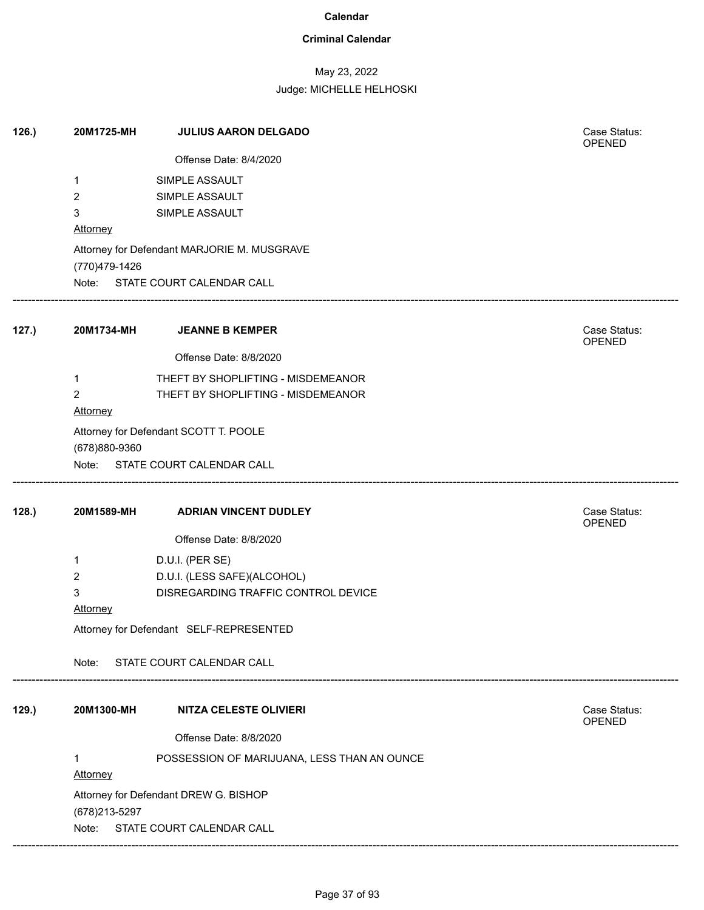# Calendar

## Criminal Calendar

May 23, 2022

Judge: MICHELLE HELHOSKI

**126.)** **20M1725-MH** **JULIUS AARON DELGADO** Case Status: OPENED

Offense Date: 8/4/2020

1 SIMPLE ASSAULT
2 SIMPLE ASSAULT
3 SIMPLE ASSAULT

Attorney

Attorney for Defendant MARJORIE M. MUSGRAVE
(770)479-1426

Note: STATE COURT CALENDAR CALL

---

**127.)** **20M1734-MH** **JEANNE B KEMPER** Case Status: OPENED

Offense Date: 8/8/2020

1 THEFT BY SHOPLIFTING - MISDEMEANOR
2 THEFT BY SHOPLIFTING - MISDEMEANOR

Attorney

Attorney for Defendant SCOTT T. POOLE
(678)880-9360

Note: STATE COURT CALENDAR CALL

---

**128.)** **20M1589-MH** **ADRIAN VINCENT DUDLEY** Case Status: OPENED

Offense Date: 8/8/2020

1 D.U.I. (PER SE)
2 D.U.I. (LESS SAFE)(ALCOHOL)
3 DISREGARDING TRAFFIC CONTROL DEVICE

Attorney

Attorney for Defendant SELF-REPRESENTED

Note: STATE COURT CALENDAR CALL

---

**129.)** **20M1300-MH** **NITZA CELESTE OLIVIERI** Case Status: OPENED

Offense Date: 8/8/2020

1 POSSESSION OF MARIJUANA, LESS THAN AN OUNCE

Attorney

Attorney for Defendant DREW G. BISHOP
(678)213-5297

Note: STATE COURT CALENDAR CALL

---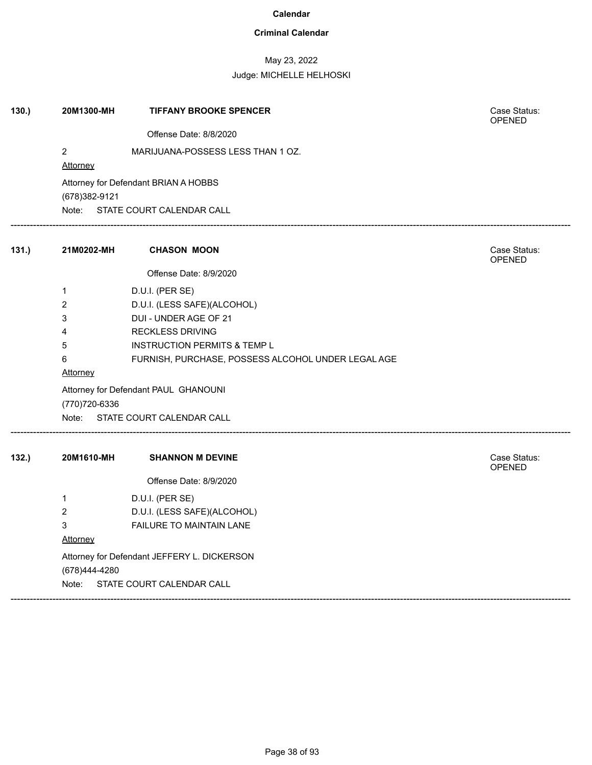# Calendar

## Criminal Calendar

May 23, 2022

Judge: MICHELLE HELHOSKI

**130.)** **20M1300-MH** **TIFFANY BROOKE SPENCER** Case Status: OPENED

Offense Date: 8/8/2020

2 MARIJUANA-POSSESS LESS THAN 1 OZ.

Attorney

Attorney for Defendant BRIAN A HOBBS

(678)382-9121

Note: STATE COURT CALENDAR CALL

---

**131.)** **21M0202-MH** **CHASON MOON** Case Status: OPENED

Offense Date: 8/9/2020

1 D.U.I. (PER SE)

2 D.U.I. (LESS SAFE)(ALCOHOL)

3 DUI - UNDER AGE OF 21

4 RECKLESS DRIVING

5 INSTRUCTION PERMITS & TEMP L

6 FURNISH, PURCHASE, POSSESS ALCOHOL UNDER LEGAL AGE

Attorney

Attorney for Defendant PAUL GHANOUNI

(770)720-6336

Note: STATE COURT CALENDAR CALL

---

**132.)** **20M1610-MH** **SHANNON M DEVINE** Case Status: OPENED

Offense Date: 8/9/2020

1 D.U.I. (PER SE)

2 D.U.I. (LESS SAFE)(ALCOHOL)

3 FAILURE TO MAINTAIN LANE

Attorney

Attorney for Defendant JEFFERY L. DICKERSON

(678)444-4280

Note: STATE COURT CALENDAR CALL

---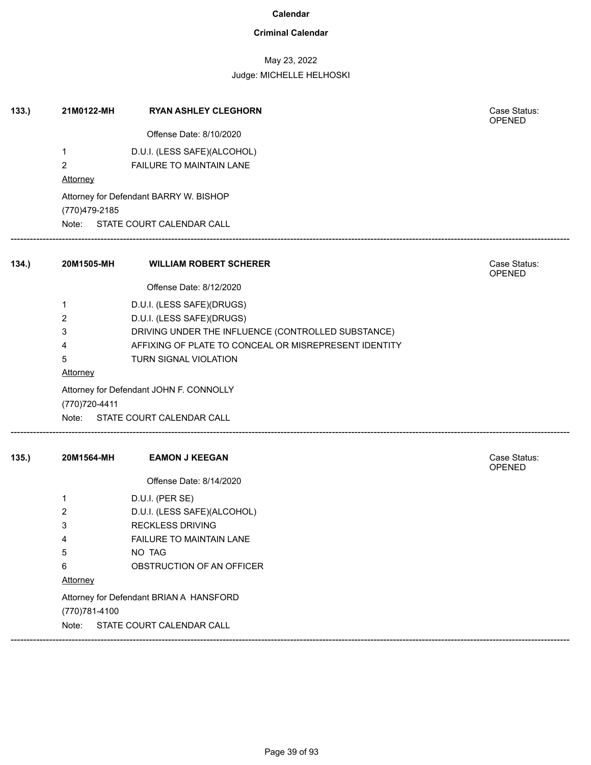# Calendar

## Criminal Calendar

May 23, 2022

Judge: MICHELLE HELHOSKI

---

**133.)** **21M0122-MH** **RYAN ASHLEY CLEGHORN** — Case Status: OPENED

Offense Date: 8/10/2020

1 D.U.I. (LESS SAFE)(ALCOHOL)
2 FAILURE TO MAINTAIN LANE

Attorney

Attorney for Defendant BARRY W. BISHOP
(770)479-2185

Note: STATE COURT CALENDAR CALL

---

**134.)** **20M1505-MH** **WILLIAM ROBERT SCHERER** — Case Status: OPENED

Offense Date: 8/12/2020

1 D.U.I. (LESS SAFE)(DRUGS)
2 D.U.I. (LESS SAFE)(DRUGS)
3 DRIVING UNDER THE INFLUENCE (CONTROLLED SUBSTANCE)
4 AFFIXING OF PLATE TO CONCEAL OR MISREPRESENT IDENTITY
5 TURN SIGNAL VIOLATION

Attorney

Attorney for Defendant JOHN F. CONNOLLY
(770)720-4411

Note: STATE COURT CALENDAR CALL

---

**135.)** **20M1564-MH** **EAMON J KEEGAN** — Case Status: OPENED

Offense Date: 8/14/2020

1 D.U.I. (PER SE)
2 D.U.I. (LESS SAFE)(ALCOHOL)
3 RECKLESS DRIVING
4 FAILURE TO MAINTAIN LANE
5 NO TAG
6 OBSTRUCTION OF AN OFFICER

Attorney

Attorney for Defendant BRIAN A HANSFORD
(770)781-4100

Note: STATE COURT CALENDAR CALL

---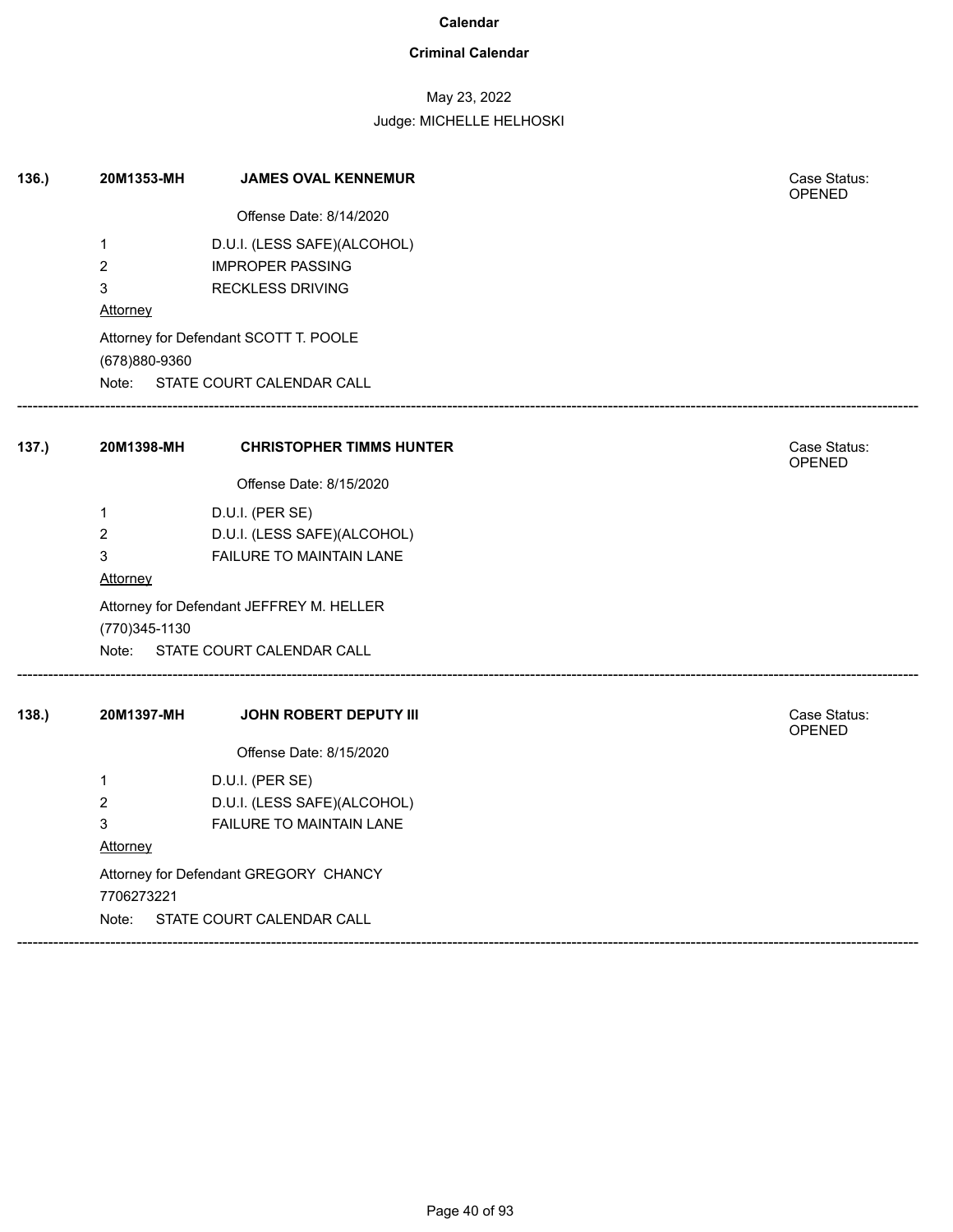**Calendar**

**Criminal Calendar**

May 23, 2022

Judge: MICHELLE HELHOSKI

**136.)** **20M1353-MH** **JAMES OVAL KENNEMUR**

Case Status: OPENED

Offense Date: 8/14/2020

1 D.U.I. (LESS SAFE)(ALCOHOL)
2 IMPROPER PASSING
3 RECKLESS DRIVING

Attorney

Attorney for Defendant SCOTT T. POOLE
(678)880-9360

Note: STATE COURT CALENDAR CALL

---

**137.)** **20M1398-MH** **CHRISTOPHER TIMMS HUNTER**

Case Status: OPENED

Offense Date: 8/15/2020

1 D.U.I. (PER SE)
2 D.U.I. (LESS SAFE)(ALCOHOL)
3 FAILURE TO MAINTAIN LANE

Attorney

Attorney for Defendant JEFFREY M. HELLER
(770)345-1130

Note: STATE COURT CALENDAR CALL

---

**138.)** **20M1397-MH** **JOHN ROBERT DEPUTY III**

Case Status: OPENED

Offense Date: 8/15/2020

1 D.U.I. (PER SE)
2 D.U.I. (LESS SAFE)(ALCOHOL)
3 FAILURE TO MAINTAIN LANE

Attorney

Attorney for Defendant GREGORY CHANCY
7706273221

Note: STATE COURT CALENDAR CALL

---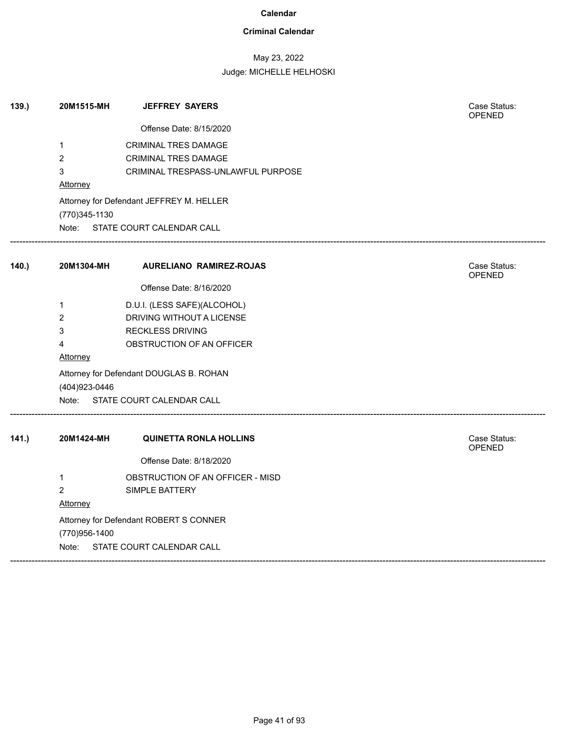**Calendar**

**Criminal Calendar**

May 23, 2022

Judge: MICHELLE HELHOSKI

**139.)** **20M1515-MH** **JEFFREY SAYERS** Case Status: OPENED

Offense Date: 8/15/2020

1 CRIMINAL TRES DAMAGE
2 CRIMINAL TRES DAMAGE
3 CRIMINAL TRESPASS-UNLAWFUL PURPOSE

Attorney

Attorney for Defendant JEFFREY M. HELLER
(770)345-1130
Note: STATE COURT CALENDAR CALL

---

**140.)** **20M1304-MH** **AURELIANO RAMIREZ-ROJAS** Case Status: OPENED

Offense Date: 8/16/2020

1 D.U.I. (LESS SAFE)(ALCOHOL)
2 DRIVING WITHOUT A LICENSE
3 RECKLESS DRIVING
4 OBSTRUCTION OF AN OFFICER

Attorney

Attorney for Defendant DOUGLAS B. ROHAN
(404)923-0446
Note: STATE COURT CALENDAR CALL

---

**141.)** **20M1424-MH** **QUINETTA RONLA HOLLINS** Case Status: OPENED

Offense Date: 8/18/2020

1 OBSTRUCTION OF AN OFFICER - MISD
2 SIMPLE BATTERY

Attorney

Attorney for Defendant ROBERT S CONNER
(770)956-1400
Note: STATE COURT CALENDAR CALL

---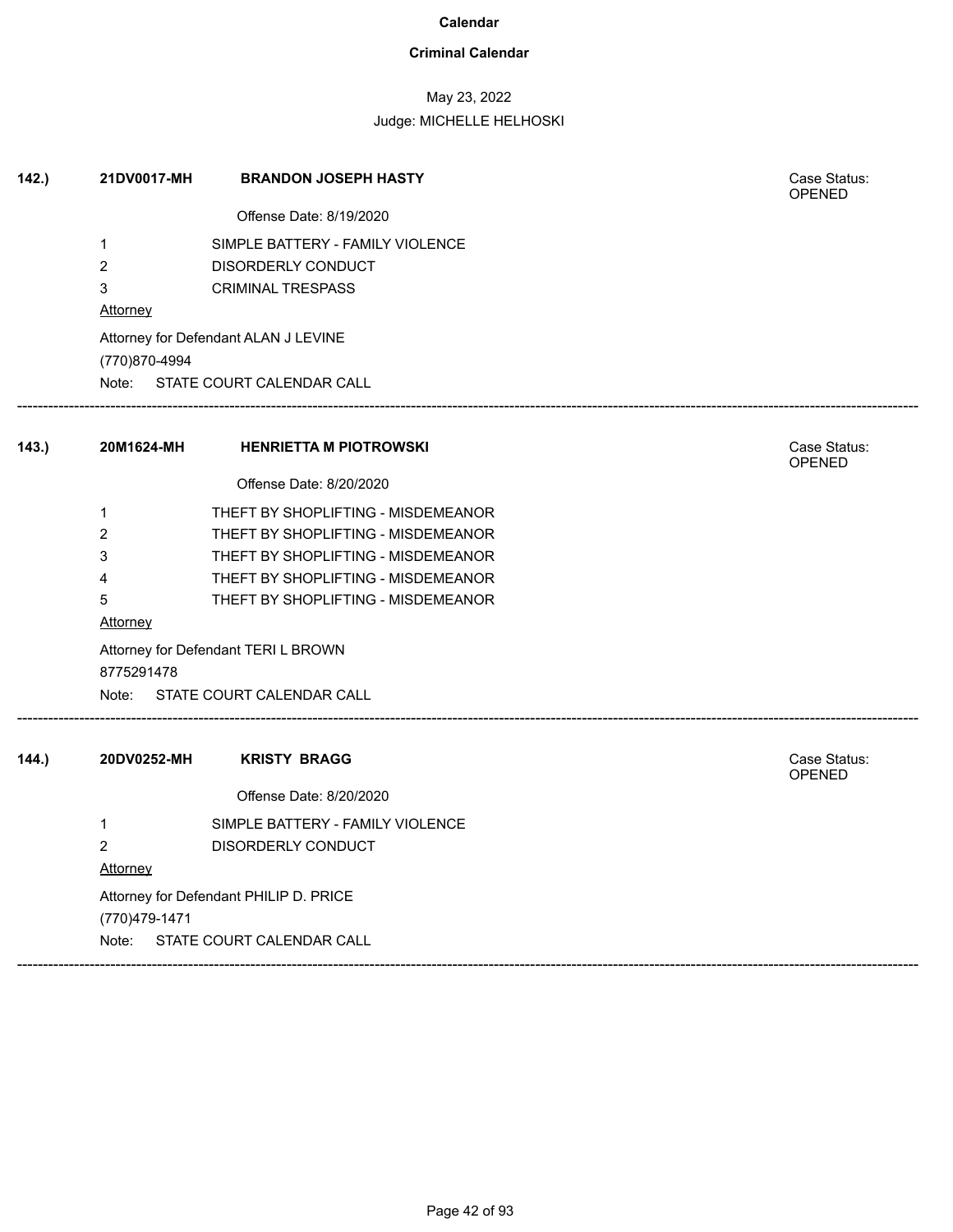# Calendar

## Criminal Calendar

May 23, 2022

Judge: MICHELLE HELHOSKI

**142.)** **21DV0017-MH** **BRANDON JOSEPH HASTY**

Case Status: OPENED

Offense Date: 8/19/2020

1 SIMPLE BATTERY - FAMILY VIOLENCE
2 DISORDERLY CONDUCT
3 CRIMINAL TRESPASS

Attorney

Attorney for Defendant ALAN J LEVINE
(770)870-4994

Note: STATE COURT CALENDAR CALL

---

**143.)** **20M1624-MH** **HENRIETTA M PIOTROWSKI**

Case Status: OPENED

Offense Date: 8/20/2020

1 THEFT BY SHOPLIFTING - MISDEMEANOR
2 THEFT BY SHOPLIFTING - MISDEMEANOR
3 THEFT BY SHOPLIFTING - MISDEMEANOR
4 THEFT BY SHOPLIFTING - MISDEMEANOR
5 THEFT BY SHOPLIFTING - MISDEMEANOR

Attorney

Attorney for Defendant TERI L BROWN
8775291478

Note: STATE COURT CALENDAR CALL

---

**144.)** **20DV0252-MH** **KRISTY BRAGG**

Case Status: OPENED

Offense Date: 8/20/2020

1 SIMPLE BATTERY - FAMILY VIOLENCE
2 DISORDERLY CONDUCT

Attorney

Attorney for Defendant PHILIP D. PRICE
(770)479-1471

Note: STATE COURT CALENDAR CALL

---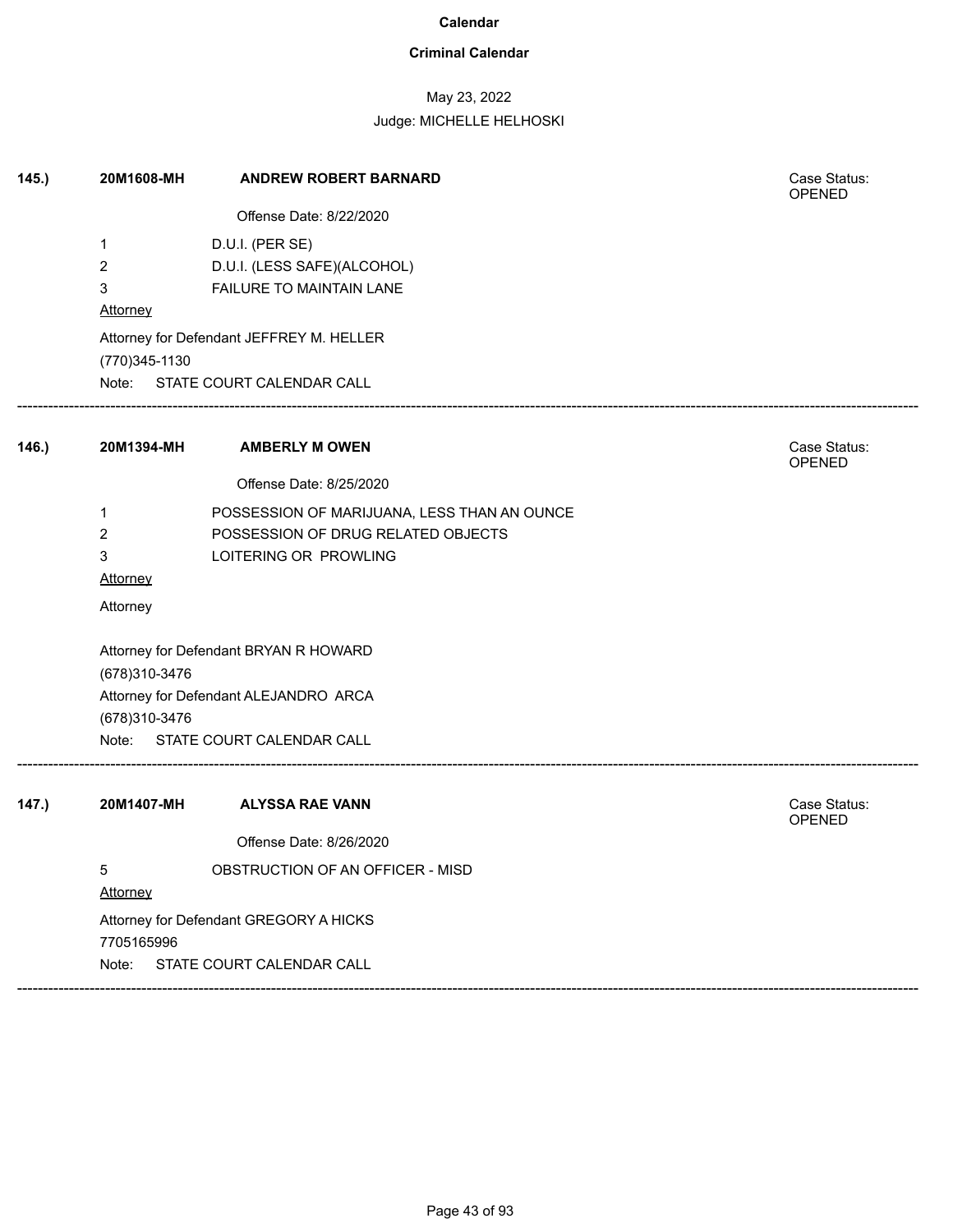**Calendar**

**Criminal Calendar**

May 23, 2022

Judge: MICHELLE HELHOSKI

**145.)** **20M1608-MH** **ANDREW ROBERT BARNARD** Case Status: OPENED

Offense Date: 8/22/2020

1 D.U.I. (PER SE)
2 D.U.I. (LESS SAFE)(ALCOHOL)
3 FAILURE TO MAINTAIN LANE

Attorney

Attorney for Defendant JEFFREY M. HELLER
(770)345-1130
Note: STATE COURT CALENDAR CALL

---

**146.)** **20M1394-MH** **AMBERLY M OWEN** Case Status: OPENED

Offense Date: 8/25/2020

1 POSSESSION OF MARIJUANA, LESS THAN AN OUNCE
2 POSSESSION OF DRUG RELATED OBJECTS
3 LOITERING OR PROWLING

Attorney

Attorney

Attorney for Defendant BRYAN R HOWARD
(678)310-3476
Attorney for Defendant ALEJANDRO ARCA
(678)310-3476
Note: STATE COURT CALENDAR CALL

---

**147.)** **20M1407-MH** **ALYSSA RAE VANN** Case Status: OPENED

Offense Date: 8/26/2020

5 OBSTRUCTION OF AN OFFICER - MISD

Attorney

Attorney for Defendant GREGORY A HICKS
7705165996
Note: STATE COURT CALENDAR CALL

---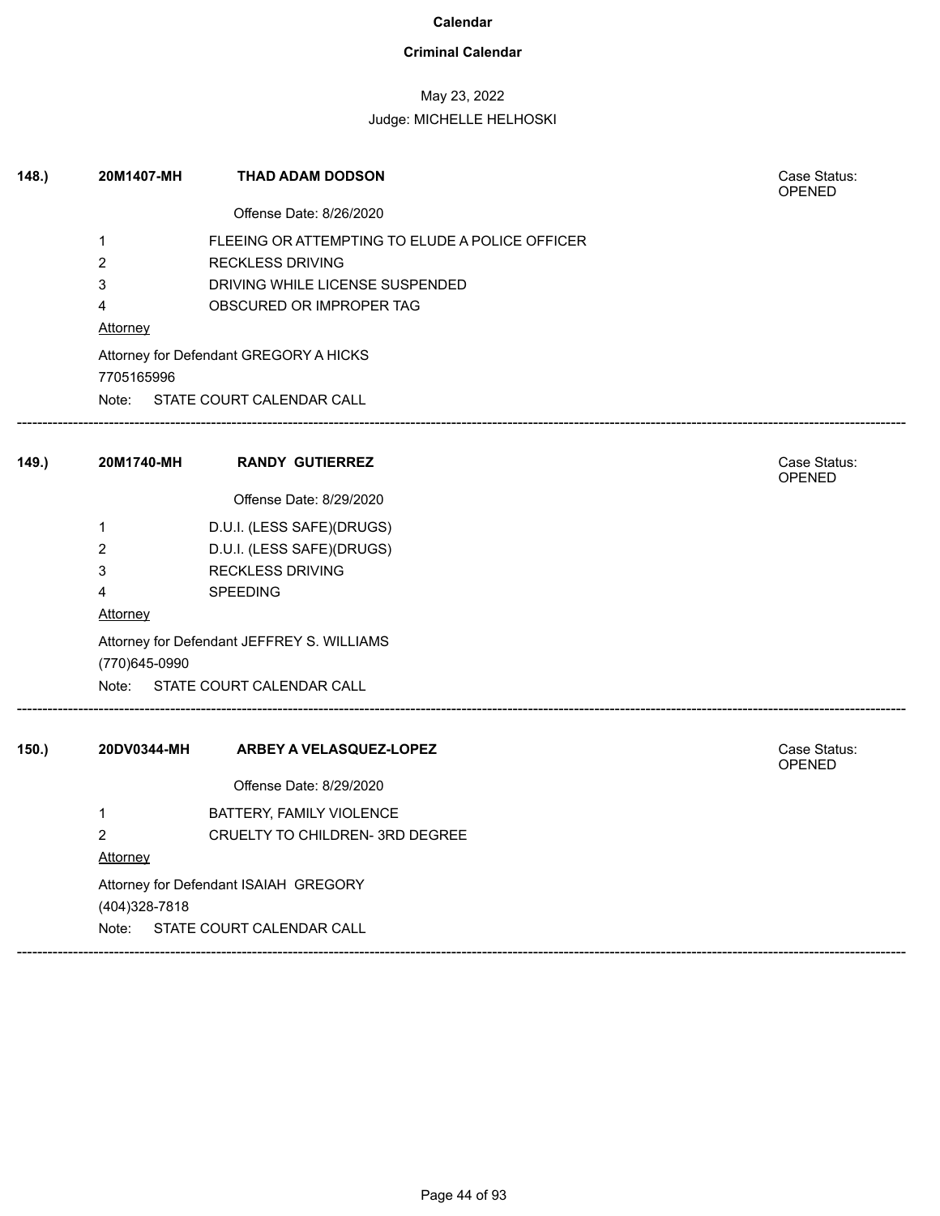**Calendar**

**Criminal Calendar**

May 23, 2022

Judge: MICHELLE HELHOSKI

**148.)** **20M1407-MH** **THAD ADAM DODSON** Case Status: OPENED

Offense Date: 8/26/2020

1 FLEEING OR ATTEMPTING TO ELUDE A POLICE OFFICER
2 RECKLESS DRIVING
3 DRIVING WHILE LICENSE SUSPENDED
4 OBSCURED OR IMPROPER TAG

Attorney

Attorney for Defendant GREGORY A HICKS
7705165996

Note: STATE COURT CALENDAR CALL

---

**149.)** **20M1740-MH** **RANDY GUTIERREZ** Case Status: OPENED

Offense Date: 8/29/2020

1 D.U.I. (LESS SAFE)(DRUGS)
2 D.U.I. (LESS SAFE)(DRUGS)
3 RECKLESS DRIVING
4 SPEEDING

Attorney

Attorney for Defendant JEFFREY S. WILLIAMS
(770)645-0990

Note: STATE COURT CALENDAR CALL

---

**150.)** **20DV0344-MH** **ARBEY A VELASQUEZ-LOPEZ** Case Status: OPENED

Offense Date: 8/29/2020

1 BATTERY, FAMILY VIOLENCE
2 CRUELTY TO CHILDREN- 3RD DEGREE

Attorney

Attorney for Defendant ISAIAH GREGORY
(404)328-7818

Note: STATE COURT CALENDAR CALL

---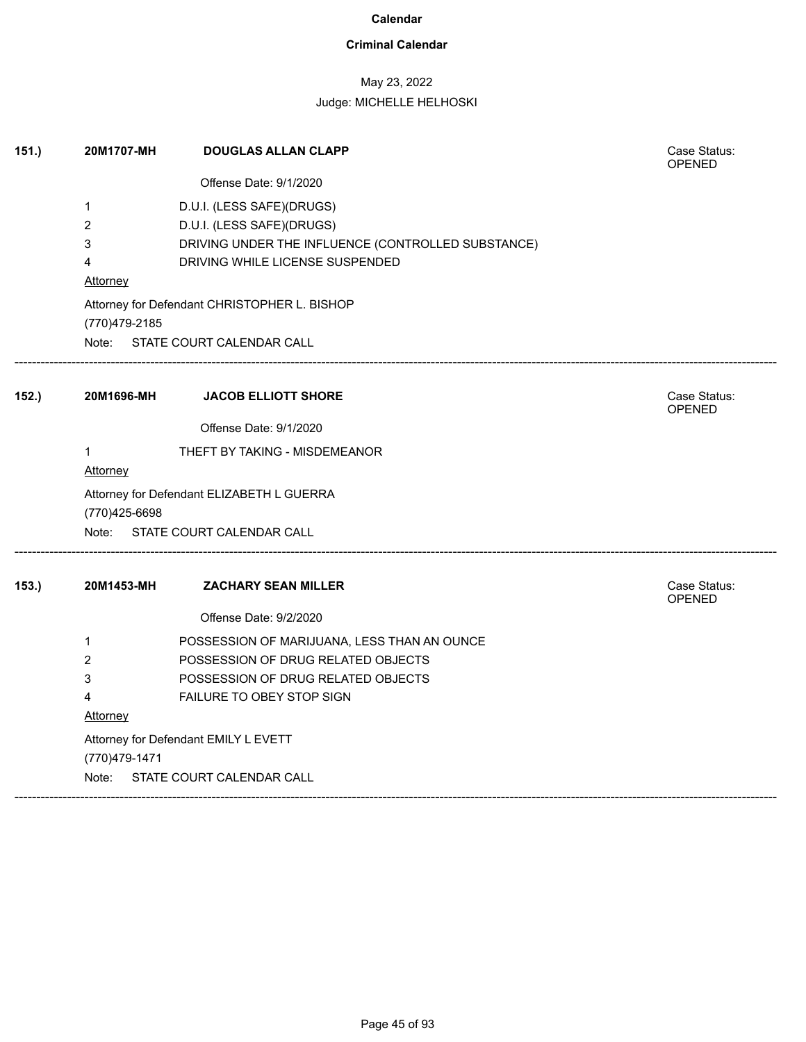**Calendar**

**Criminal Calendar**

May 23, 2022

Judge: MICHELLE HELHOSKI

**151.)** **20M1707-MH** **DOUGLAS ALLAN CLAPP** Case Status: OPENED

Offense Date: 9/1/2020

1 D.U.I. (LESS SAFE)(DRUGS)
2 D.U.I. (LESS SAFE)(DRUGS)
3 DRIVING UNDER THE INFLUENCE (CONTROLLED SUBSTANCE)
4 DRIVING WHILE LICENSE SUSPENDED

Attorney

Attorney for Defendant CHRISTOPHER L. BISHOP
(770)479-2185

Note: STATE COURT CALENDAR CALL

---

**152.)** **20M1696-MH** **JACOB ELLIOTT SHORE** Case Status: OPENED

Offense Date: 9/1/2020

1 THEFT BY TAKING - MISDEMEANOR

Attorney

Attorney for Defendant ELIZABETH L GUERRA
(770)425-6698

Note: STATE COURT CALENDAR CALL

---

**153.)** **20M1453-MH** **ZACHARY SEAN MILLER** Case Status: OPENED

Offense Date: 9/2/2020

1 POSSESSION OF MARIJUANA, LESS THAN AN OUNCE
2 POSSESSION OF DRUG RELATED OBJECTS
3 POSSESSION OF DRUG RELATED OBJECTS
4 FAILURE TO OBEY STOP SIGN

Attorney

Attorney for Defendant EMILY L EVETT
(770)479-1471

Note: STATE COURT CALENDAR CALL

---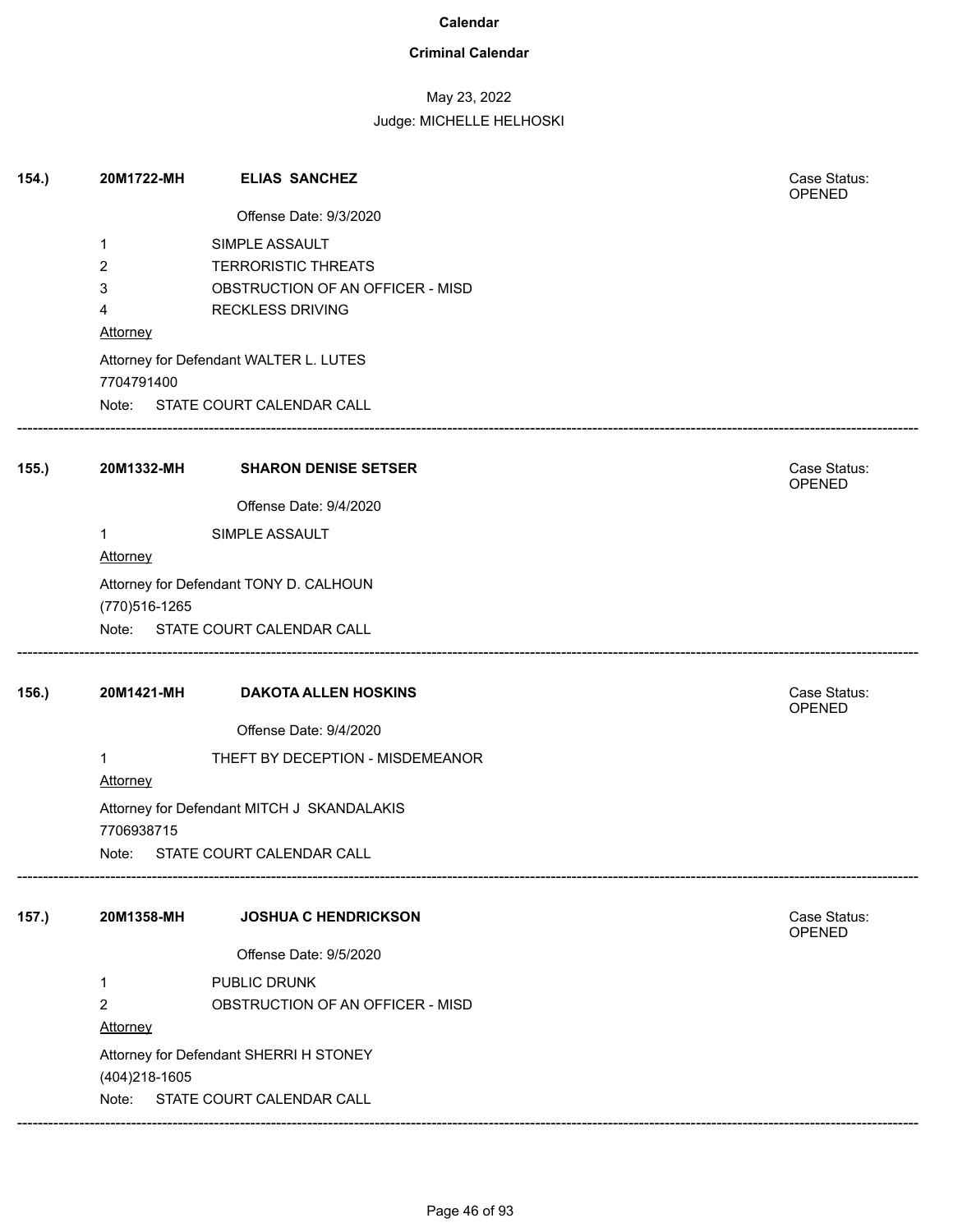**Calendar**

**Criminal Calendar**

May 23, 2022

Judge: MICHELLE HELHOSKI

**154.)** **20M1722-MH** **ELIAS SANCHEZ** Case Status: OPENED

Offense Date: 9/3/2020

1 SIMPLE ASSAULT
2 TERRORISTIC THREATS
3 OBSTRUCTION OF AN OFFICER - MISD
4 RECKLESS DRIVING

Attorney

Attorney for Defendant WALTER L. LUTES
7704791400

Note: STATE COURT CALENDAR CALL

---

**155.)** **20M1332-MH** **SHARON DENISE SETSER** Case Status: OPENED

Offense Date: 9/4/2020

1 SIMPLE ASSAULT

Attorney

Attorney for Defendant TONY D. CALHOUN
(770)516-1265

Note: STATE COURT CALENDAR CALL

---

**156.)** **20M1421-MH** **DAKOTA ALLEN HOSKINS** Case Status: OPENED

Offense Date: 9/4/2020

1 THEFT BY DECEPTION - MISDEMEANOR

Attorney

Attorney for Defendant MITCH J SKANDALAKIS
7706938715

Note: STATE COURT CALENDAR CALL

---

**157.)** **20M1358-MH** **JOSHUA C HENDRICKSON** Case Status: OPENED

Offense Date: 9/5/2020

1 PUBLIC DRUNK
2 OBSTRUCTION OF AN OFFICER - MISD

Attorney

Attorney for Defendant SHERRI H STONEY
(404)218-1605

Note: STATE COURT CALENDAR CALL

---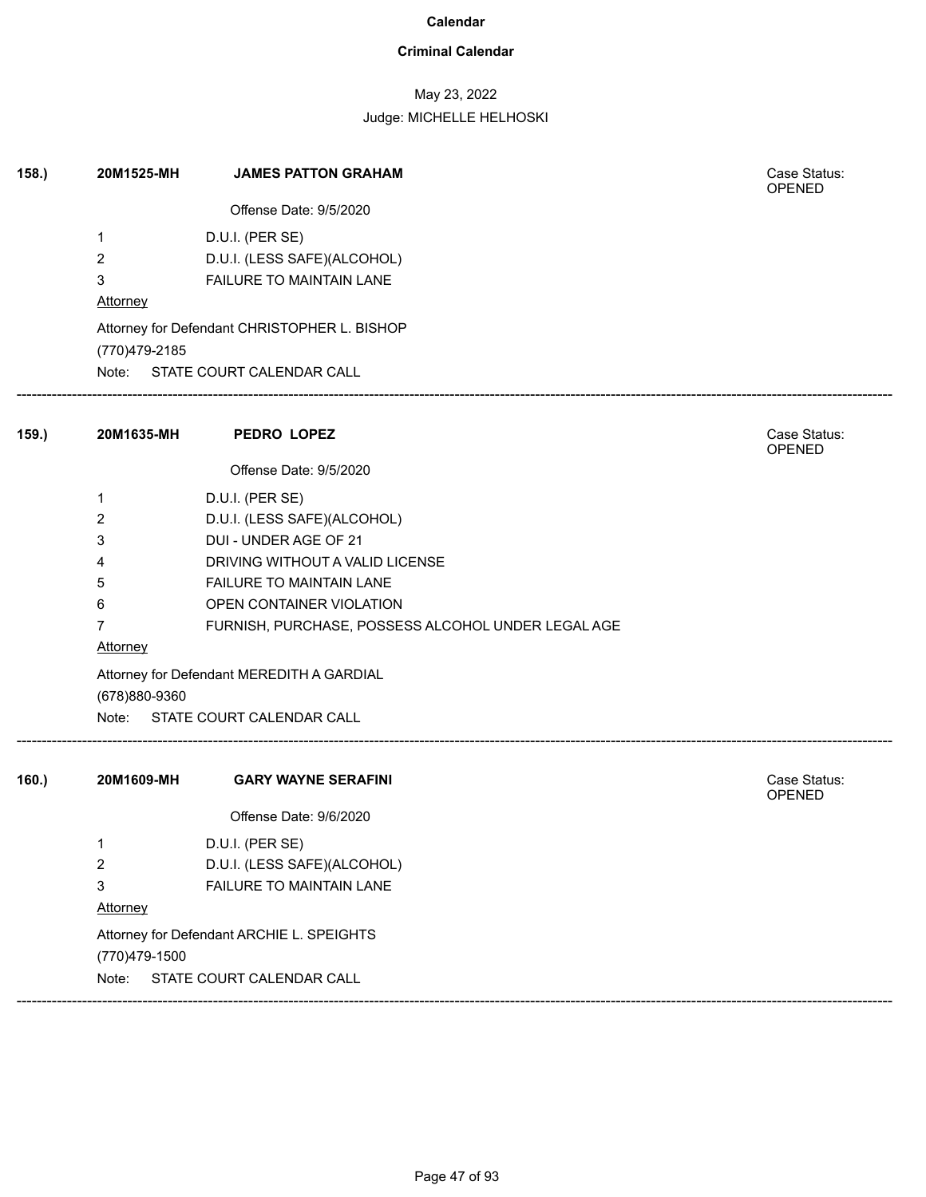# Calendar

## Criminal Calendar

May 23, 2022

Judge: MICHELLE HELHOSKI

**158.)** **20M1525-MH** **JAMES PATTON GRAHAM**

Case Status: OPENED

Offense Date: 9/5/2020

1 D.U.I. (PER SE)
2 D.U.I. (LESS SAFE)(ALCOHOL)
3 FAILURE TO MAINTAIN LANE

Attorney

Attorney for Defendant CHRISTOPHER L. BISHOP
(770)479-2185

Note: STATE COURT CALENDAR CALL

---

**159.)** **20M1635-MH** **PEDRO LOPEZ**

Case Status: OPENED

Offense Date: 9/5/2020

1 D.U.I. (PER SE)
2 D.U.I. (LESS SAFE)(ALCOHOL)
3 DUI - UNDER AGE OF 21
4 DRIVING WITHOUT A VALID LICENSE
5 FAILURE TO MAINTAIN LANE
6 OPEN CONTAINER VIOLATION
7 FURNISH, PURCHASE, POSSESS ALCOHOL UNDER LEGAL AGE

Attorney

Attorney for Defendant MEREDITH A GARDIAL
(678)880-9360

Note: STATE COURT CALENDAR CALL

---

**160.)** **20M1609-MH** **GARY WAYNE SERAFINI**

Case Status: OPENED

Offense Date: 9/6/2020

1 D.U.I. (PER SE)
2 D.U.I. (LESS SAFE)(ALCOHOL)
3 FAILURE TO MAINTAIN LANE

Attorney

Attorney for Defendant ARCHIE L. SPEIGHTS
(770)479-1500

Note: STATE COURT CALENDAR CALL

---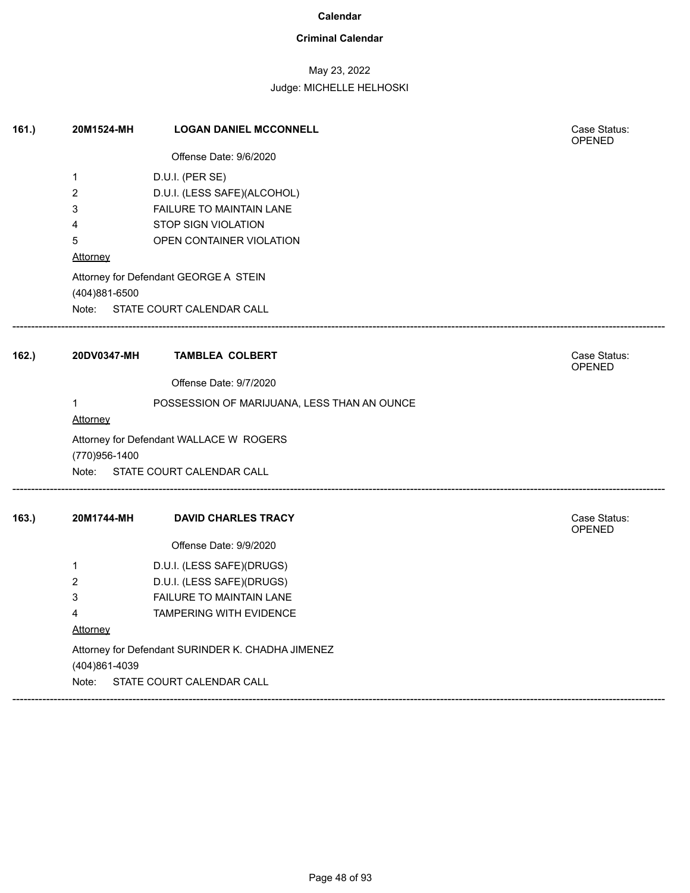# Calendar

## Criminal Calendar

May 23, 2022

Judge: MICHELLE HELHOSKI

---

**161.)** **20M1524-MH** **LOGAN DANIEL MCCONNELL**

Case Status: OPENED

Offense Date: 9/6/2020

1 D.U.I. (PER SE)
2 D.U.I. (LESS SAFE)(ALCOHOL)
3 FAILURE TO MAINTAIN LANE
4 STOP SIGN VIOLATION
5 OPEN CONTAINER VIOLATION

Attorney

Attorney for Defendant GEORGE A STEIN
(404)881-6500

Note: STATE COURT CALENDAR CALL

---

**162.)** **20DV0347-MH** **TAMBLEA COLBERT**

Case Status: OPENED

Offense Date: 9/7/2020

1 POSSESSION OF MARIJUANA, LESS THAN AN OUNCE

Attorney

Attorney for Defendant WALLACE W ROGERS
(770)956-1400

Note: STATE COURT CALENDAR CALL

---

**163.)** **20M1744-MH** **DAVID CHARLES TRACY**

Case Status: OPENED

Offense Date: 9/9/2020

1 D.U.I. (LESS SAFE)(DRUGS)
2 D.U.I. (LESS SAFE)(DRUGS)
3 FAILURE TO MAINTAIN LANE
4 TAMPERING WITH EVIDENCE

Attorney

Attorney for Defendant SURINDER K. CHADHA JIMENEZ
(404)861-4039

Note: STATE COURT CALENDAR CALL

---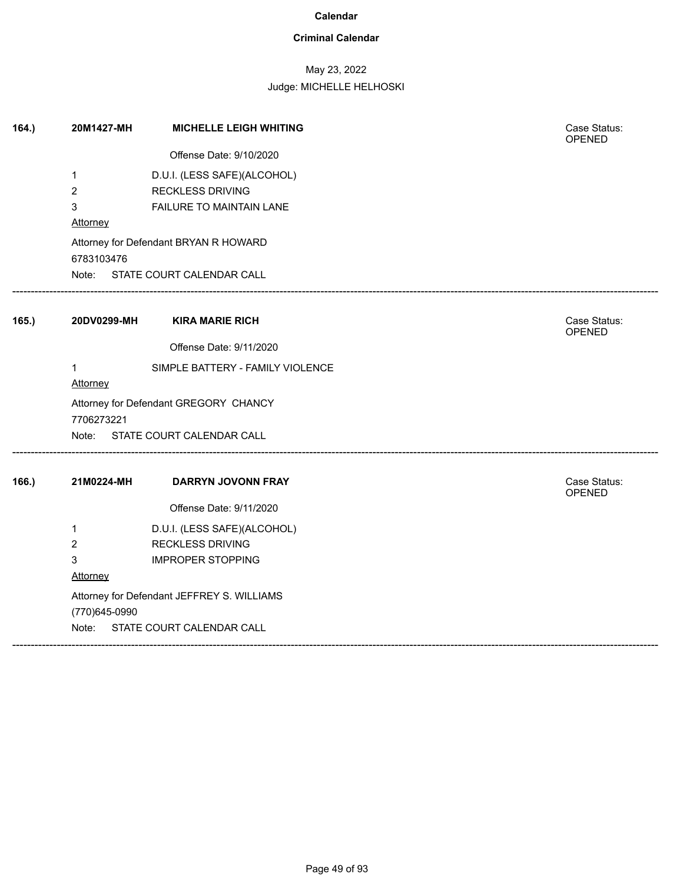**Calendar**

**Criminal Calendar**

May 23, 2022

Judge: MICHELLE HELHOSKI

**164.)** **20M1427-MH** **MICHELLE LEIGH WHITING**

Case Status: OPENED

Offense Date: 9/10/2020

1 D.U.I. (LESS SAFE)(ALCOHOL)
2 RECKLESS DRIVING
3 FAILURE TO MAINTAIN LANE

Attorney

Attorney for Defendant BRYAN R HOWARD
6783103476

Note: STATE COURT CALENDAR CALL

---

**165.)** **20DV0299-MH** **KIRA MARIE RICH**

Case Status: OPENED

Offense Date: 9/11/2020

1 SIMPLE BATTERY - FAMILY VIOLENCE

Attorney

Attorney for Defendant GREGORY CHANCY
7706273221

Note: STATE COURT CALENDAR CALL

---

**166.)** **21M0224-MH** **DARRYN JOVONN FRAY**

Case Status: OPENED

Offense Date: 9/11/2020

1 D.U.I. (LESS SAFE)(ALCOHOL)
2 RECKLESS DRIVING
3 IMPROPER STOPPING

Attorney

Attorney for Defendant JEFFREY S. WILLIAMS
(770)645-0990

Note: STATE COURT CALENDAR CALL

---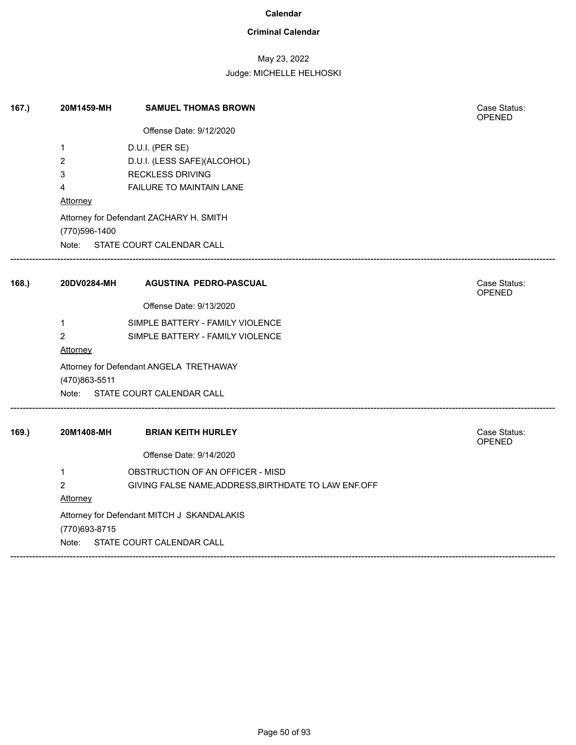# Calendar

## Criminal Calendar

May 23, 2022

Judge: MICHELLE HELHOSKI

---

**167.)** **20M1459-MH** **SAMUEL THOMAS BROWN**

Case Status: OPENED

Offense Date: 9/12/2020

1 D.U.I. (PER SE)
2 D.U.I. (LESS SAFE)(ALCOHOL)
3 RECKLESS DRIVING
4 FAILURE TO MAINTAIN LANE

Attorney

Attorney for Defendant ZACHARY H. SMITH
(770)596-1400

Note: STATE COURT CALENDAR CALL

---

**168.)** **20DV0284-MH** **AGUSTINA PEDRO-PASCUAL**

Case Status: OPENED

Offense Date: 9/13/2020

1 SIMPLE BATTERY - FAMILY VIOLENCE
2 SIMPLE BATTERY - FAMILY VIOLENCE

Attorney

Attorney for Defendant ANGELA TRETHAWAY
(470)863-5511

Note: STATE COURT CALENDAR CALL

---

**169.)** **20M1408-MH** **BRIAN KEITH HURLEY**

Case Status: OPENED

Offense Date: 9/14/2020

1 OBSTRUCTION OF AN OFFICER - MISD
2 GIVING FALSE NAME,ADDRESS,BIRTHDATE TO LAW ENF.OFF

Attorney

Attorney for Defendant MITCH J SKANDALAKIS
(770)693-8715

Note: STATE COURT CALENDAR CALL

---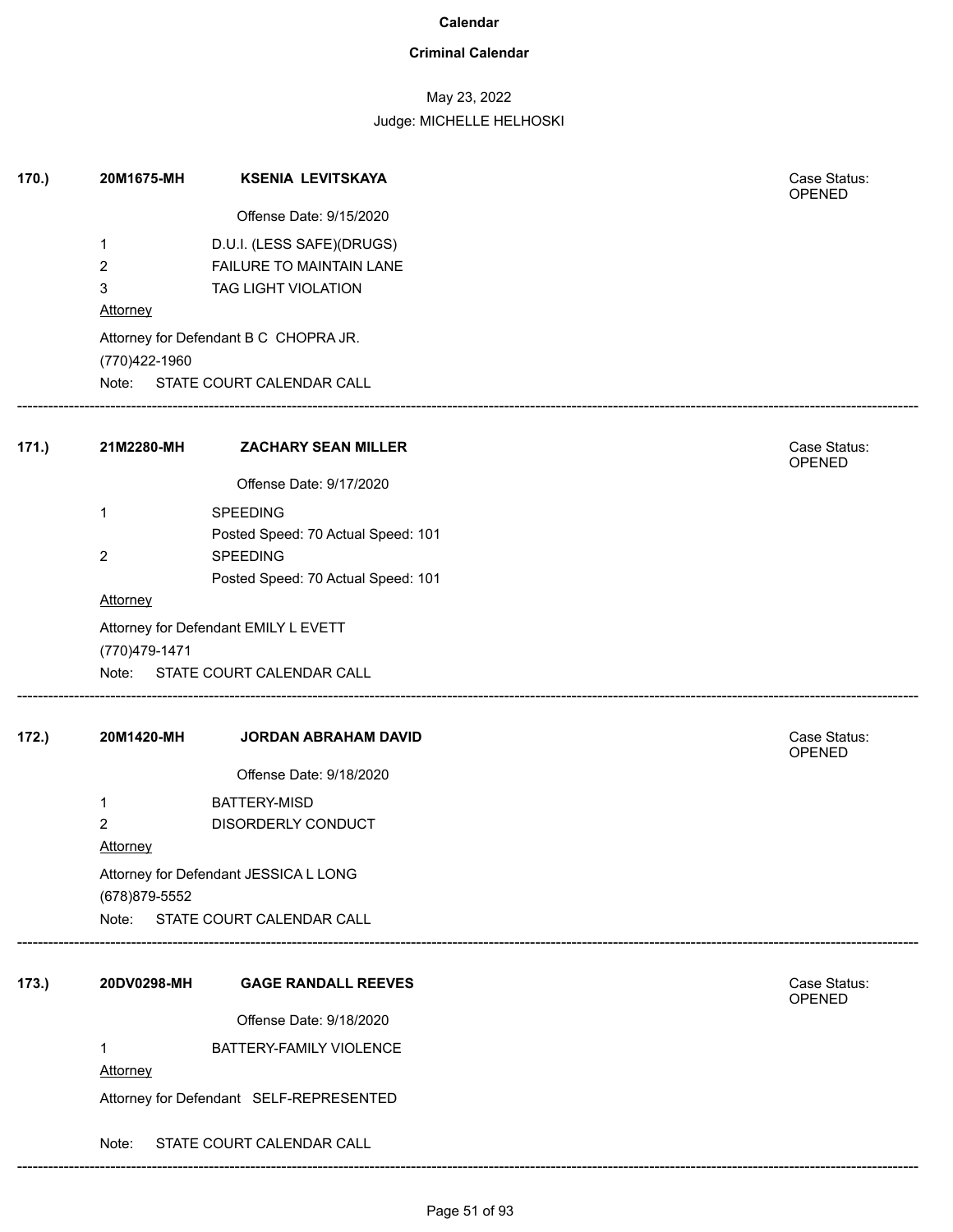**Calendar**

**Criminal Calendar**

May 23, 2022

Judge: MICHELLE HELHOSKI

**170.)** **20M1675-MH** **KSENIA LEVITSKAYA**

Case Status: OPENED

Offense Date: 9/15/2020

1 D.U.I. (LESS SAFE)(DRUGS)
2 FAILURE TO MAINTAIN LANE
3 TAG LIGHT VIOLATION

Attorney

Attorney for Defendant B C CHOPRA JR.
(770)422-1960
Note: STATE COURT CALENDAR CALL

---

**171.)** **21M2280-MH** **ZACHARY SEAN MILLER**

Case Status: OPENED

Offense Date: 9/17/2020

1 SPEEDING
Posted Speed: 70 Actual Speed: 101
2 SPEEDING
Posted Speed: 70 Actual Speed: 101

Attorney

Attorney for Defendant EMILY L EVETT
(770)479-1471
Note: STATE COURT CALENDAR CALL

---

**172.)** **20M1420-MH** **JORDAN ABRAHAM DAVID**

Case Status: OPENED

Offense Date: 9/18/2020

1 BATTERY-MISD
2 DISORDERLY CONDUCT

Attorney

Attorney for Defendant JESSICA L LONG
(678)879-5552
Note: STATE COURT CALENDAR CALL

---

**173.)** **20DV0298-MH** **GAGE RANDALL REEVES**

Case Status: OPENED

Offense Date: 9/18/2020

1 BATTERY-FAMILY VIOLENCE

Attorney

Attorney for Defendant SELF-REPRESENTED

Note: STATE COURT CALENDAR CALL

---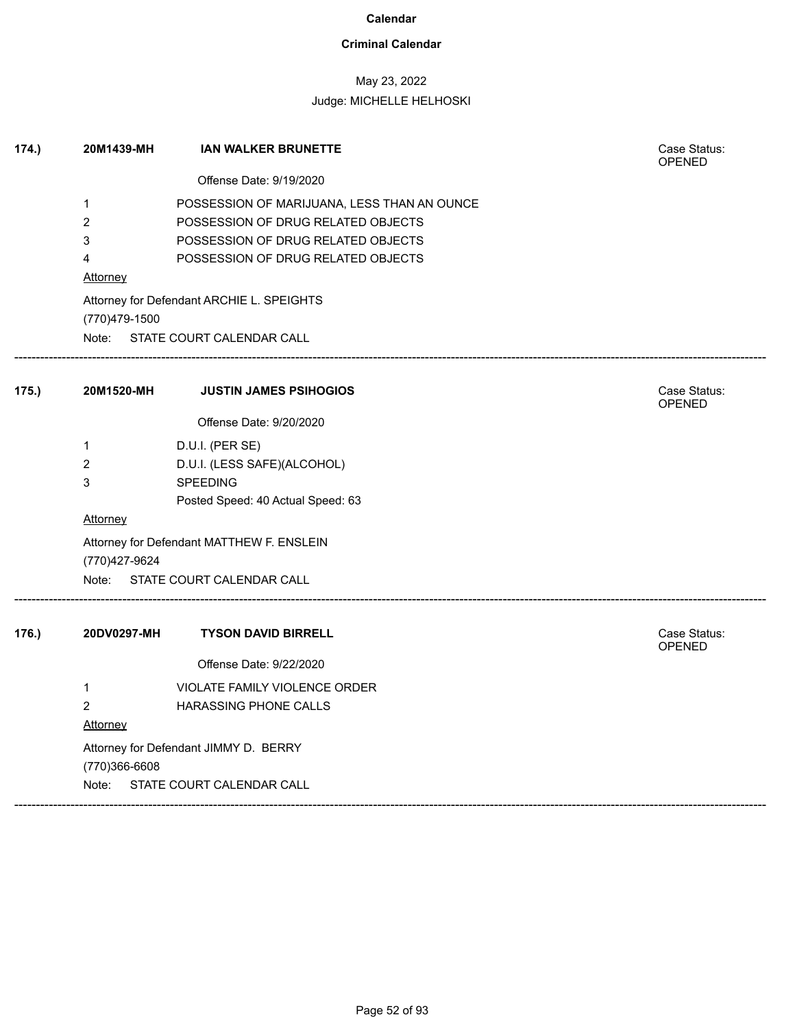**Calendar**

**Criminal Calendar**

May 23, 2022

Judge: MICHELLE HELHOSKI

---

**174.)** **20M1439-MH** **IAN WALKER BRUNETTE** — Case Status: OPENED

Offense Date: 9/19/2020

1 POSSESSION OF MARIJUANA, LESS THAN AN OUNCE
2 POSSESSION OF DRUG RELATED OBJECTS
3 POSSESSION OF DRUG RELATED OBJECTS
4 POSSESSION OF DRUG RELATED OBJECTS

Attorney

Attorney for Defendant ARCHIE L. SPEIGHTS
(770)479-1500

Note: STATE COURT CALENDAR CALL

---

**175.)** **20M1520-MH** **JUSTIN JAMES PSIHOGIOS** — Case Status: OPENED

Offense Date: 9/20/2020

1 D.U.I. (PER SE)
2 D.U.I. (LESS SAFE)(ALCOHOL)
3 SPEEDING
Posted Speed: 40 Actual Speed: 63

Attorney

Attorney for Defendant MATTHEW F. ENSLEIN
(770)427-9624

Note: STATE COURT CALENDAR CALL

---

**176.)** **20DV0297-MH** **TYSON DAVID BIRRELL** — Case Status: OPENED

Offense Date: 9/22/2020

1 VIOLATE FAMILY VIOLENCE ORDER
2 HARASSING PHONE CALLS

Attorney

Attorney for Defendant JIMMY D. BERRY
(770)366-6608

Note: STATE COURT CALENDAR CALL

---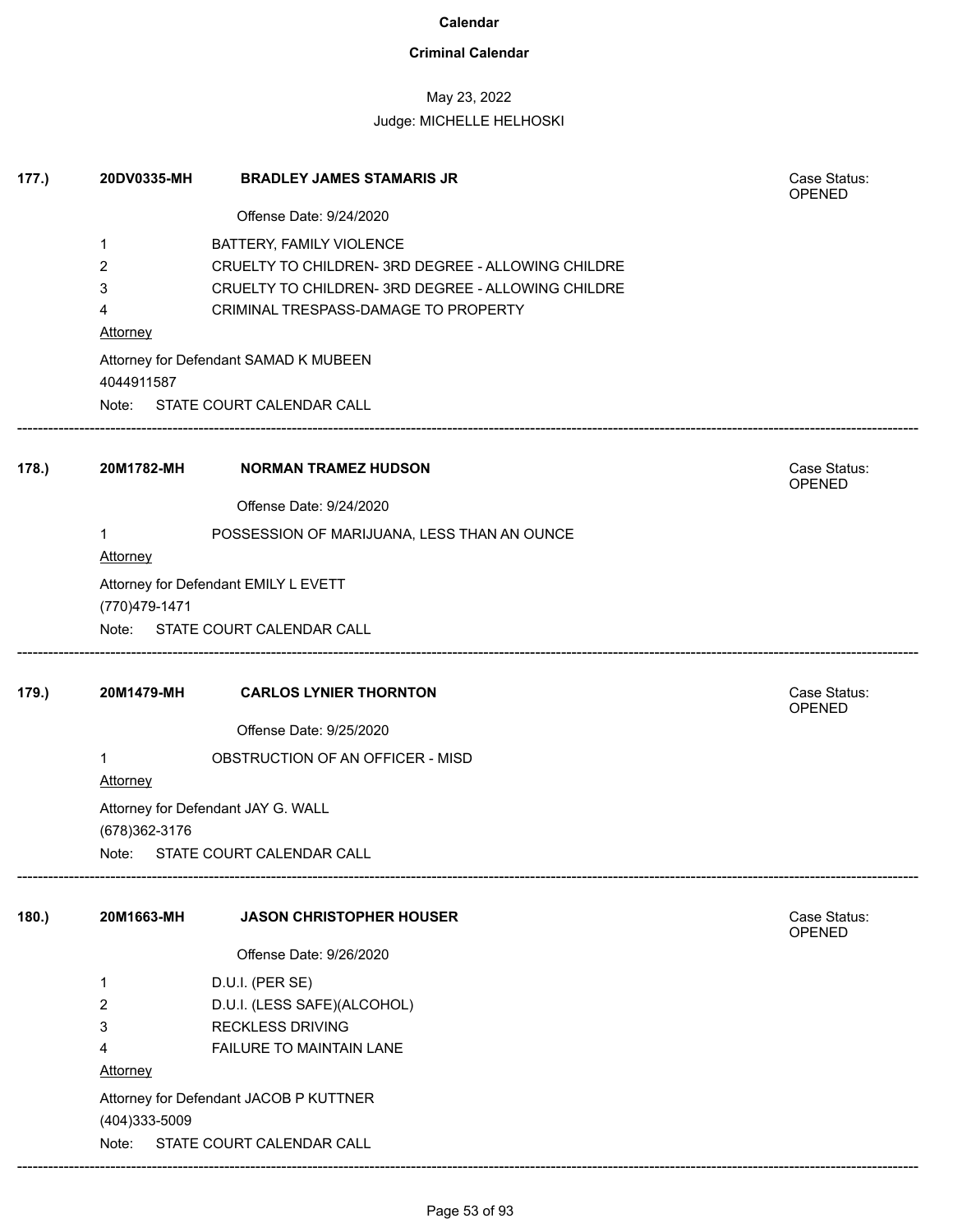# Calendar

## Criminal Calendar

May 23, 2022

Judge: MICHELLE HELHOSKI

---

**177.)** **20DV0335-MH** **BRADLEY JAMES STAMARIS JR** — Case Status: OPENED

Offense Date: 9/24/2020

1 BATTERY, FAMILY VIOLENCE
2 CRUELTY TO CHILDREN- 3RD DEGREE - ALLOWING CHILDRE
3 CRUELTY TO CHILDREN- 3RD DEGREE - ALLOWING CHILDRE
4 CRIMINAL TRESPASS-DAMAGE TO PROPERTY

Attorney

Attorney for Defendant SAMAD K MUBEEN
4044911587

Note: STATE COURT CALENDAR CALL

---

**178.)** **20M1782-MH** **NORMAN TRAMEZ HUDSON** — Case Status: OPENED

Offense Date: 9/24/2020

1 POSSESSION OF MARIJUANA, LESS THAN AN OUNCE

Attorney

Attorney for Defendant EMILY L EVETT
(770)479-1471

Note: STATE COURT CALENDAR CALL

---

**179.)** **20M1479-MH** **CARLOS LYNIER THORNTON** — Case Status: OPENED

Offense Date: 9/25/2020

1 OBSTRUCTION OF AN OFFICER - MISD

Attorney

Attorney for Defendant JAY G. WALL
(678)362-3176

Note: STATE COURT CALENDAR CALL

---

**180.)** **20M1663-MH** **JASON CHRISTOPHER HOUSER** — Case Status: OPENED

Offense Date: 9/26/2020

1 D.U.I. (PER SE)
2 D.U.I. (LESS SAFE)(ALCOHOL)
3 RECKLESS DRIVING
4 FAILURE TO MAINTAIN LANE

Attorney

Attorney for Defendant JACOB P KUTTNER
(404)333-5009

Note: STATE COURT CALENDAR CALL

---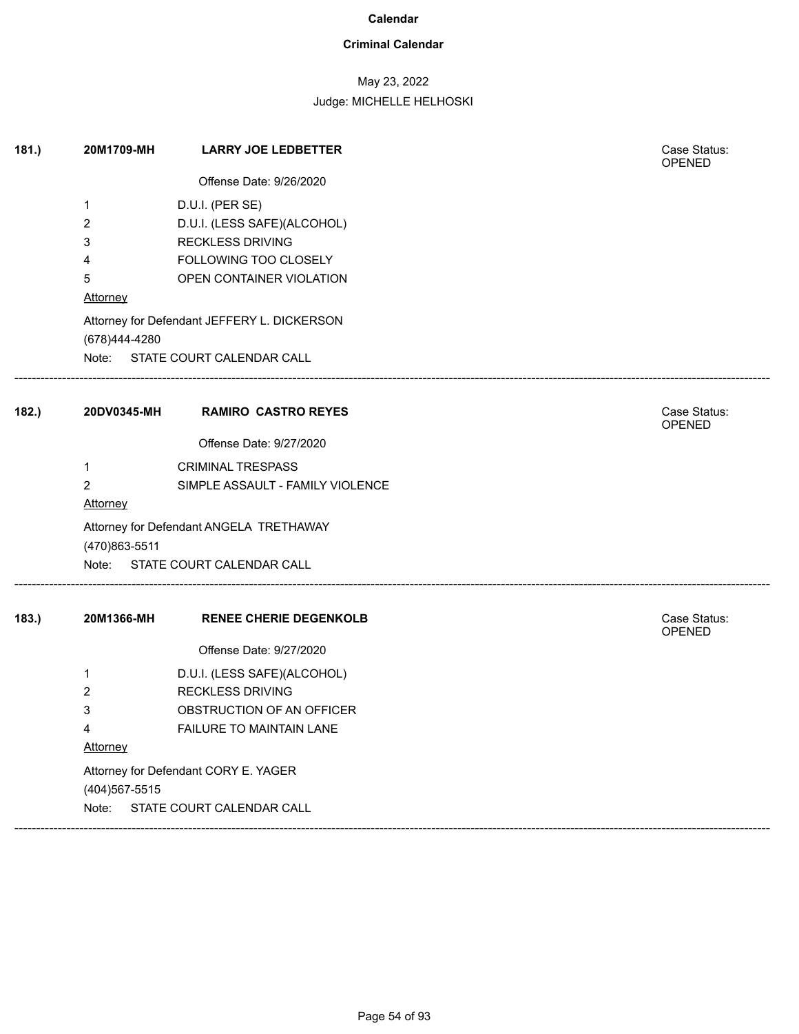# Calendar

## Criminal Calendar

May 23, 2022

Judge: MICHELLE HELHOSKI

**181.)** **20M1709-MH** **LARRY JOE LEDBETTER**

Case Status: OPENED

Offense Date: 9/26/2020

1 D.U.I. (PER SE)
2 D.U.I. (LESS SAFE)(ALCOHOL)
3 RECKLESS DRIVING
4 FOLLOWING TOO CLOSELY
5 OPEN CONTAINER VIOLATION

Attorney

Attorney for Defendant JEFFERY L. DICKERSON
(678)444-4280
Note: STATE COURT CALENDAR CALL

---

**182.)** **20DV0345-MH** **RAMIRO CASTRO REYES**

Case Status: OPENED

Offense Date: 9/27/2020

1 CRIMINAL TRESPASS
2 SIMPLE ASSAULT - FAMILY VIOLENCE

Attorney

Attorney for Defendant ANGELA TRETHAWAY
(470)863-5511
Note: STATE COURT CALENDAR CALL

---

**183.)** **20M1366-MH** **RENEE CHERIE DEGENKOLB**

Case Status: OPENED

Offense Date: 9/27/2020

1 D.U.I. (LESS SAFE)(ALCOHOL)
2 RECKLESS DRIVING
3 OBSTRUCTION OF AN OFFICER
4 FAILURE TO MAINTAIN LANE

Attorney

Attorney for Defendant CORY E. YAGER
(404)567-5515
Note: STATE COURT CALENDAR CALL

---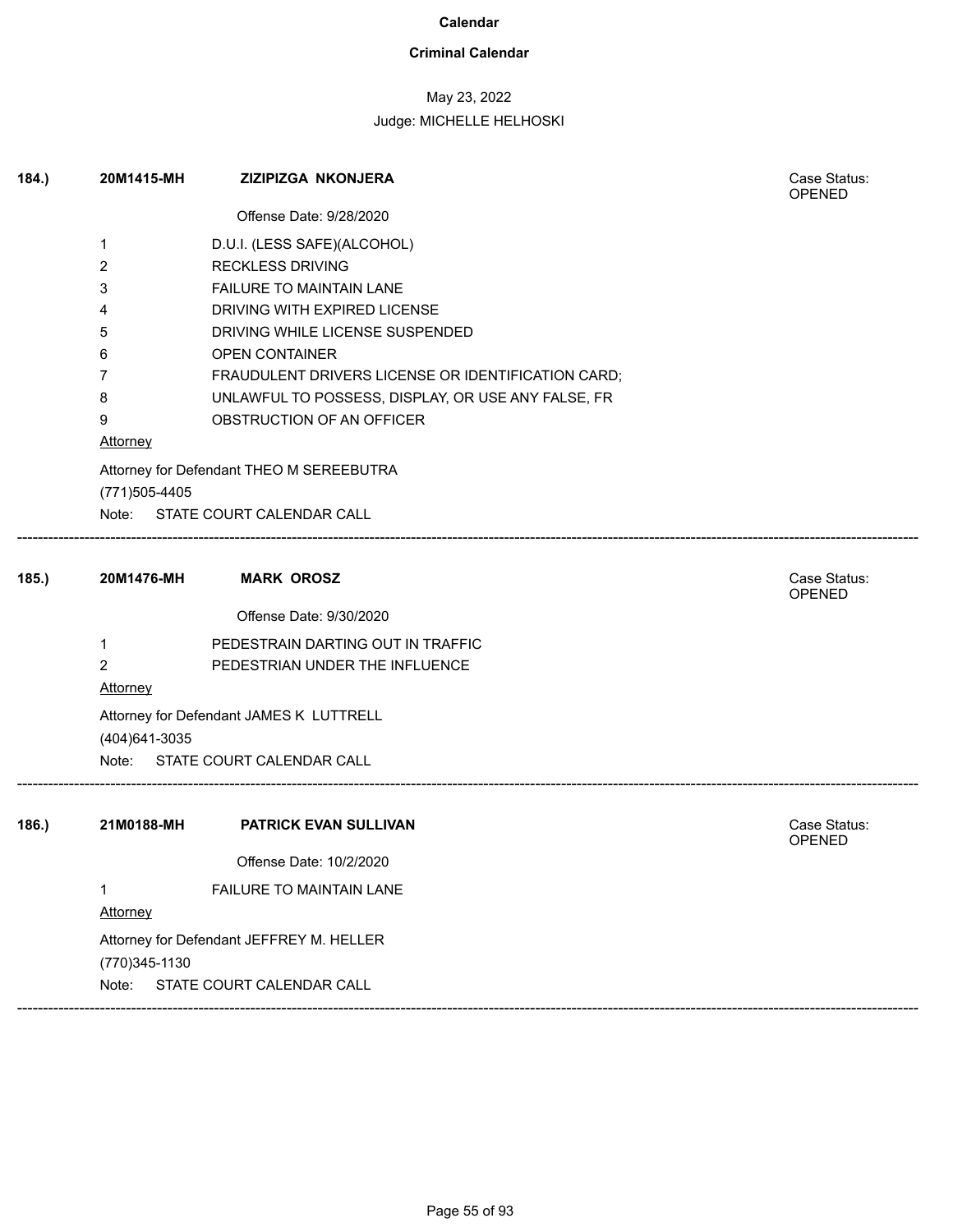# Calendar

## Criminal Calendar

May 23, 2022

Judge: MICHELLE HELHOSKI

---

**184.)** **20M1415-MH** **ZIZIPIZGA NKONJERA**

Case Status: OPENED

Offense Date: 9/28/2020

1 D.U.I. (LESS SAFE)(ALCOHOL)
2 RECKLESS DRIVING
3 FAILURE TO MAINTAIN LANE
4 DRIVING WITH EXPIRED LICENSE
5 DRIVING WHILE LICENSE SUSPENDED
6 OPEN CONTAINER
7 FRAUDULENT DRIVERS LICENSE OR IDENTIFICATION CARD;
8 UNLAWFUL TO POSSESS, DISPLAY, OR USE ANY FALSE, FR
9 OBSTRUCTION OF AN OFFICER

Attorney

Attorney for Defendant THEO M SEREEBUTRA
(771)505-4405

Note: STATE COURT CALENDAR CALL

---

**185.)** **20M1476-MH** **MARK OROSZ**

Case Status: OPENED

Offense Date: 9/30/2020

1 PEDESTRAIN DARTING OUT IN TRAFFIC
2 PEDESTRIAN UNDER THE INFLUENCE

Attorney

Attorney for Defendant JAMES K LUTTRELL
(404)641-3035

Note: STATE COURT CALENDAR CALL

---

**186.)** **21M0188-MH** **PATRICK EVAN SULLIVAN**

Case Status: OPENED

Offense Date: 10/2/2020

1 FAILURE TO MAINTAIN LANE

Attorney

Attorney for Defendant JEFFREY M. HELLER
(770)345-1130

Note: STATE COURT CALENDAR CALL

---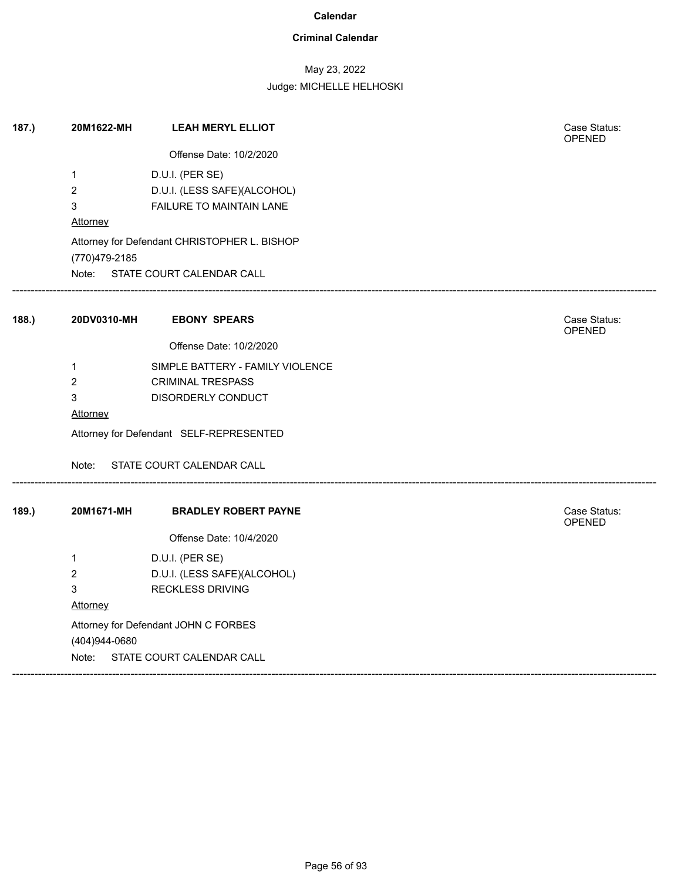**Calendar**

**Criminal Calendar**

May 23, 2022

Judge: MICHELLE HELHOSKI

**187.)** **20M1622-MH** **LEAH MERYL ELLIOT** Case Status: OPENED

Offense Date: 10/2/2020

1 D.U.I. (PER SE)
2 D.U.I. (LESS SAFE)(ALCOHOL)
3 FAILURE TO MAINTAIN LANE

Attorney

Attorney for Defendant CHRISTOPHER L. BISHOP
(770)479-2185

Note: STATE COURT CALENDAR CALL

---

**188.)** **20DV0310-MH** **EBONY SPEARS** Case Status: OPENED

Offense Date: 10/2/2020

1 SIMPLE BATTERY - FAMILY VIOLENCE
2 CRIMINAL TRESPASS
3 DISORDERLY CONDUCT

Attorney

Attorney for Defendant SELF-REPRESENTED

Note: STATE COURT CALENDAR CALL

---

**189.)** **20M1671-MH** **BRADLEY ROBERT PAYNE** Case Status: OPENED

Offense Date: 10/4/2020

1 D.U.I. (PER SE)
2 D.U.I. (LESS SAFE)(ALCOHOL)
3 RECKLESS DRIVING

Attorney

Attorney for Defendant JOHN C FORBES
(404)944-0680

Note: STATE COURT CALENDAR CALL

---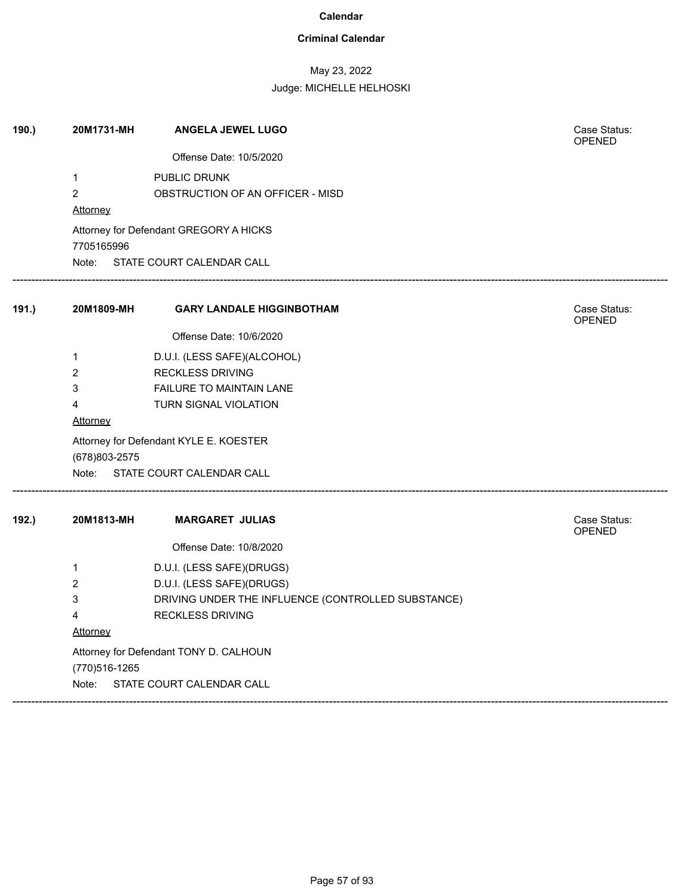**Calendar**

**Criminal Calendar**

May 23, 2022

Judge: MICHELLE HELHOSKI

**190.)** **20M1731-MH** **ANGELA JEWEL LUGO** Case Status: OPENED

Offense Date: 10/5/2020

| | |
|---|---|
| 1 | PUBLIC DRUNK |
| 2 | OBSTRUCTION OF AN OFFICER - MISD |

Attorney

Attorney for Defendant GREGORY A HICKS
7705165996

Note: STATE COURT CALENDAR CALL

---

**191.)** **20M1809-MH** **GARY LANDALE HIGGINBOTHAM** Case Status: OPENED

Offense Date: 10/6/2020

| | |
|---|---|
| 1 | D.U.I. (LESS SAFE)(ALCOHOL) |
| 2 | RECKLESS DRIVING |
| 3 | FAILURE TO MAINTAIN LANE |
| 4 | TURN SIGNAL VIOLATION |

Attorney

Attorney for Defendant KYLE E. KOESTER
(678)803-2575

Note: STATE COURT CALENDAR CALL

---

**192.)** **20M1813-MH** **MARGARET JULIAS** Case Status: OPENED

Offense Date: 10/8/2020

| | |
|---|---|
| 1 | D.U.I. (LESS SAFE)(DRUGS) |
| 2 | D.U.I. (LESS SAFE)(DRUGS) |
| 3 | DRIVING UNDER THE INFLUENCE (CONTROLLED SUBSTANCE) |
| 4 | RECKLESS DRIVING |

Attorney

Attorney for Defendant TONY D. CALHOUN
(770)516-1265

Note: STATE COURT CALENDAR CALL

---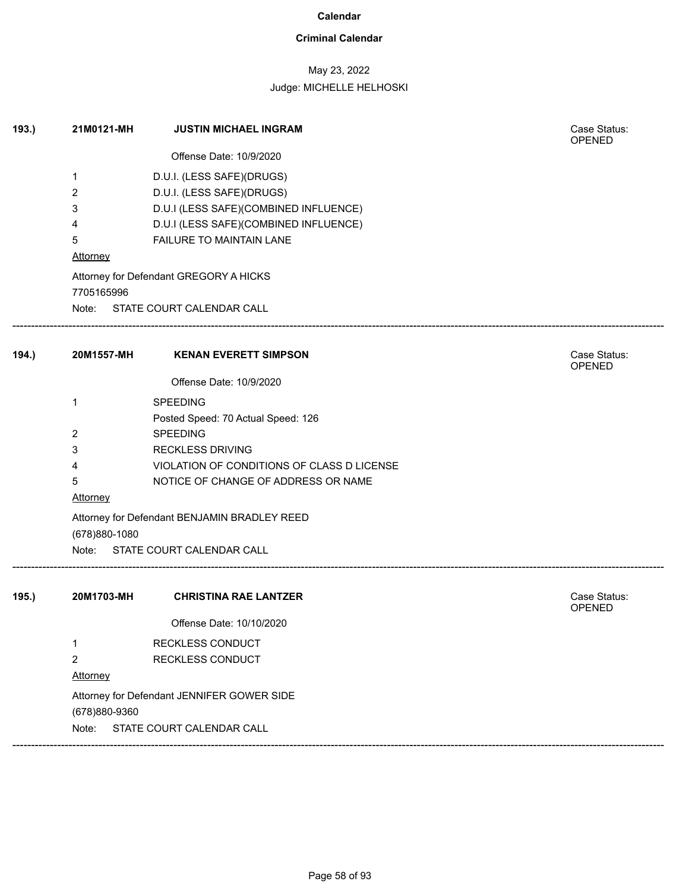**Calendar**

**Criminal Calendar**

May 23, 2022

Judge: MICHELLE HELHOSKI

**193.)** **21M0121-MH** **JUSTIN MICHAEL INGRAM**

Case Status: OPENED

Offense Date: 10/9/2020

1 D.U.I. (LESS SAFE)(DRUGS)
2 D.U.I. (LESS SAFE)(DRUGS)
3 D.U.I (LESS SAFE)(COMBINED INFLUENCE)
4 D.U.I (LESS SAFE)(COMBINED INFLUENCE)
5 FAILURE TO MAINTAIN LANE

Attorney

Attorney for Defendant GREGORY A HICKS
7705165996

Note: STATE COURT CALENDAR CALL

---

**194.)** **20M1557-MH** **KENAN EVERETT SIMPSON**

Case Status: OPENED

Offense Date: 10/9/2020

1 SPEEDING
Posted Speed: 70 Actual Speed: 126
2 SPEEDING
3 RECKLESS DRIVING
4 VIOLATION OF CONDITIONS OF CLASS D LICENSE
5 NOTICE OF CHANGE OF ADDRESS OR NAME

Attorney

Attorney for Defendant BENJAMIN BRADLEY REED
(678)880-1080

Note: STATE COURT CALENDAR CALL

---

**195.)** **20M1703-MH** **CHRISTINA RAE LANTZER**

Case Status: OPENED

Offense Date: 10/10/2020

1 RECKLESS CONDUCT
2 RECKLESS CONDUCT

Attorney

Attorney for Defendant JENNIFER GOWER SIDE
(678)880-9360

Note: STATE COURT CALENDAR CALL

---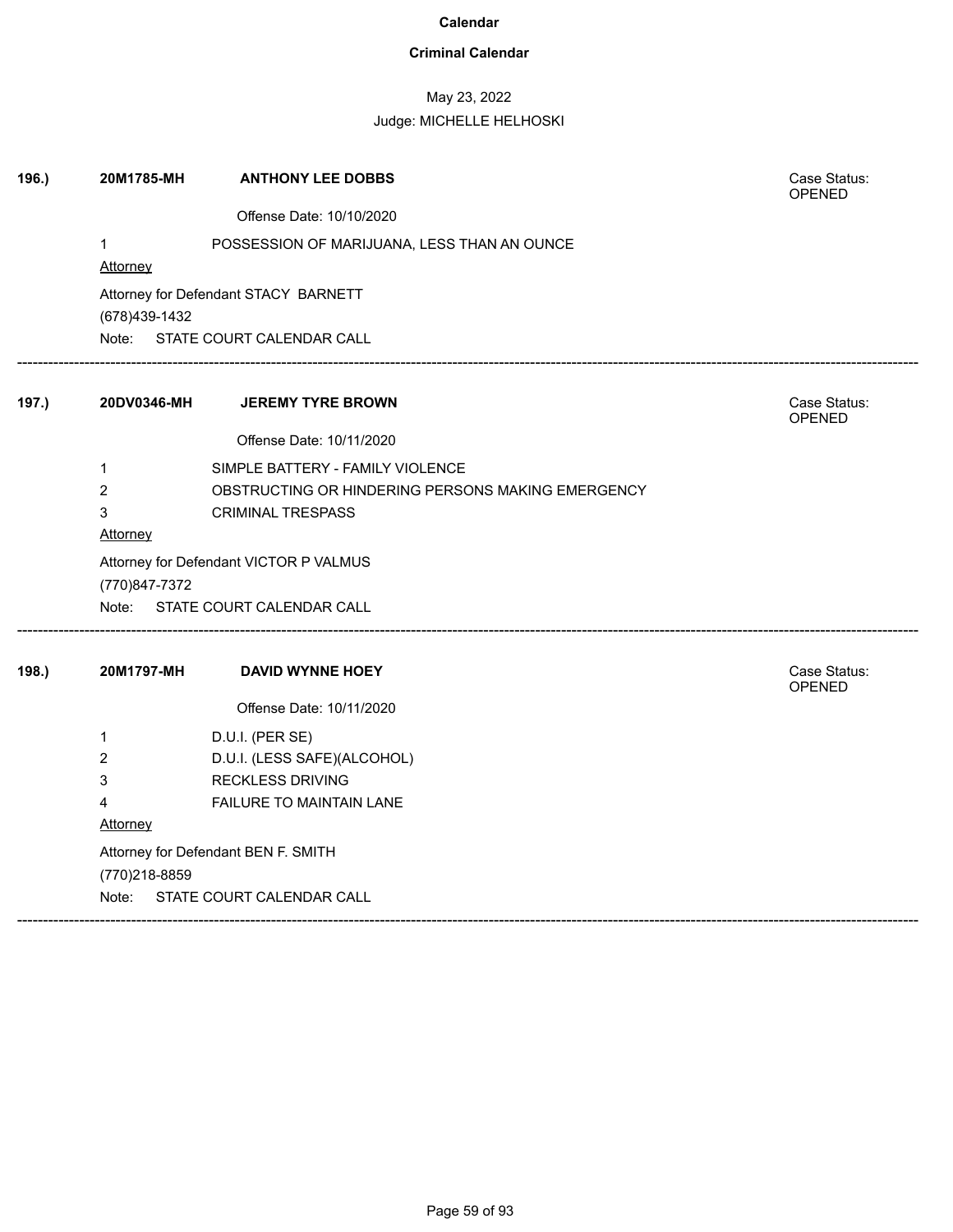**Calendar**

**Criminal Calendar**

May 23, 2022

Judge: MICHELLE HELHOSKI

**196.)** **20M1785-MH** **ANTHONY LEE DOBBS** Case Status: OPENED

Offense Date: 10/10/2020

1 POSSESSION OF MARIJUANA, LESS THAN AN OUNCE

Attorney

Attorney for Defendant STACY BARNETT

(678)439-1432

Note: STATE COURT CALENDAR CALL

---

**197.)** **20DV0346-MH** **JEREMY TYRE BROWN** Case Status: OPENED

Offense Date: 10/11/2020

1 SIMPLE BATTERY - FAMILY VIOLENCE

2 OBSTRUCTING OR HINDERING PERSONS MAKING EMERGENCY

3 CRIMINAL TRESPASS

Attorney

Attorney for Defendant VICTOR P VALMUS

(770)847-7372

Note: STATE COURT CALENDAR CALL

---

**198.)** **20M1797-MH** **DAVID WYNNE HOEY** Case Status: OPENED

Offense Date: 10/11/2020

1 D.U.I. (PER SE)

2 D.U.I. (LESS SAFE)(ALCOHOL)

3 RECKLESS DRIVING

4 FAILURE TO MAINTAIN LANE

Attorney

Attorney for Defendant BEN F. SMITH

(770)218-8859

Note: STATE COURT CALENDAR CALL

---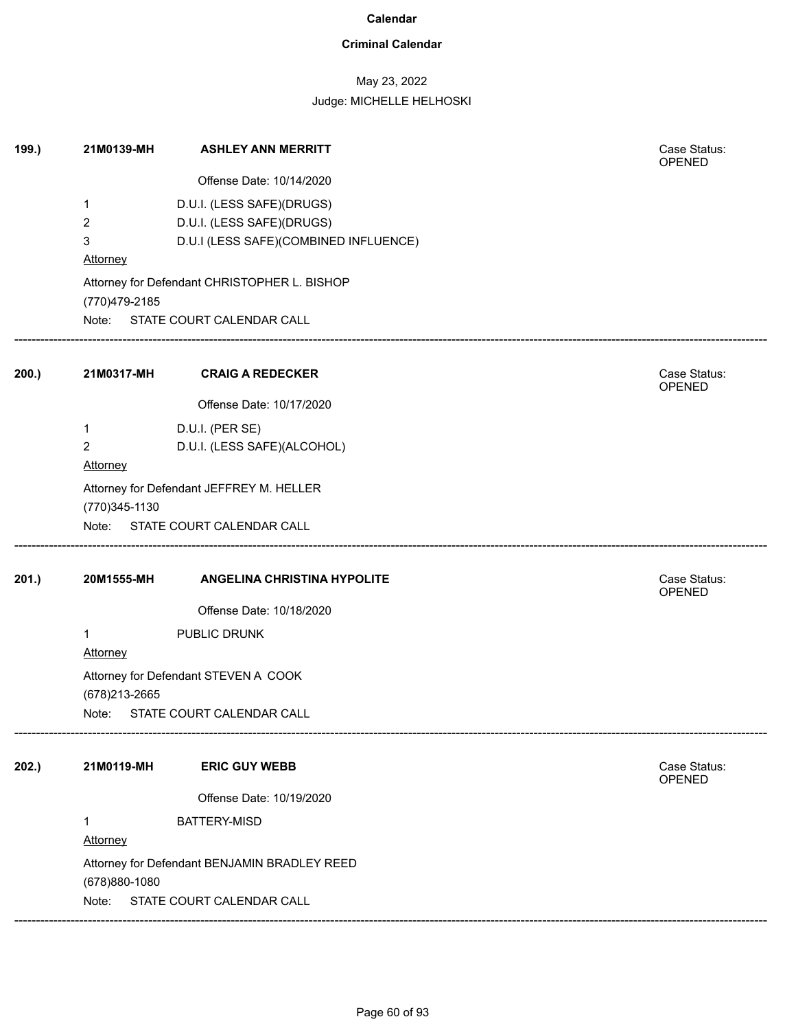**Calendar**

**Criminal Calendar**

May 23, 2022

Judge: MICHELLE HELHOSKI

**199.)** **21M0139-MH** **ASHLEY ANN MERRITT** Case Status: OPENED

Offense Date: 10/14/2020

1 D.U.I. (LESS SAFE)(DRUGS)
2 D.U.I. (LESS SAFE)(DRUGS)
3 D.U.I (LESS SAFE)(COMBINED INFLUENCE)

Attorney

Attorney for Defendant CHRISTOPHER L. BISHOP
(770)479-2185

Note: STATE COURT CALENDAR CALL

---

**200.)** **21M0317-MH** **CRAIG A REDECKER** Case Status: OPENED

Offense Date: 10/17/2020

1 D.U.I. (PER SE)
2 D.U.I. (LESS SAFE)(ALCOHOL)

Attorney

Attorney for Defendant JEFFREY M. HELLER
(770)345-1130

Note: STATE COURT CALENDAR CALL

---

**201.)** **20M1555-MH** **ANGELINA CHRISTINA HYPOLITE** Case Status: OPENED

Offense Date: 10/18/2020

1 PUBLIC DRUNK

Attorney

Attorney for Defendant STEVEN A COOK
(678)213-2665

Note: STATE COURT CALENDAR CALL

---

**202.)** **21M0119-MH** **ERIC GUY WEBB** Case Status: OPENED

Offense Date: 10/19/2020

1 BATTERY-MISD

Attorney

Attorney for Defendant BENJAMIN BRADLEY REED
(678)880-1080

Note: STATE COURT CALENDAR CALL

---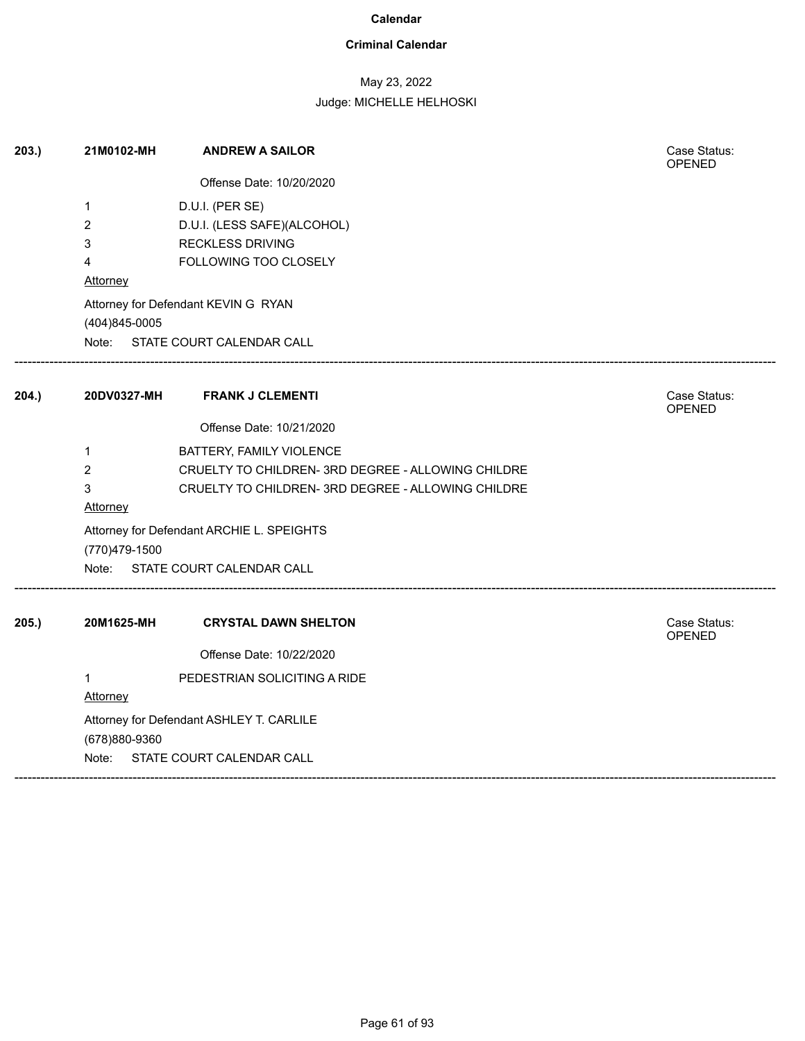**Calendar**

**Criminal Calendar**

May 23, 2022

Judge: MICHELLE HELHOSKI

**203.)** **21M0102-MH** **ANDREW A SAILOR**

Case Status: OPENED

Offense Date: 10/20/2020

1 D.U.I. (PER SE)
2 D.U.I. (LESS SAFE)(ALCOHOL)
3 RECKLESS DRIVING
4 FOLLOWING TOO CLOSELY

Attorney

Attorney for Defendant KEVIN G RYAN
(404)845-0005

Note: STATE COURT CALENDAR CALL

---

**204.)** **20DV0327-MH** **FRANK J CLEMENTI**

Case Status: OPENED

Offense Date: 10/21/2020

1 BATTERY, FAMILY VIOLENCE
2 CRUELTY TO CHILDREN- 3RD DEGREE - ALLOWING CHILDRE
3 CRUELTY TO CHILDREN- 3RD DEGREE - ALLOWING CHILDRE

Attorney

Attorney for Defendant ARCHIE L. SPEIGHTS
(770)479-1500

Note: STATE COURT CALENDAR CALL

---

**205.)** **20M1625-MH** **CRYSTAL DAWN SHELTON**

Case Status: OPENED

Offense Date: 10/22/2020

1 PEDESTRIAN SOLICITING A RIDE

Attorney

Attorney for Defendant ASHLEY T. CARLILE
(678)880-9360

Note: STATE COURT CALENDAR CALL

---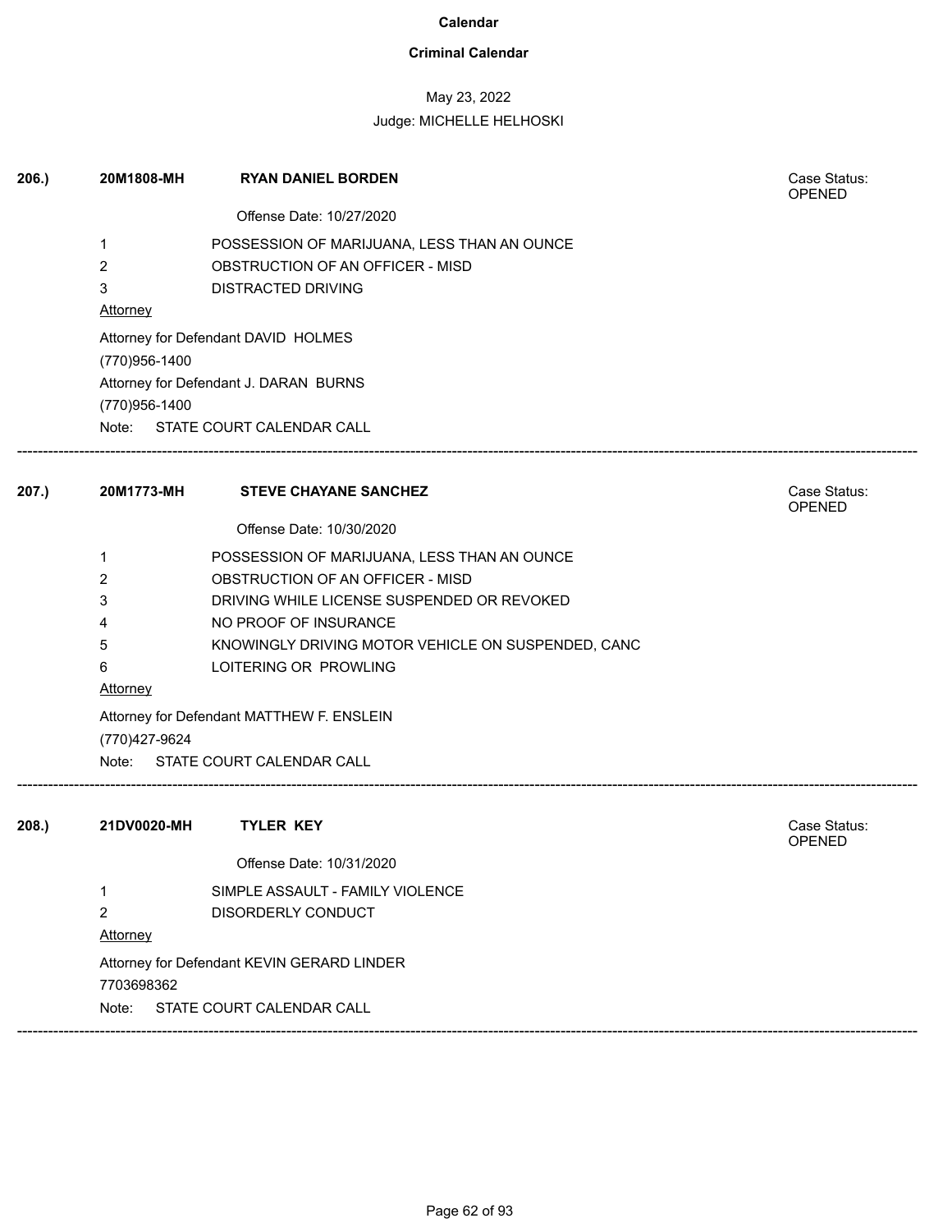# Calendar

## Criminal Calendar

May 23, 2022

Judge: MICHELLE HELHOSKI

---

**206.)** **20M1808-MH** **RYAN DANIEL BORDEN**

Case Status: OPENED

Offense Date: 10/27/2020

1 POSSESSION OF MARIJUANA, LESS THAN AN OUNCE
2 OBSTRUCTION OF AN OFFICER - MISD
3 DISTRACTED DRIVING

Attorney

Attorney for Defendant DAVID HOLMES
(770)956-1400
Attorney for Defendant J. DARAN BURNS
(770)956-1400

Note: STATE COURT CALENDAR CALL

---

**207.)** **20M1773-MH** **STEVE CHAYANE SANCHEZ**

Case Status: OPENED

Offense Date: 10/30/2020

1 POSSESSION OF MARIJUANA, LESS THAN AN OUNCE
2 OBSTRUCTION OF AN OFFICER - MISD
3 DRIVING WHILE LICENSE SUSPENDED OR REVOKED
4 NO PROOF OF INSURANCE
5 KNOWINGLY DRIVING MOTOR VEHICLE ON SUSPENDED, CANC
6 LOITERING OR PROWLING

Attorney

Attorney for Defendant MATTHEW F. ENSLEIN
(770)427-9624

Note: STATE COURT CALENDAR CALL

---

**208.)** **21DV0020-MH** **TYLER KEY**

Case Status: OPENED

Offense Date: 10/31/2020

1 SIMPLE ASSAULT - FAMILY VIOLENCE
2 DISORDERLY CONDUCT

Attorney

Attorney for Defendant KEVIN GERARD LINDER
7703698362

Note: STATE COURT CALENDAR CALL

---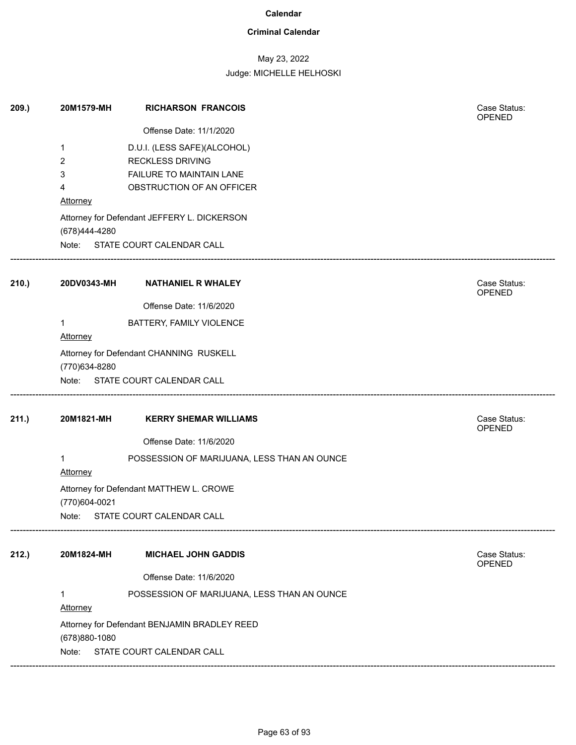# Calendar

## Criminal Calendar

May 23, 2022

Judge: MICHELLE HELHOSKI

---

**209.)** **20M1579-MH** **RICHARSON FRANCOIS** Case Status: OPENED

Offense Date: 11/1/2020

1 D.U.I. (LESS SAFE)(ALCOHOL)
2 RECKLESS DRIVING
3 FAILURE TO MAINTAIN LANE
4 OBSTRUCTION OF AN OFFICER

Attorney

Attorney for Defendant JEFFERY L. DICKERSON
(678)444-4280

Note: STATE COURT CALENDAR CALL

---

**210.)** **20DV0343-MH** **NATHANIEL R WHALEY** Case Status: OPENED

Offense Date: 11/6/2020

1 BATTERY, FAMILY VIOLENCE

Attorney

Attorney for Defendant CHANNING RUSKELL
(770)634-8280

Note: STATE COURT CALENDAR CALL

---

**211.)** **20M1821-MH** **KERRY SHEMAR WILLIAMS** Case Status: OPENED

Offense Date: 11/6/2020

1 POSSESSION OF MARIJUANA, LESS THAN AN OUNCE

Attorney

Attorney for Defendant MATTHEW L. CROWE
(770)604-0021

Note: STATE COURT CALENDAR CALL

---

**212.)** **20M1824-MH** **MICHAEL JOHN GADDIS** Case Status: OPENED

Offense Date: 11/6/2020

1 POSSESSION OF MARIJUANA, LESS THAN AN OUNCE

Attorney

Attorney for Defendant BENJAMIN BRADLEY REED
(678)880-1080

Note: STATE COURT CALENDAR CALL

---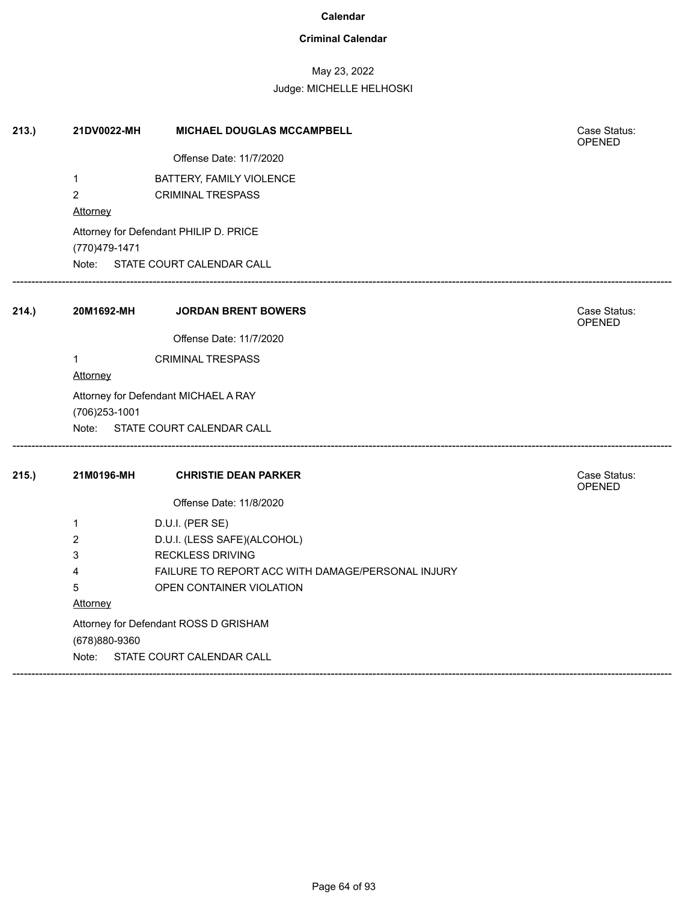**Calendar**

**Criminal Calendar**

May 23, 2022

Judge: MICHELLE HELHOSKI

**213.)** **21DV0022-MH** **MICHAEL DOUGLAS MCCAMPBELL** Case Status: OPENED

Offense Date: 11/7/2020

1 BATTERY, FAMILY VIOLENCE

2 CRIMINAL TRESPASS

Attorney

Attorney for Defendant PHILIP D. PRICE

(770)479-1471

Note: STATE COURT CALENDAR CALL

---

**214.)** **20M1692-MH** **JORDAN BRENT BOWERS** Case Status: OPENED

Offense Date: 11/7/2020

1 CRIMINAL TRESPASS

Attorney

Attorney for Defendant MICHAEL A RAY

(706)253-1001

Note: STATE COURT CALENDAR CALL

---

**215.)** **21M0196-MH** **CHRISTIE DEAN PARKER** Case Status: OPENED

Offense Date: 11/8/2020

1 D.U.I. (PER SE)

2 D.U.I. (LESS SAFE)(ALCOHOL)

3 RECKLESS DRIVING

4 FAILURE TO REPORT ACC WITH DAMAGE/PERSONAL INJURY

5 OPEN CONTAINER VIOLATION

Attorney

Attorney for Defendant ROSS D GRISHAM

(678)880-9360

Note: STATE COURT CALENDAR CALL

---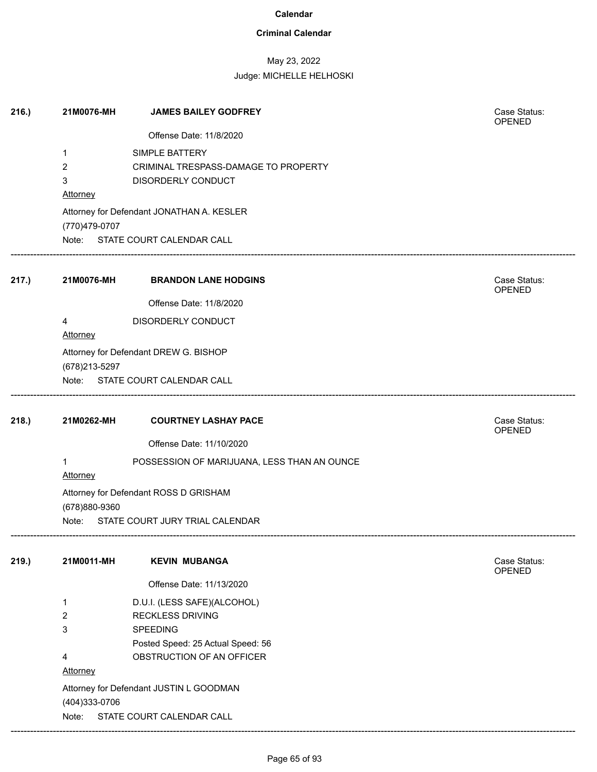# Calendar

## Criminal Calendar

May 23, 2022

Judge: MICHELLE HELHOSKI

---

**216.)** **21M0076-MH** **JAMES BAILEY GODFREY**

Case Status: OPENED

Offense Date: 11/8/2020

1 SIMPLE BATTERY

2 CRIMINAL TRESPASS-DAMAGE TO PROPERTY

3 DISORDERLY CONDUCT

Attorney

Attorney for Defendant JONATHAN A. KESLER

(770)479-0707

Note: STATE COURT CALENDAR CALL

---

**217.)** **21M0076-MH** **BRANDON LANE HODGINS**

Case Status: OPENED

Offense Date: 11/8/2020

4 DISORDERLY CONDUCT

Attorney

Attorney for Defendant DREW G. BISHOP

(678)213-5297

Note: STATE COURT CALENDAR CALL

---

**218.)** **21M0262-MH** **COURTNEY LASHAY PACE**

Case Status: OPENED

Offense Date: 11/10/2020

1 POSSESSION OF MARIJUANA, LESS THAN AN OUNCE

Attorney

Attorney for Defendant ROSS D GRISHAM

(678)880-9360

Note: STATE COURT JURY TRIAL CALENDAR

---

**219.)** **21M0011-MH** **KEVIN MUBANGA**

Case Status: OPENED

Offense Date: 11/13/2020

1 D.U.I. (LESS SAFE)(ALCOHOL)

2 RECKLESS DRIVING

3 SPEEDING

Posted Speed: 25 Actual Speed: 56

4 OBSTRUCTION OF AN OFFICER

Attorney

Attorney for Defendant JUSTIN L GOODMAN

(404)333-0706

Note: STATE COURT CALENDAR CALL

---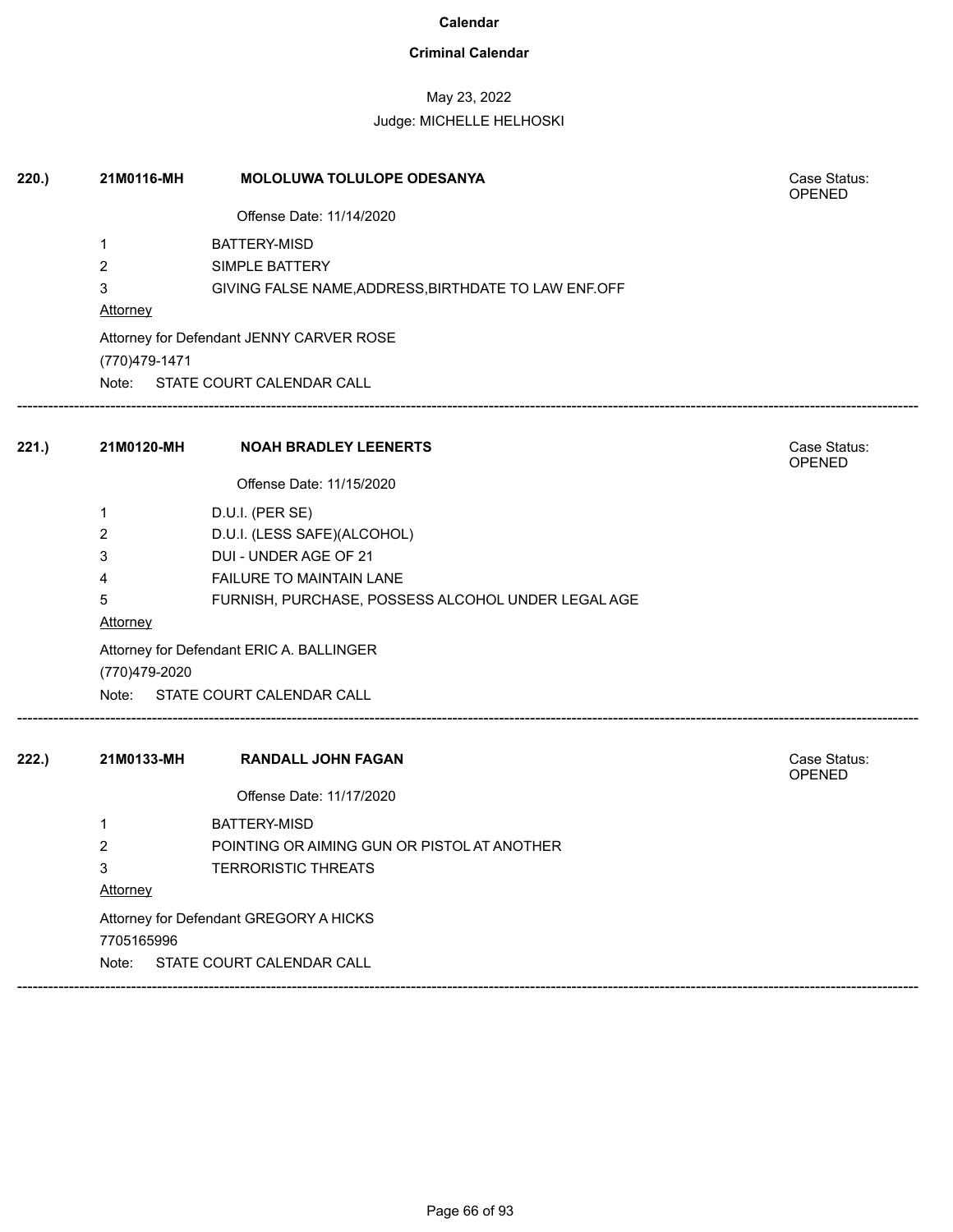# Calendar

## Criminal Calendar

May 23, 2022

Judge: MICHELLE HELHOSKI

**220.)** **21M0116-MH** **MOLOLUWA TOLULOPE ODESANYA** Case Status: OPENED

Offense Date: 11/14/2020

1 BATTERY-MISD
2 SIMPLE BATTERY
3 GIVING FALSE NAME,ADDRESS,BIRTHDATE TO LAW ENF.OFF

Attorney

Attorney for Defendant JENNY CARVER ROSE
(770)479-1471

Note: STATE COURT CALENDAR CALL

---

**221.)** **21M0120-MH** **NOAH BRADLEY LEENERTS** Case Status: OPENED

Offense Date: 11/15/2020

1 D.U.I. (PER SE)
2 D.U.I. (LESS SAFE)(ALCOHOL)
3 DUI - UNDER AGE OF 21
4 FAILURE TO MAINTAIN LANE
5 FURNISH, PURCHASE, POSSESS ALCOHOL UNDER LEGAL AGE

Attorney

Attorney for Defendant ERIC A. BALLINGER
(770)479-2020

Note: STATE COURT CALENDAR CALL

---

**222.)** **21M0133-MH** **RANDALL JOHN FAGAN** Case Status: OPENED

Offense Date: 11/17/2020

1 BATTERY-MISD
2 POINTING OR AIMING GUN OR PISTOL AT ANOTHER
3 TERRORISTIC THREATS

Attorney

Attorney for Defendant GREGORY A HICKS
7705165996

Note: STATE COURT CALENDAR CALL

---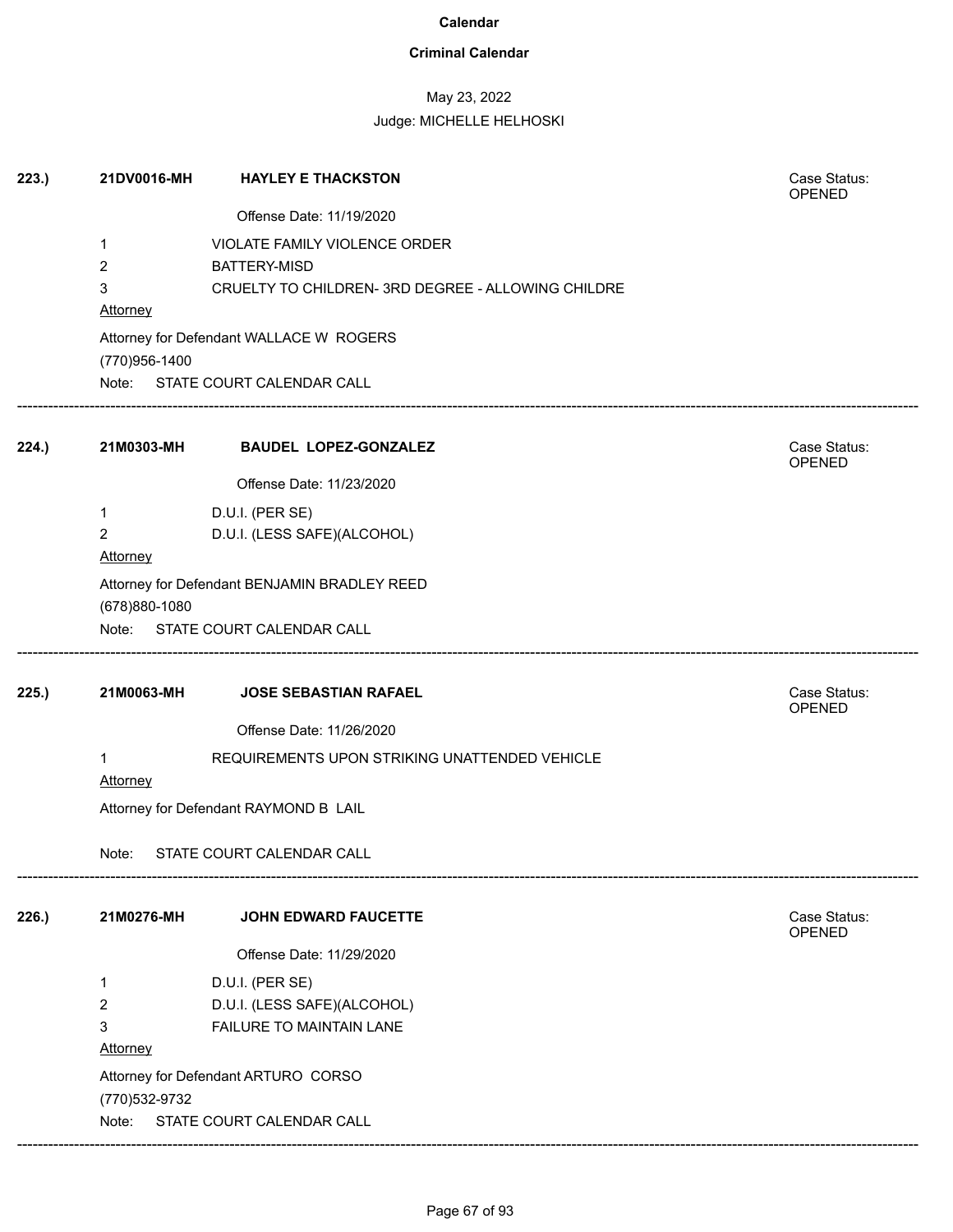**Calendar**

**Criminal Calendar**

May 23, 2022

Judge: MICHELLE HELHOSKI

**223.)** **21DV0016-MH** **HAYLEY E THACKSTON** Case Status: OPENED

Offense Date: 11/19/2020

1 VIOLATE FAMILY VIOLENCE ORDER
2 BATTERY-MISD
3 CRUELTY TO CHILDREN- 3RD DEGREE - ALLOWING CHILDRE

Attorney

Attorney for Defendant WALLACE W ROGERS
(770)956-1400

Note: STATE COURT CALENDAR CALL

---

**224.)** **21M0303-MH** **BAUDEL LOPEZ-GONZALEZ** Case Status: OPENED

Offense Date: 11/23/2020

1 D.U.I. (PER SE)
2 D.U.I. (LESS SAFE)(ALCOHOL)

Attorney

Attorney for Defendant BENJAMIN BRADLEY REED
(678)880-1080

Note: STATE COURT CALENDAR CALL

---

**225.)** **21M0063-MH** **JOSE SEBASTIAN RAFAEL** Case Status: OPENED

Offense Date: 11/26/2020

1 REQUIREMENTS UPON STRIKING UNATTENDED VEHICLE

Attorney

Attorney for Defendant RAYMOND B LAIL

Note: STATE COURT CALENDAR CALL

---

**226.)** **21M0276-MH** **JOHN EDWARD FAUCETTE** Case Status: OPENED

Offense Date: 11/29/2020

1 D.U.I. (PER SE)
2 D.U.I. (LESS SAFE)(ALCOHOL)
3 FAILURE TO MAINTAIN LANE

Attorney

Attorney for Defendant ARTURO CORSO
(770)532-9732

Note: STATE COURT CALENDAR CALL

---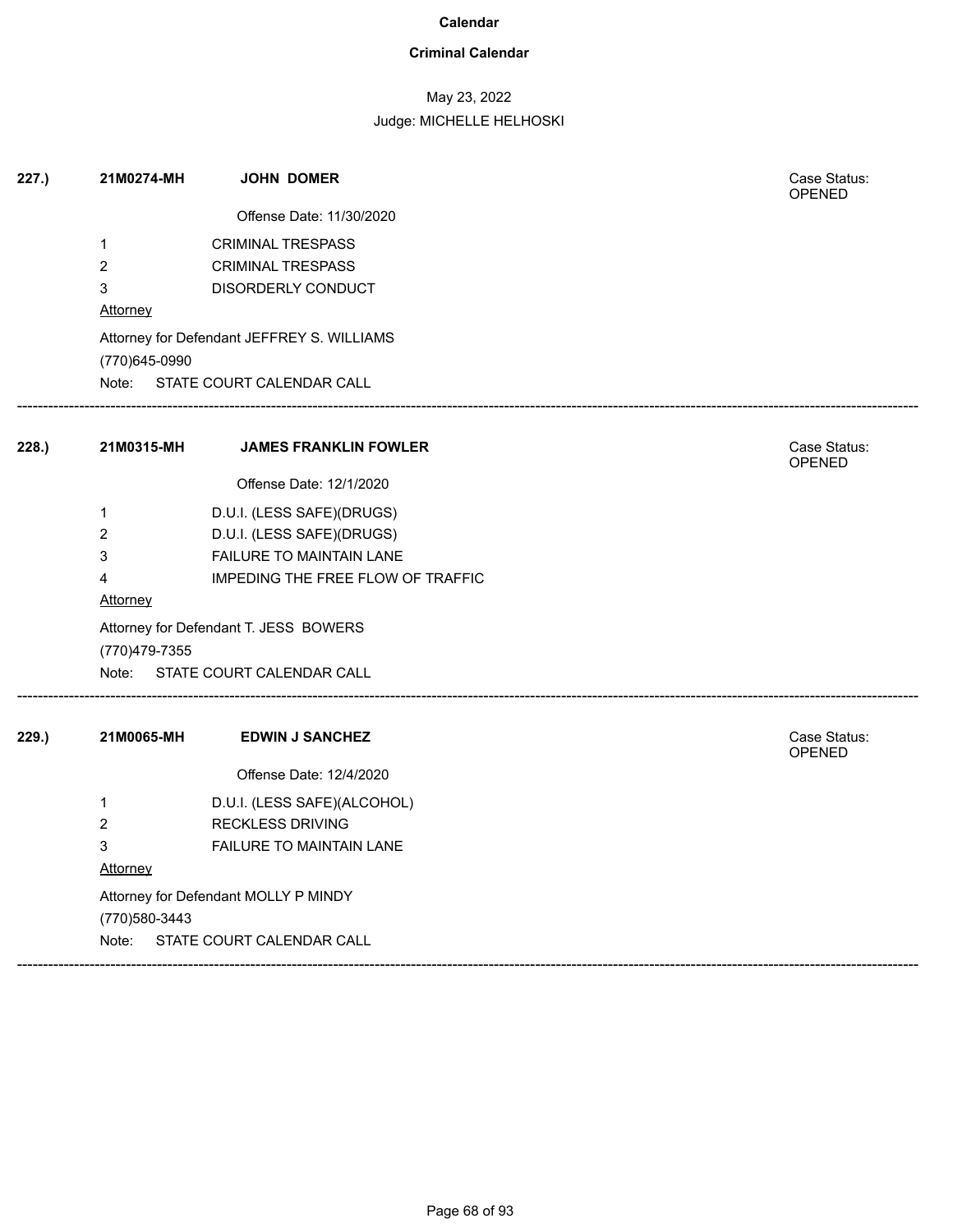# Calendar

## Criminal Calendar

May 23, 2022

Judge: MICHELLE HELHOSKI

---

**227.)** **21M0274-MH** **JOHN DOMER**

Case Status: OPENED

Offense Date: 11/30/2020

| | |
|---|---|
| 1 | CRIMINAL TRESPASS |
| 2 | CRIMINAL TRESPASS |
| 3 | DISORDERLY CONDUCT |

Attorney

Attorney for Defendant JEFFREY S. WILLIAMS

(770)645-0990

Note: STATE COURT CALENDAR CALL

---

**228.)** **21M0315-MH** **JAMES FRANKLIN FOWLER**

Case Status: OPENED

Offense Date: 12/1/2020

| | |
|---|---|
| 1 | D.U.I. (LESS SAFE)(DRUGS) |
| 2 | D.U.I. (LESS SAFE)(DRUGS) |
| 3 | FAILURE TO MAINTAIN LANE |
| 4 | IMPEDING THE FREE FLOW OF TRAFFIC |

Attorney

Attorney for Defendant T. JESS BOWERS

(770)479-7355

Note: STATE COURT CALENDAR CALL

---

**229.)** **21M0065-MH** **EDWIN J SANCHEZ**

Case Status: OPENED

Offense Date: 12/4/2020

| | |
|---|---|
| 1 | D.U.I. (LESS SAFE)(ALCOHOL) |
| 2 | RECKLESS DRIVING |
| 3 | FAILURE TO MAINTAIN LANE |

Attorney

Attorney for Defendant MOLLY P MINDY

(770)580-3443

Note: STATE COURT CALENDAR CALL

---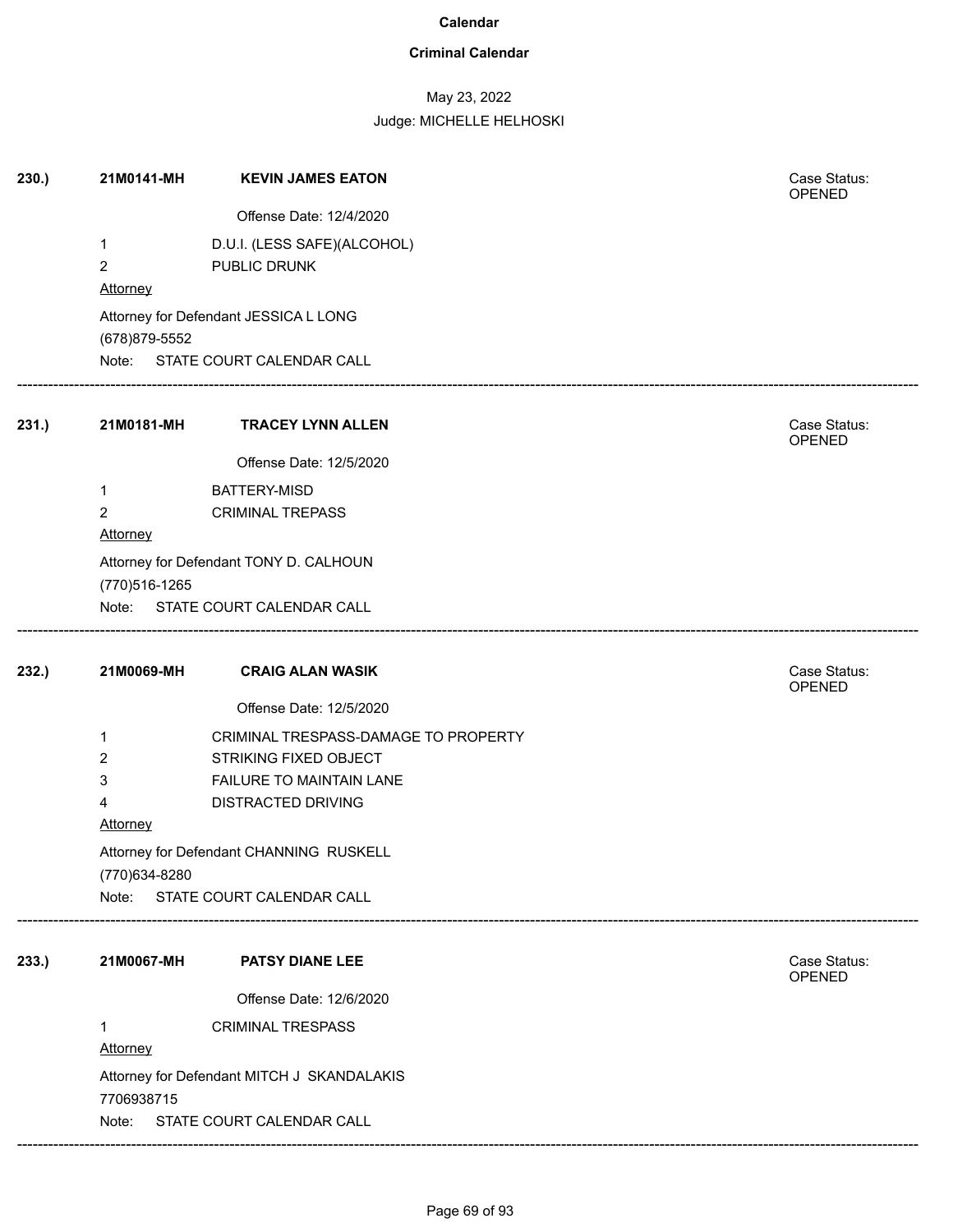# Calendar

## Criminal Calendar

May 23, 2022

Judge: MICHELLE HELHOSKI

---

**230.)** **21M0141-MH** **KEVIN JAMES EATON**

Case Status: OPENED

Offense Date: 12/4/2020

1 D.U.I. (LESS SAFE)(ALCOHOL)

2 PUBLIC DRUNK

Attorney

Attorney for Defendant JESSICA L LONG

(678)879-5552

Note: STATE COURT CALENDAR CALL

---

**231.)** **21M0181-MH** **TRACEY LYNN ALLEN**

Case Status: OPENED

Offense Date: 12/5/2020

1 BATTERY-MISD

2 CRIMINAL TREPASS

Attorney

Attorney for Defendant TONY D. CALHOUN

(770)516-1265

Note: STATE COURT CALENDAR CALL

---

**232.)** **21M0069-MH** **CRAIG ALAN WASIK**

Case Status: OPENED

Offense Date: 12/5/2020

1 CRIMINAL TRESPASS-DAMAGE TO PROPERTY

2 STRIKING FIXED OBJECT

3 FAILURE TO MAINTAIN LANE

4 DISTRACTED DRIVING

Attorney

Attorney for Defendant CHANNING RUSKELL

(770)634-8280

Note: STATE COURT CALENDAR CALL

---

**233.)** **21M0067-MH** **PATSY DIANE LEE**

Case Status: OPENED

Offense Date: 12/6/2020

1 CRIMINAL TRESPASS

Attorney

Attorney for Defendant MITCH J SKANDALAKIS

7706938715

Note: STATE COURT CALENDAR CALL

---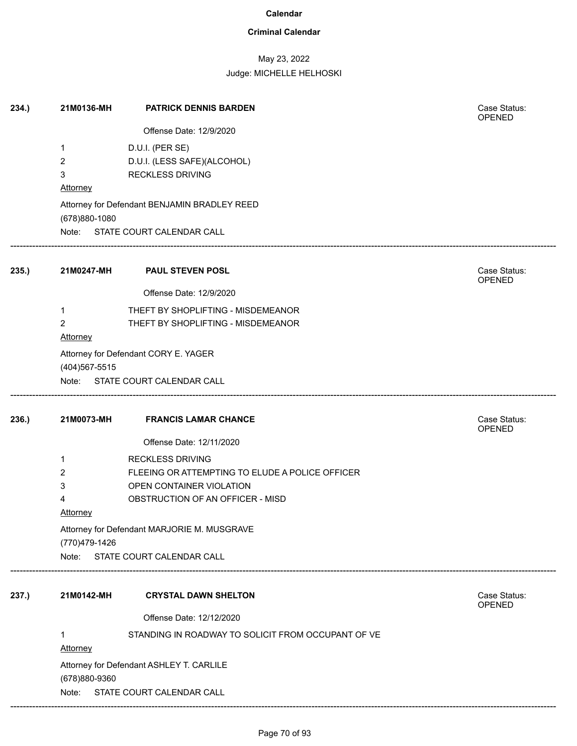# Calendar

## Criminal Calendar

May 23, 2022

Judge: MICHELLE HELHOSKI

---

**234.)** **21M0136-MH** **PATRICK DENNIS BARDEN** — Case Status: OPENED

Offense Date: 12/9/2020

1 D.U.I. (PER SE)
2 D.U.I. (LESS SAFE)(ALCOHOL)
3 RECKLESS DRIVING

Attorney

Attorney for Defendant BENJAMIN BRADLEY REED
(678)880-1080

Note: STATE COURT CALENDAR CALL

---

**235.)** **21M0247-MH** **PAUL STEVEN POSL** — Case Status: OPENED

Offense Date: 12/9/2020

1 THEFT BY SHOPLIFTING - MISDEMEANOR
2 THEFT BY SHOPLIFTING - MISDEMEANOR

Attorney

Attorney for Defendant CORY E. YAGER
(404)567-5515

Note: STATE COURT CALENDAR CALL

---

**236.)** **21M0073-MH** **FRANCIS LAMAR CHANCE** — Case Status: OPENED

Offense Date: 12/11/2020

1 RECKLESS DRIVING
2 FLEEING OR ATTEMPTING TO ELUDE A POLICE OFFICER
3 OPEN CONTAINER VIOLATION
4 OBSTRUCTION OF AN OFFICER - MISD

Attorney

Attorney for Defendant MARJORIE M. MUSGRAVE
(770)479-1426

Note: STATE COURT CALENDAR CALL

---

**237.)** **21M0142-MH** **CRYSTAL DAWN SHELTON** — Case Status: OPENED

Offense Date: 12/12/2020

1 STANDING IN ROADWAY TO SOLICIT FROM OCCUPANT OF VE

Attorney

Attorney for Defendant ASHLEY T. CARLILE
(678)880-9360

Note: STATE COURT CALENDAR CALL

---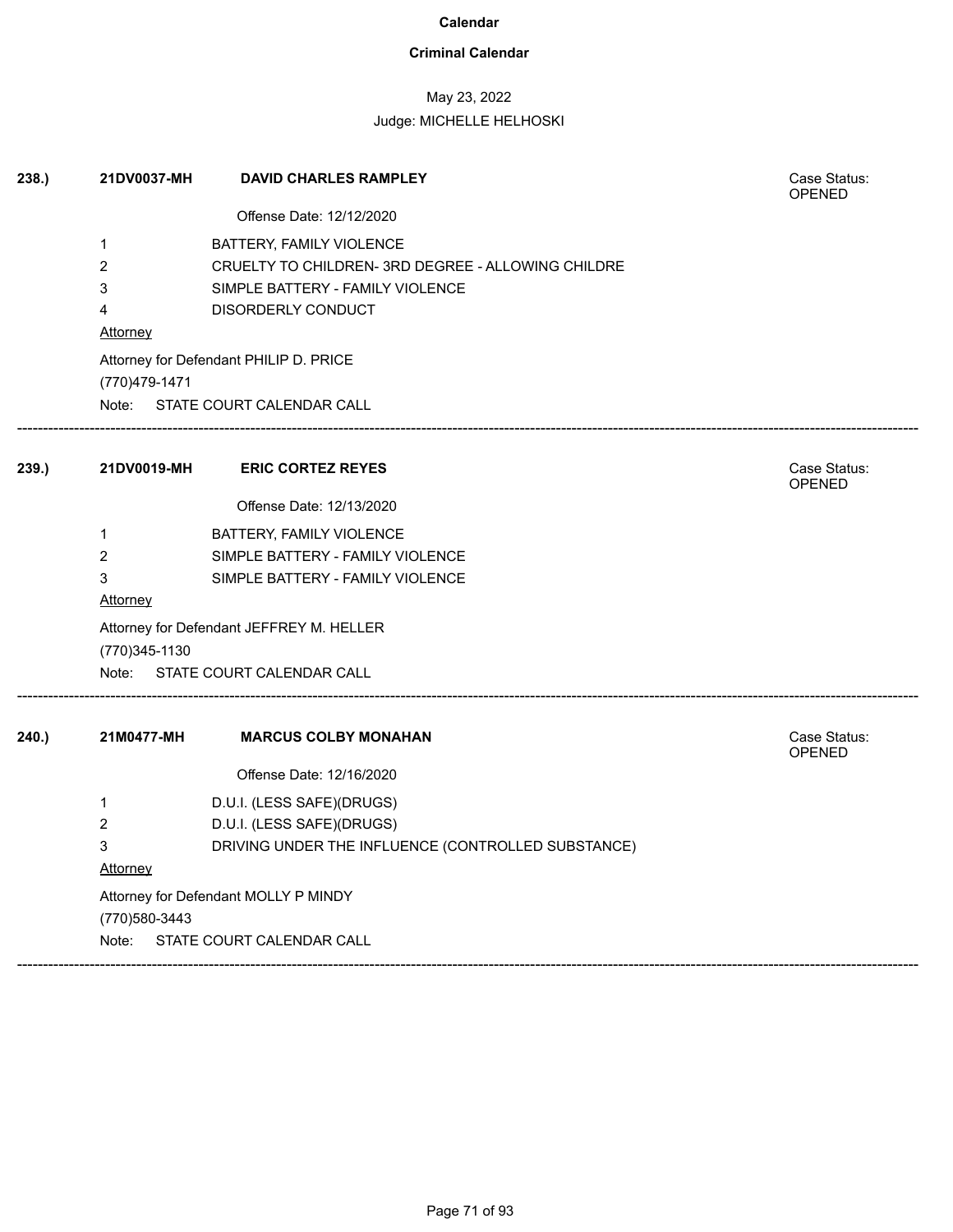# Calendar

## Criminal Calendar

May 23, 2022

Judge: MICHELLE HELHOSKI

**238.)** **21DV0037-MH** **DAVID CHARLES RAMPLEY**

Case Status: OPENED

Offense Date: 12/12/2020

1 BATTERY, FAMILY VIOLENCE
2 CRUELTY TO CHILDREN- 3RD DEGREE - ALLOWING CHILDRE
3 SIMPLE BATTERY - FAMILY VIOLENCE
4 DISORDERLY CONDUCT

Attorney

Attorney for Defendant PHILIP D. PRICE
(770)479-1471

Note: STATE COURT CALENDAR CALL

---

**239.)** **21DV0019-MH** **ERIC CORTEZ REYES**

Case Status: OPENED

Offense Date: 12/13/2020

1 BATTERY, FAMILY VIOLENCE
2 SIMPLE BATTERY - FAMILY VIOLENCE
3 SIMPLE BATTERY - FAMILY VIOLENCE

Attorney

Attorney for Defendant JEFFREY M. HELLER
(770)345-1130

Note: STATE COURT CALENDAR CALL

---

**240.)** **21M0477-MH** **MARCUS COLBY MONAHAN**

Case Status: OPENED

Offense Date: 12/16/2020

1 D.U.I. (LESS SAFE)(DRUGS)
2 D.U.I. (LESS SAFE)(DRUGS)
3 DRIVING UNDER THE INFLUENCE (CONTROLLED SUBSTANCE)

Attorney

Attorney for Defendant MOLLY P MINDY
(770)580-3443

Note: STATE COURT CALENDAR CALL

---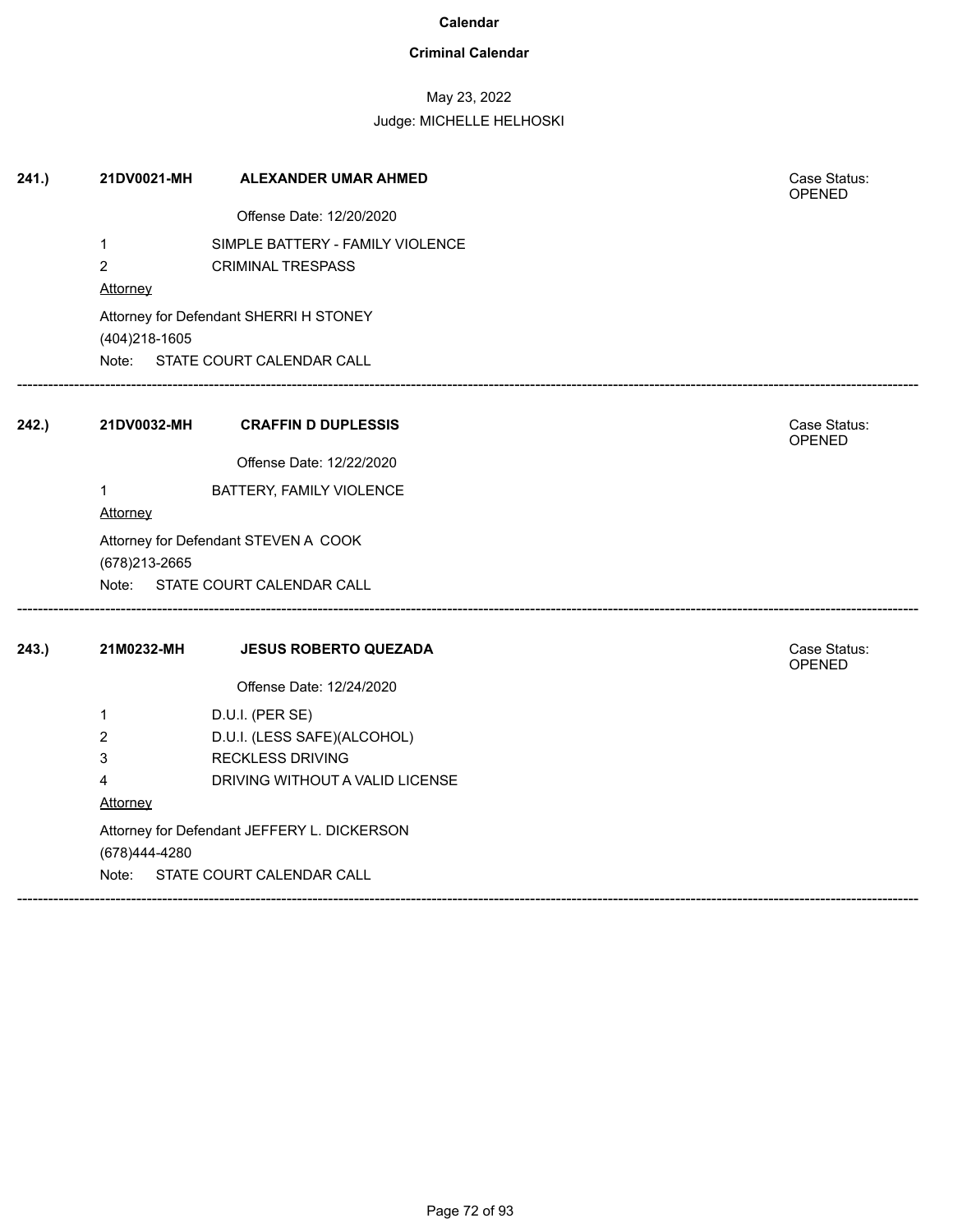# Calendar

## Criminal Calendar

May 23, 2022

Judge: MICHELLE HELHOSKI

**241.)** **21DV0021-MH** **ALEXANDER UMAR AHMED** Case Status: OPENED

Offense Date: 12/20/2020

1 SIMPLE BATTERY - FAMILY VIOLENCE
2 CRIMINAL TRESPASS

Attorney

Attorney for Defendant SHERRI H STONEY
(404)218-1605
Note: STATE COURT CALENDAR CALL

---

**242.)** **21DV0032-MH** **CRAFFIN D DUPLESSIS** Case Status: OPENED

Offense Date: 12/22/2020

1 BATTERY, FAMILY VIOLENCE

Attorney

Attorney for Defendant STEVEN A COOK
(678)213-2665
Note: STATE COURT CALENDAR CALL

---

**243.)** **21M0232-MH** **JESUS ROBERTO QUEZADA** Case Status: OPENED

Offense Date: 12/24/2020

1 D.U.I. (PER SE)
2 D.U.I. (LESS SAFE)(ALCOHOL)
3 RECKLESS DRIVING
4 DRIVING WITHOUT A VALID LICENSE

Attorney

Attorney for Defendant JEFFERY L. DICKERSON
(678)444-4280
Note: STATE COURT CALENDAR CALL

---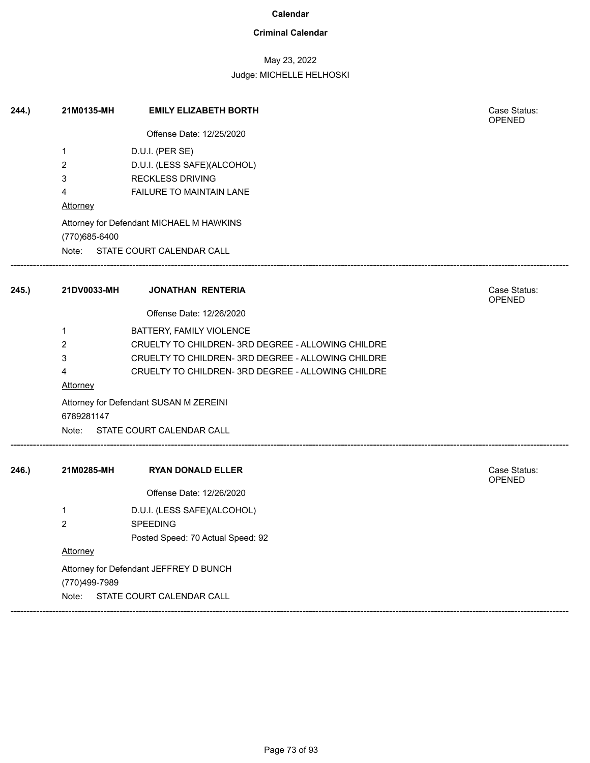**Calendar**

**Criminal Calendar**

May 23, 2022

Judge: MICHELLE HELHOSKI

---

**244.)** **21M0135-MH** **EMILY ELIZABETH BORTH**

Case Status: OPENED

Offense Date: 12/25/2020

1 D.U.I. (PER SE)

2 D.U.I. (LESS SAFE)(ALCOHOL)

3 RECKLESS DRIVING

4 FAILURE TO MAINTAIN LANE

Attorney

Attorney for Defendant MICHAEL M HAWKINS

(770)685-6400

Note: STATE COURT CALENDAR CALL

---

**245.)** **21DV0033-MH** **JONATHAN RENTERIA**

Case Status: OPENED

Offense Date: 12/26/2020

1 BATTERY, FAMILY VIOLENCE

2 CRUELTY TO CHILDREN- 3RD DEGREE - ALLOWING CHILDRE

3 CRUELTY TO CHILDREN- 3RD DEGREE - ALLOWING CHILDRE

4 CRUELTY TO CHILDREN- 3RD DEGREE - ALLOWING CHILDRE

Attorney

Attorney for Defendant SUSAN M ZEREINI

6789281147

Note: STATE COURT CALENDAR CALL

---

**246.)** **21M0285-MH** **RYAN DONALD ELLER**

Case Status: OPENED

Offense Date: 12/26/2020

1 D.U.I. (LESS SAFE)(ALCOHOL)

2 SPEEDING

Posted Speed: 70 Actual Speed: 92

Attorney

Attorney for Defendant JEFFREY D BUNCH

(770)499-7989

Note: STATE COURT CALENDAR CALL

---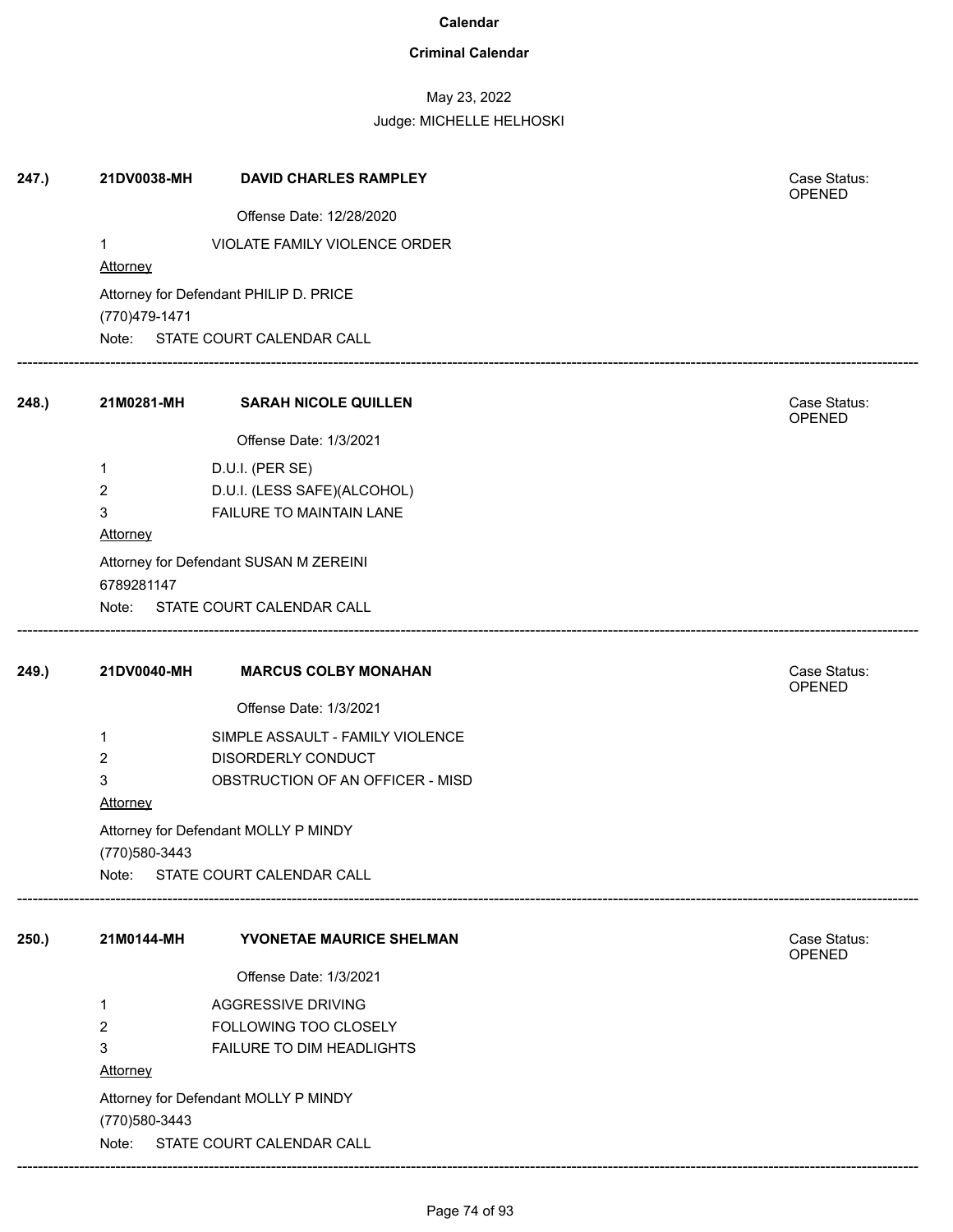**Calendar**

**Criminal Calendar**

May 23, 2022

Judge: MICHELLE HELHOSKI

**247.)** **21DV0038-MH** **DAVID CHARLES RAMPLEY** Case Status: OPENED

Offense Date: 12/28/2020

1 VIOLATE FAMILY VIOLENCE ORDER

Attorney

Attorney for Defendant PHILIP D. PRICE

(770)479-1471

Note: STATE COURT CALENDAR CALL

---

**248.)** **21M0281-MH** **SARAH NICOLE QUILLEN** Case Status: OPENED

Offense Date: 1/3/2021

1 D.U.I. (PER SE)

2 D.U.I. (LESS SAFE)(ALCOHOL)

3 FAILURE TO MAINTAIN LANE

Attorney

Attorney for Defendant SUSAN M ZEREINI

6789281147

Note: STATE COURT CALENDAR CALL

---

**249.)** **21DV0040-MH** **MARCUS COLBY MONAHAN** Case Status: OPENED

Offense Date: 1/3/2021

1 SIMPLE ASSAULT - FAMILY VIOLENCE

2 DISORDERLY CONDUCT

3 OBSTRUCTION OF AN OFFICER - MISD

Attorney

Attorney for Defendant MOLLY P MINDY

(770)580-3443

Note: STATE COURT CALENDAR CALL

---

**250.)** **21M0144-MH** **YVONETAE MAURICE SHELMAN** Case Status: OPENED

Offense Date: 1/3/2021

1 AGGRESSIVE DRIVING

2 FOLLOWING TOO CLOSELY

3 FAILURE TO DIM HEADLIGHTS

Attorney

Attorney for Defendant MOLLY P MINDY

(770)580-3443

Note: STATE COURT CALENDAR CALL

---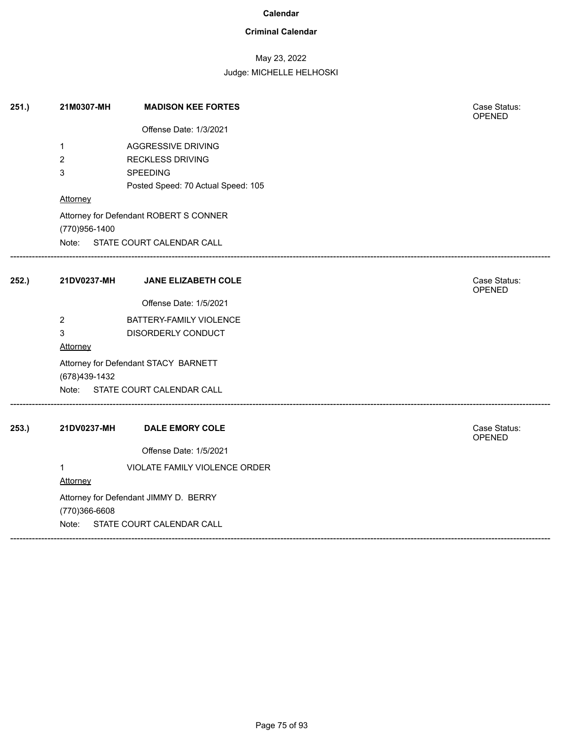# Calendar

## Criminal Calendar

May 23, 2022

Judge: MICHELLE HELHOSKI

**251.)** **21M0307-MH** **MADISON KEE FORTES** Case Status: OPENED

Offense Date: 1/3/2021

1 AGGRESSIVE DRIVING
2 RECKLESS DRIVING
3 SPEEDING
Posted Speed: 70 Actual Speed: 105

Attorney

Attorney for Defendant ROBERT S CONNER
(770)956-1400
Note: STATE COURT CALENDAR CALL

---

**252.)** **21DV0237-MH** **JANE ELIZABETH COLE** Case Status: OPENED

Offense Date: 1/5/2021

2 BATTERY-FAMILY VIOLENCE
3 DISORDERLY CONDUCT

Attorney

Attorney for Defendant STACY BARNETT
(678)439-1432
Note: STATE COURT CALENDAR CALL

---

**253.)** **21DV0237-MH** **DALE EMORY COLE** Case Status: OPENED

Offense Date: 1/5/2021

1 VIOLATE FAMILY VIOLENCE ORDER

Attorney

Attorney for Defendant JIMMY D. BERRY
(770)366-6608
Note: STATE COURT CALENDAR CALL

---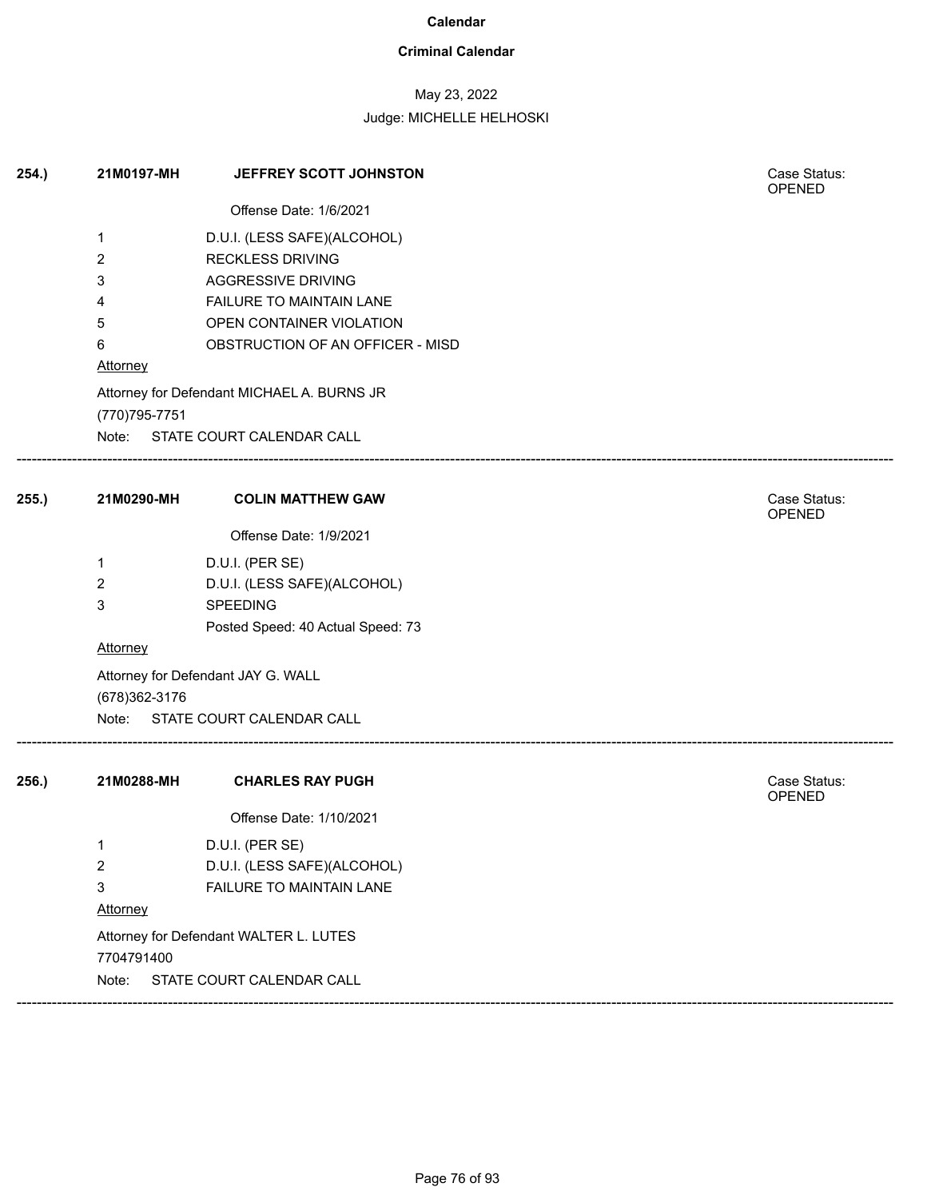# Calendar

## Criminal Calendar

May 23, 2022

Judge: MICHELLE HELHOSKI

---

**254.)** **21M0197-MH** **JEFFREY SCOTT JOHNSTON**

Case Status: OPENED

Offense Date: 1/6/2021

1. D.U.I. (LESS SAFE)(ALCOHOL)
2. RECKLESS DRIVING
3. AGGRESSIVE DRIVING
4. FAILURE TO MAINTAIN LANE
5. OPEN CONTAINER VIOLATION
6. OBSTRUCTION OF AN OFFICER - MISD

Attorney

Attorney for Defendant MICHAEL A. BURNS JR

(770)795-7751

Note: STATE COURT CALENDAR CALL

---

**255.)** **21M0290-MH** **COLIN MATTHEW GAW**

Case Status: OPENED

Offense Date: 1/9/2021

1. D.U.I. (PER SE)
2. D.U.I. (LESS SAFE)(ALCOHOL)
3. SPEEDING

   Posted Speed: 40 Actual Speed: 73

Attorney

Attorney for Defendant JAY G. WALL

(678)362-3176

Note: STATE COURT CALENDAR CALL

---

**256.)** **21M0288-MH** **CHARLES RAY PUGH**

Case Status: OPENED

Offense Date: 1/10/2021

1. D.U.I. (PER SE)
2. D.U.I. (LESS SAFE)(ALCOHOL)
3. FAILURE TO MAINTAIN LANE

Attorney

Attorney for Defendant WALTER L. LUTES

7704791400

Note: STATE COURT CALENDAR CALL

---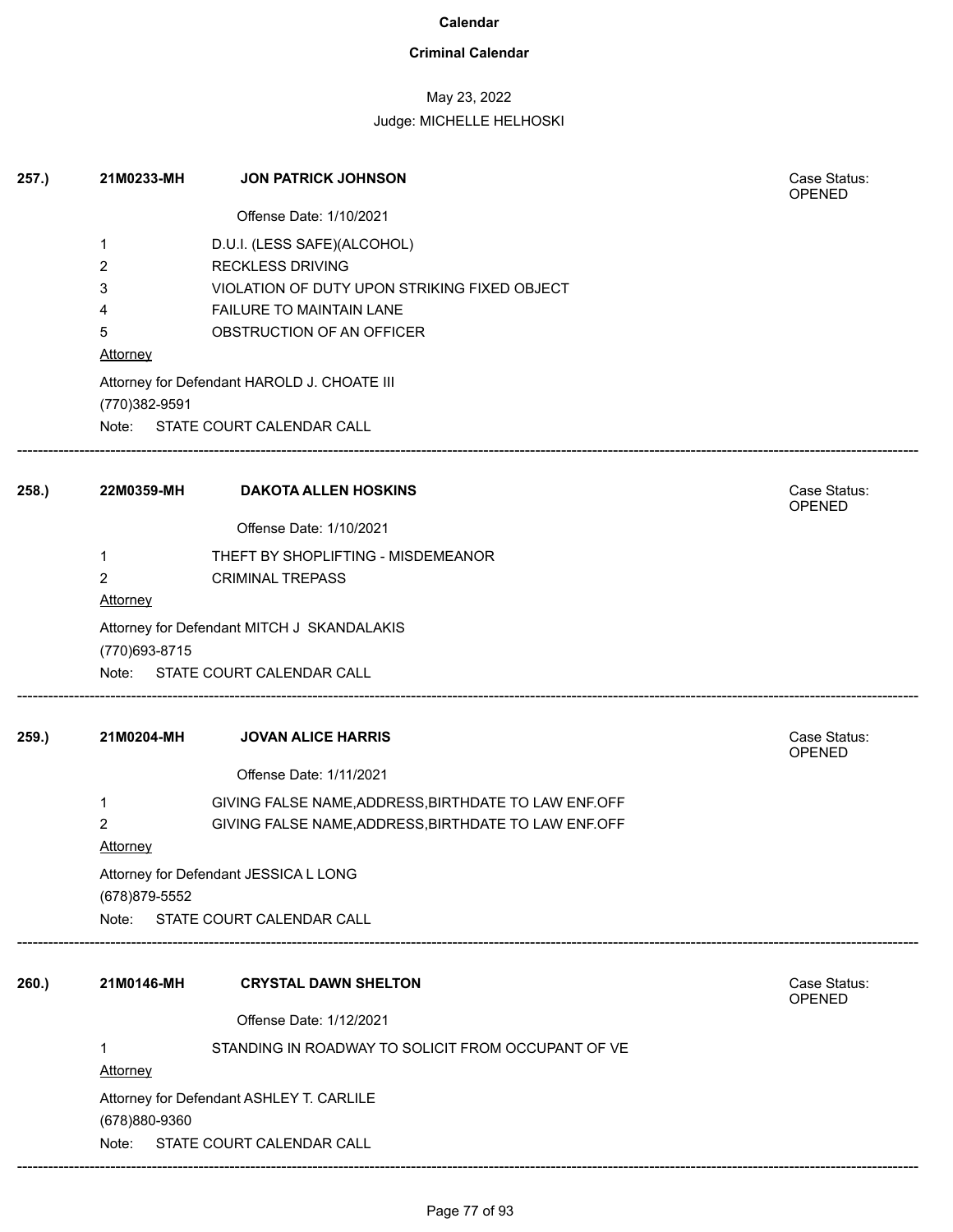# Calendar

## Criminal Calendar

May 23, 2022

Judge: MICHELLE HELHOSKI

---

**257.)** **21M0233-MH** **JON PATRICK JOHNSON**

Case Status: OPENED

Offense Date: 1/10/2021

1 D.U.I. (LESS SAFE)(ALCOHOL)
2 RECKLESS DRIVING
3 VIOLATION OF DUTY UPON STRIKING FIXED OBJECT
4 FAILURE TO MAINTAIN LANE
5 OBSTRUCTION OF AN OFFICER

Attorney

Attorney for Defendant HAROLD J. CHOATE III
(770)382-9591

Note: STATE COURT CALENDAR CALL

---

**258.)** **22M0359-MH** **DAKOTA ALLEN HOSKINS**

Case Status: OPENED

Offense Date: 1/10/2021

1 THEFT BY SHOPLIFTING - MISDEMEANOR
2 CRIMINAL TREPASS

Attorney

Attorney for Defendant MITCH J SKANDALAKIS
(770)693-8715

Note: STATE COURT CALENDAR CALL

---

**259.)** **21M0204-MH** **JOVAN ALICE HARRIS**

Case Status: OPENED

Offense Date: 1/11/2021

1 GIVING FALSE NAME,ADDRESS,BIRTHDATE TO LAW ENF.OFF
2 GIVING FALSE NAME,ADDRESS,BIRTHDATE TO LAW ENF.OFF

Attorney

Attorney for Defendant JESSICA L LONG
(678)879-5552

Note: STATE COURT CALENDAR CALL

---

**260.)** **21M0146-MH** **CRYSTAL DAWN SHELTON**

Case Status: OPENED

Offense Date: 1/12/2021

1 STANDING IN ROADWAY TO SOLICIT FROM OCCUPANT OF VE

Attorney

Attorney for Defendant ASHLEY T. CARLILE
(678)880-9360

Note: STATE COURT CALENDAR CALL

---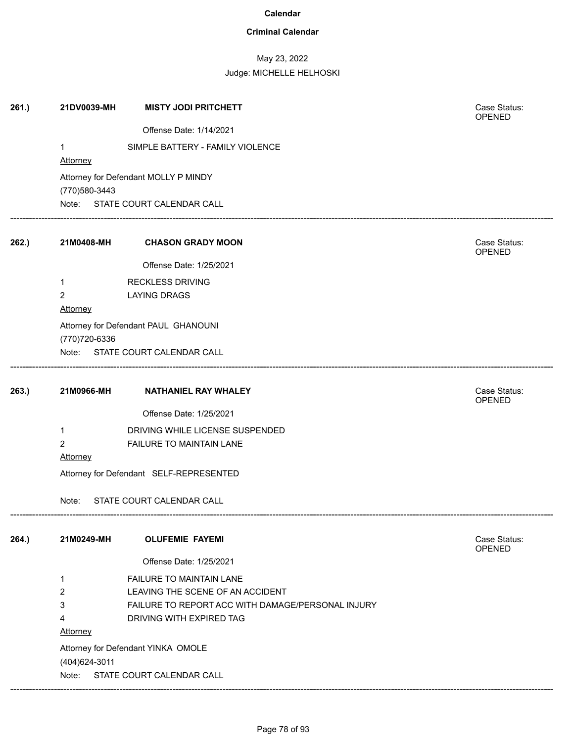# Calendar

## Criminal Calendar

May 23, 2022

Judge: MICHELLE HELHOSKI

---

**261.)** **21DV0039-MH** **MISTY JODI PRITCHETT** — Case Status: OPENED

Offense Date: 1/14/2021

1 SIMPLE BATTERY - FAMILY VIOLENCE

Attorney

Attorney for Defendant MOLLY P MINDY

(770)580-3443

Note: STATE COURT CALENDAR CALL

---

**262.)** **21M0408-MH** **CHASON GRADY MOON** — Case Status: OPENED

Offense Date: 1/25/2021

1 RECKLESS DRIVING

2 LAYING DRAGS

Attorney

Attorney for Defendant PAUL GHANOUNI

(770)720-6336

Note: STATE COURT CALENDAR CALL

---

**263.)** **21M0966-MH** **NATHANIEL RAY WHALEY** — Case Status: OPENED

Offense Date: 1/25/2021

1 DRIVING WHILE LICENSE SUSPENDED

2 FAILURE TO MAINTAIN LANE

Attorney

Attorney for Defendant SELF-REPRESENTED

Note: STATE COURT CALENDAR CALL

---

**264.)** **21M0249-MH** **OLUFEMIE FAYEMI** — Case Status: OPENED

Offense Date: 1/25/2021

1 FAILURE TO MAINTAIN LANE

2 LEAVING THE SCENE OF AN ACCIDENT

3 FAILURE TO REPORT ACC WITH DAMAGE/PERSONAL INJURY

4 DRIVING WITH EXPIRED TAG

Attorney

Attorney for Defendant YINKA OMOLE

(404)624-3011

Note: STATE COURT CALENDAR CALL

---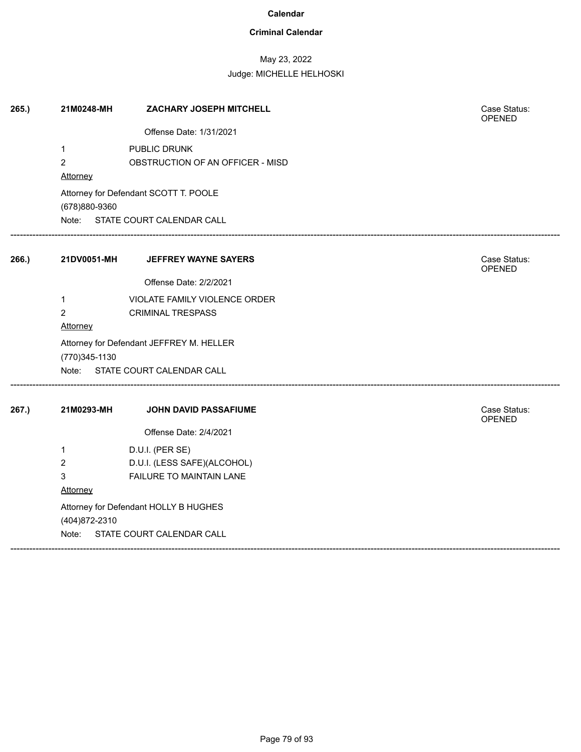**Calendar**

**Criminal Calendar**

May 23, 2022

Judge: MICHELLE HELHOSKI

**265.)** **21M0248-MH** **ZACHARY JOSEPH MITCHELL**

Case Status: OPENED

Offense Date: 1/31/2021

1 PUBLIC DRUNK

2 OBSTRUCTION OF AN OFFICER - MISD

Attorney

Attorney for Defendant SCOTT T. POOLE

(678)880-9360

Note: STATE COURT CALENDAR CALL

---

**266.)** **21DV0051-MH** **JEFFREY WAYNE SAYERS**

Case Status: OPENED

Offense Date: 2/2/2021

1 VIOLATE FAMILY VIOLENCE ORDER

2 CRIMINAL TRESPASS

Attorney

Attorney for Defendant JEFFREY M. HELLER

(770)345-1130

Note: STATE COURT CALENDAR CALL

---

**267.)** **21M0293-MH** **JOHN DAVID PASSAFIUME**

Case Status: OPENED

Offense Date: 2/4/2021

1 D.U.I. (PER SE)

2 D.U.I. (LESS SAFE)(ALCOHOL)

3 FAILURE TO MAINTAIN LANE

Attorney

Attorney for Defendant HOLLY B HUGHES

(404)872-2310

Note: STATE COURT CALENDAR CALL

---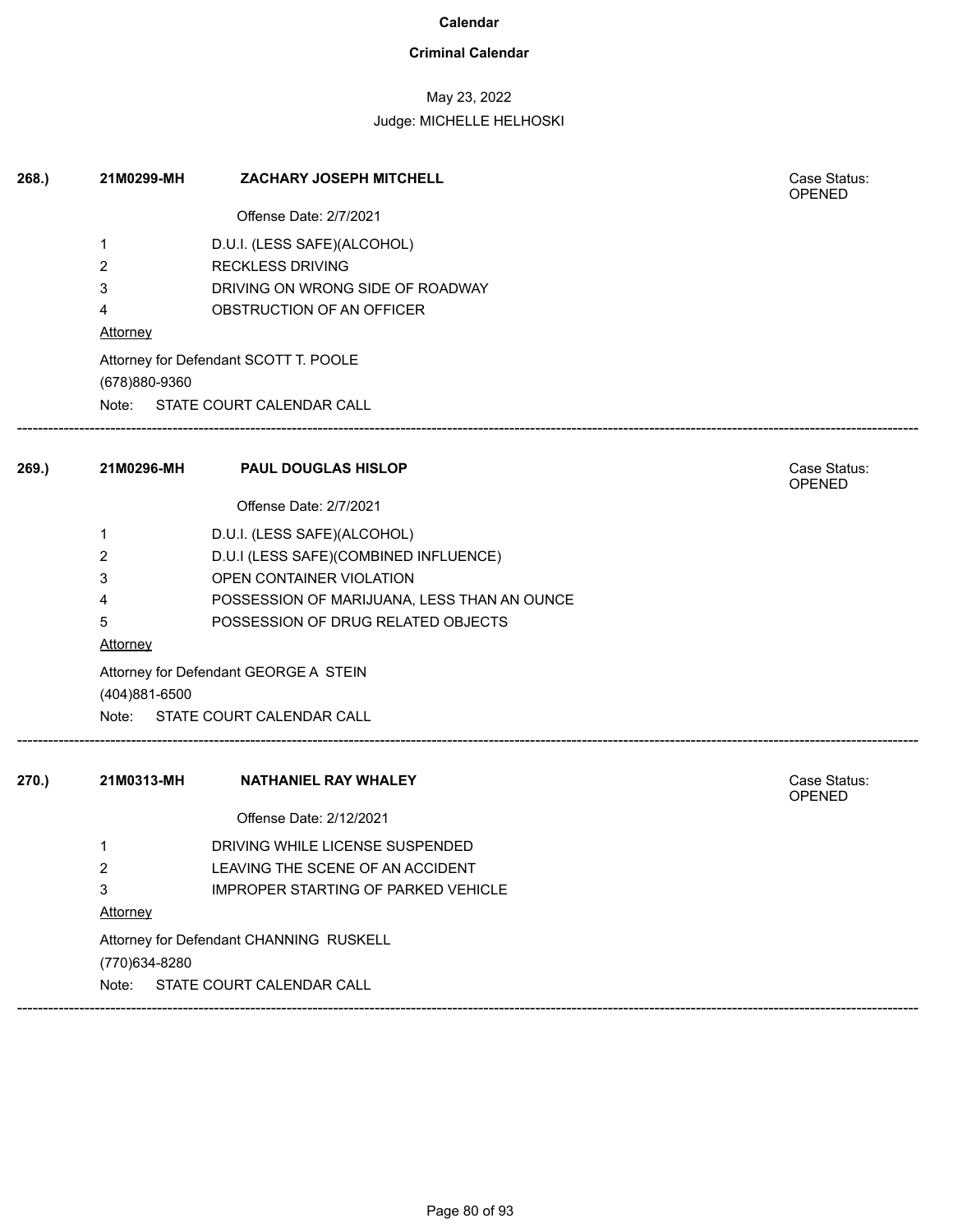# Calendar

## Criminal Calendar

May 23, 2022

Judge: MICHELLE HELHOSKI

---

**268.)** **21M0299-MH** **ZACHARY JOSEPH MITCHELL** Case Status: OPENED

Offense Date: 2/7/2021

1 D.U.I. (LESS SAFE)(ALCOHOL)
2 RECKLESS DRIVING
3 DRIVING ON WRONG SIDE OF ROADWAY
4 OBSTRUCTION OF AN OFFICER

Attorney

Attorney for Defendant SCOTT T. POOLE
(678)880-9360

Note: STATE COURT CALENDAR CALL

---

**269.)** **21M0296-MH** **PAUL DOUGLAS HISLOP** Case Status: OPENED

Offense Date: 2/7/2021

1 D.U.I. (LESS SAFE)(ALCOHOL)
2 D.U.I (LESS SAFE)(COMBINED INFLUENCE)
3 OPEN CONTAINER VIOLATION
4 POSSESSION OF MARIJUANA, LESS THAN AN OUNCE
5 POSSESSION OF DRUG RELATED OBJECTS

Attorney

Attorney for Defendant GEORGE A STEIN
(404)881-6500

Note: STATE COURT CALENDAR CALL

---

**270.)** **21M0313-MH** **NATHANIEL RAY WHALEY** Case Status: OPENED

Offense Date: 2/12/2021

1 DRIVING WHILE LICENSE SUSPENDED
2 LEAVING THE SCENE OF AN ACCIDENT
3 IMPROPER STARTING OF PARKED VEHICLE

Attorney

Attorney for Defendant CHANNING RUSKELL
(770)634-8280

Note: STATE COURT CALENDAR CALL

---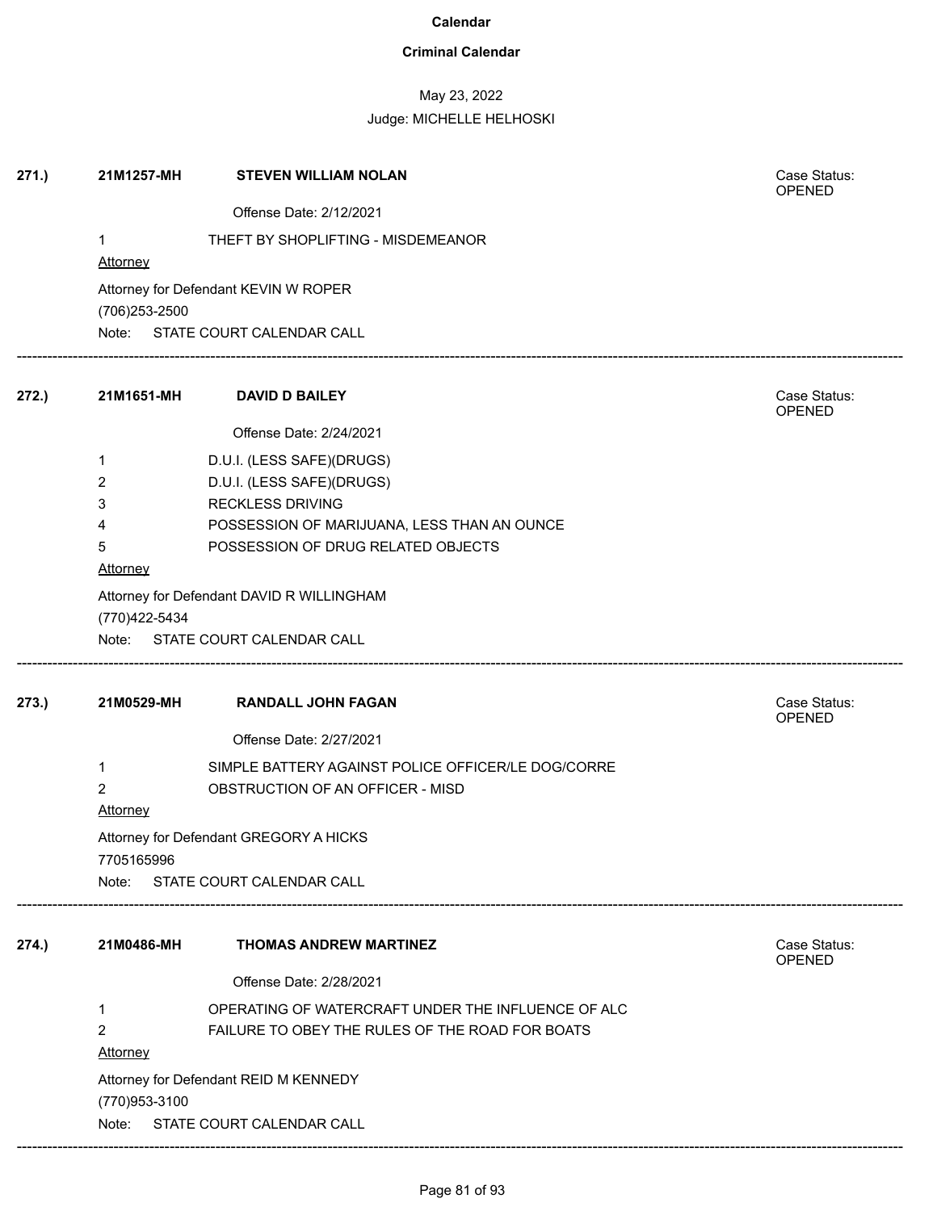# Calendar

## Criminal Calendar

May 23, 2022

Judge: MICHELLE HELHOSKI

**271.)** **21M1257-MH** **STEVEN WILLIAM NOLAN** Case Status: OPENED

Offense Date: 2/12/2021

1 THEFT BY SHOPLIFTING - MISDEMEANOR

Attorney

Attorney for Defendant KEVIN W ROPER
(706)253-2500

Note: STATE COURT CALENDAR CALL

---

**272.)** **21M1651-MH** **DAVID D BAILEY** Case Status: OPENED

Offense Date: 2/24/2021

1 D.U.I. (LESS SAFE)(DRUGS)
2 D.U.I. (LESS SAFE)(DRUGS)
3 RECKLESS DRIVING
4 POSSESSION OF MARIJUANA, LESS THAN AN OUNCE
5 POSSESSION OF DRUG RELATED OBJECTS

Attorney

Attorney for Defendant DAVID R WILLINGHAM
(770)422-5434

Note: STATE COURT CALENDAR CALL

---

**273.)** **21M0529-MH** **RANDALL JOHN FAGAN** Case Status: OPENED

Offense Date: 2/27/2021

1 SIMPLE BATTERY AGAINST POLICE OFFICER/LE DOG/CORRE
2 OBSTRUCTION OF AN OFFICER - MISD

Attorney

Attorney for Defendant GREGORY A HICKS
7705165996

Note: STATE COURT CALENDAR CALL

---

**274.)** **21M0486-MH** **THOMAS ANDREW MARTINEZ** Case Status: OPENED

Offense Date: 2/28/2021

1 OPERATING OF WATERCRAFT UNDER THE INFLUENCE OF ALC
2 FAILURE TO OBEY THE RULES OF THE ROAD FOR BOATS

Attorney

Attorney for Defendant REID M KENNEDY
(770)953-3100

Note: STATE COURT CALENDAR CALL

---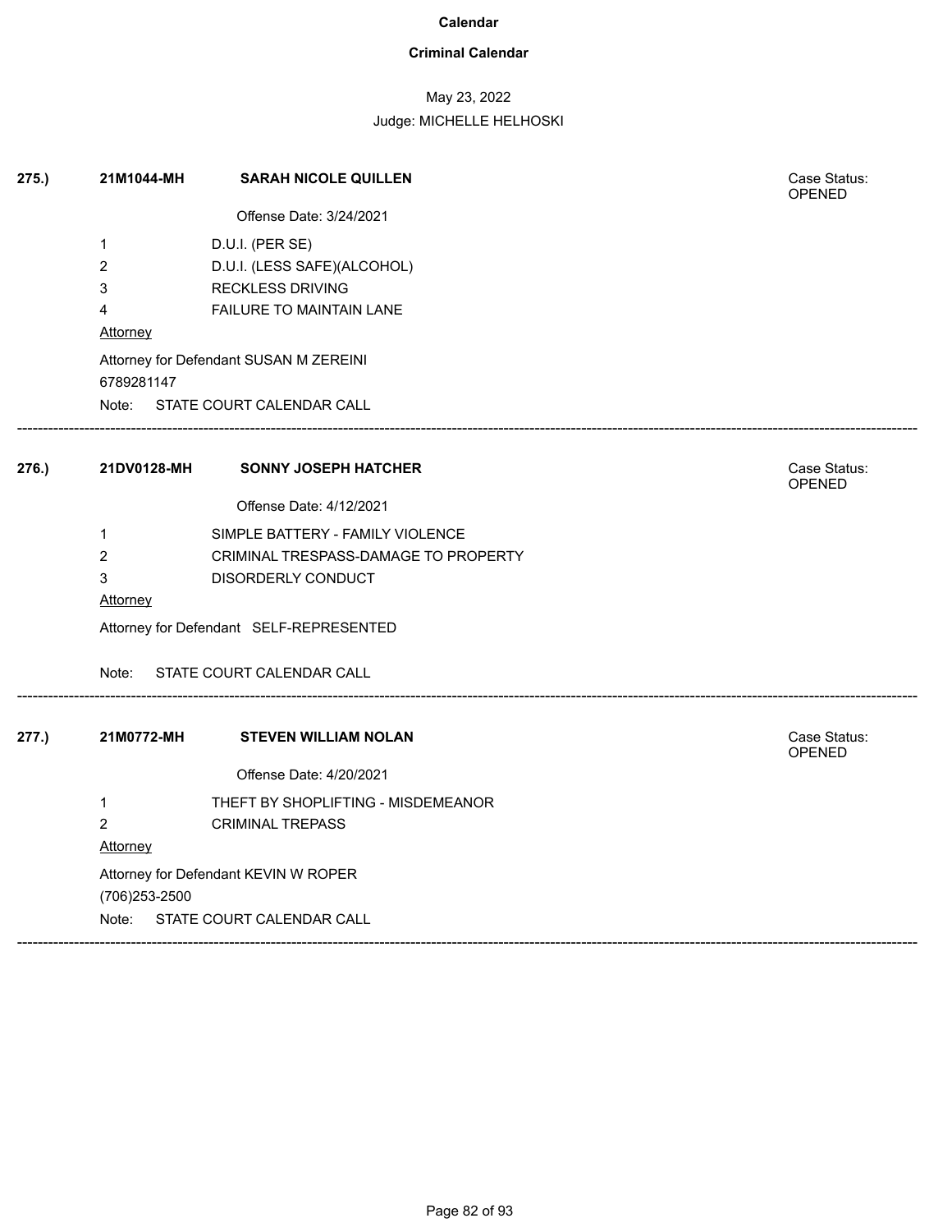# Calendar

## Criminal Calendar

May 23, 2022

Judge: MICHELLE HELHOSKI

---

**275.)** **21M1044-MH** **SARAH NICOLE QUILLEN**

Case Status: OPENED

Offense Date: 3/24/2021

1 D.U.I. (PER SE)
2 D.U.I. (LESS SAFE)(ALCOHOL)
3 RECKLESS DRIVING
4 FAILURE TO MAINTAIN LANE

Attorney

Attorney for Defendant SUSAN M ZEREINI
6789281147

Note: STATE COURT CALENDAR CALL

---

**276.)** **21DV0128-MH** **SONNY JOSEPH HATCHER**

Case Status: OPENED

Offense Date: 4/12/2021

1 SIMPLE BATTERY - FAMILY VIOLENCE
2 CRIMINAL TRESPASS-DAMAGE TO PROPERTY
3 DISORDERLY CONDUCT

Attorney

Attorney for Defendant SELF-REPRESENTED

Note: STATE COURT CALENDAR CALL

---

**277.)** **21M0772-MH** **STEVEN WILLIAM NOLAN**

Case Status: OPENED

Offense Date: 4/20/2021

1 THEFT BY SHOPLIFTING - MISDEMEANOR
2 CRIMINAL TREPASS

Attorney

Attorney for Defendant KEVIN W ROPER
(706)253-2500

Note: STATE COURT CALENDAR CALL

---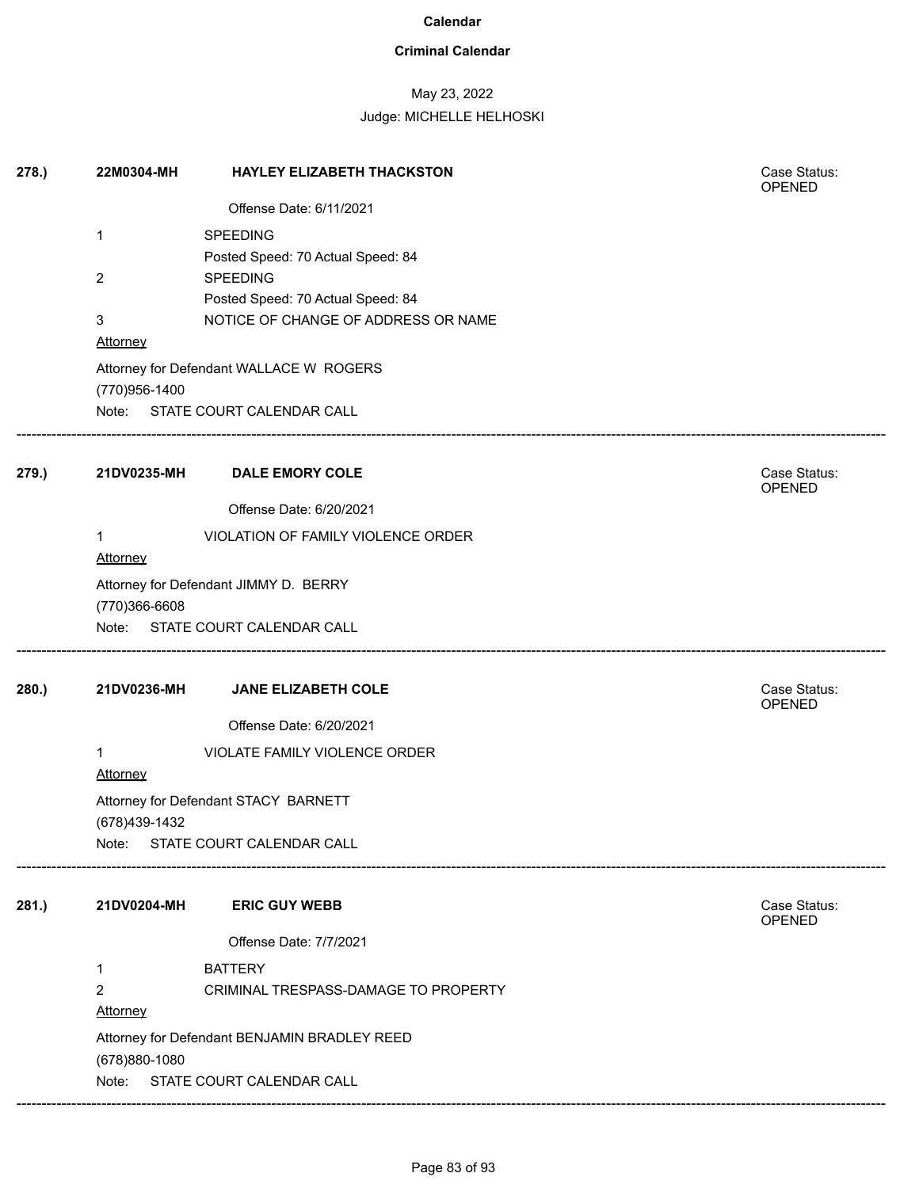# Calendar

## Criminal Calendar

May 23, 2022

Judge: MICHELLE HELHOSKI

---

**278.)** **22M0304-MH** **HAYLEY ELIZABETH THACKSTON** Case Status: OPENED

Offense Date: 6/11/2021

1 SPEEDING
Posted Speed: 70 Actual Speed: 84

2 SPEEDING
Posted Speed: 70 Actual Speed: 84

3 NOTICE OF CHANGE OF ADDRESS OR NAME

Attorney

Attorney for Defendant WALLACE W ROGERS
(770)956-1400

Note: STATE COURT CALENDAR CALL

---

**279.)** **21DV0235-MH** **DALE EMORY COLE** Case Status: OPENED

Offense Date: 6/20/2021

1 VIOLATION OF FAMILY VIOLENCE ORDER

Attorney

Attorney for Defendant JIMMY D. BERRY
(770)366-6608

Note: STATE COURT CALENDAR CALL

---

**280.)** **21DV0236-MH** **JANE ELIZABETH COLE** Case Status: OPENED

Offense Date: 6/20/2021

1 VIOLATE FAMILY VIOLENCE ORDER

Attorney

Attorney for Defendant STACY BARNETT
(678)439-1432

Note: STATE COURT CALENDAR CALL

---

**281.)** **21DV0204-MH** **ERIC GUY WEBB** Case Status: OPENED

Offense Date: 7/7/2021

1 BATTERY

2 CRIMINAL TRESPASS-DAMAGE TO PROPERTY

Attorney

Attorney for Defendant BENJAMIN BRADLEY REED
(678)880-1080

Note: STATE COURT CALENDAR CALL

---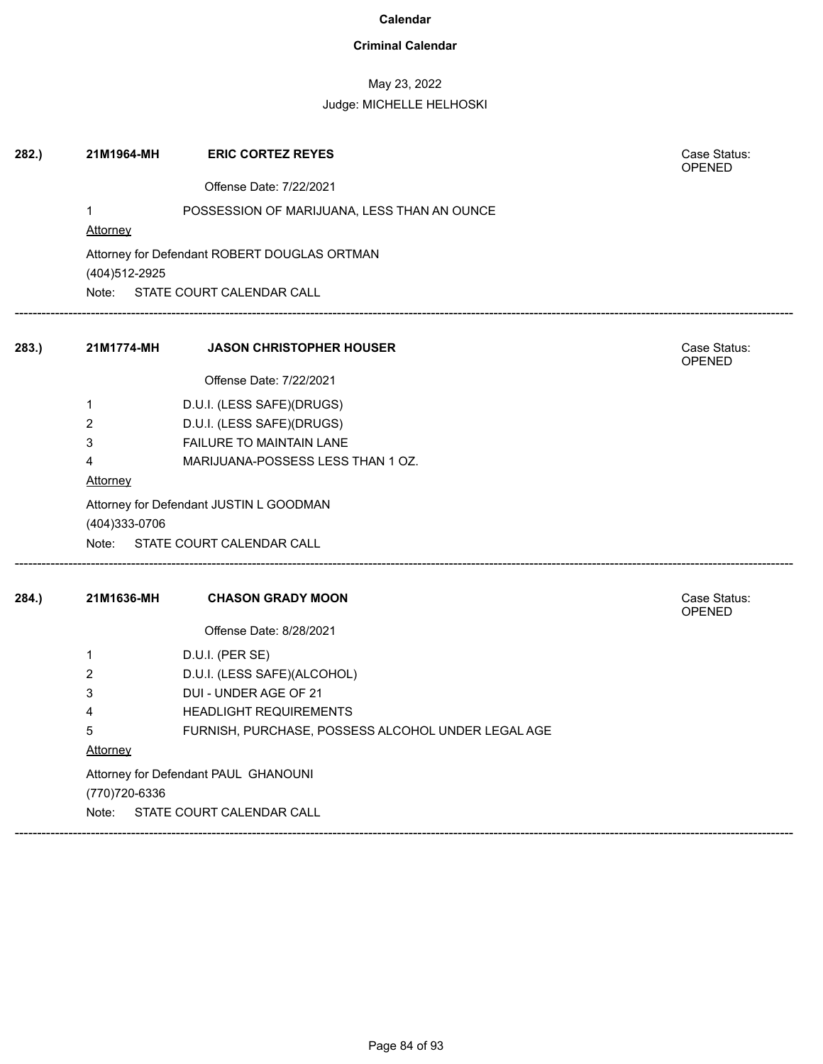**Calendar**

**Criminal Calendar**

May 23, 2022

Judge: MICHELLE HELHOSKI

**282.)** **21M1964-MH** **ERIC CORTEZ REYES** Case Status: OPENED

Offense Date: 7/22/2021

1 POSSESSION OF MARIJUANA, LESS THAN AN OUNCE

Attorney

Attorney for Defendant ROBERT DOUGLAS ORTMAN
(404)512-2925

Note: STATE COURT CALENDAR CALL

---

**283.)** **21M1774-MH** **JASON CHRISTOPHER HOUSER** Case Status: OPENED

Offense Date: 7/22/2021

1 D.U.I. (LESS SAFE)(DRUGS)
2 D.U.I. (LESS SAFE)(DRUGS)
3 FAILURE TO MAINTAIN LANE
4 MARIJUANA-POSSESS LESS THAN 1 OZ.

Attorney

Attorney for Defendant JUSTIN L GOODMAN
(404)333-0706

Note: STATE COURT CALENDAR CALL

---

**284.)** **21M1636-MH** **CHASON GRADY MOON** Case Status: OPENED

Offense Date: 8/28/2021

1 D.U.I. (PER SE)
2 D.U.I. (LESS SAFE)(ALCOHOL)
3 DUI - UNDER AGE OF 21
4 HEADLIGHT REQUIREMENTS
5 FURNISH, PURCHASE, POSSESS ALCOHOL UNDER LEGAL AGE

Attorney

Attorney for Defendant PAUL GHANOUNI
(770)720-6336

Note: STATE COURT CALENDAR CALL

---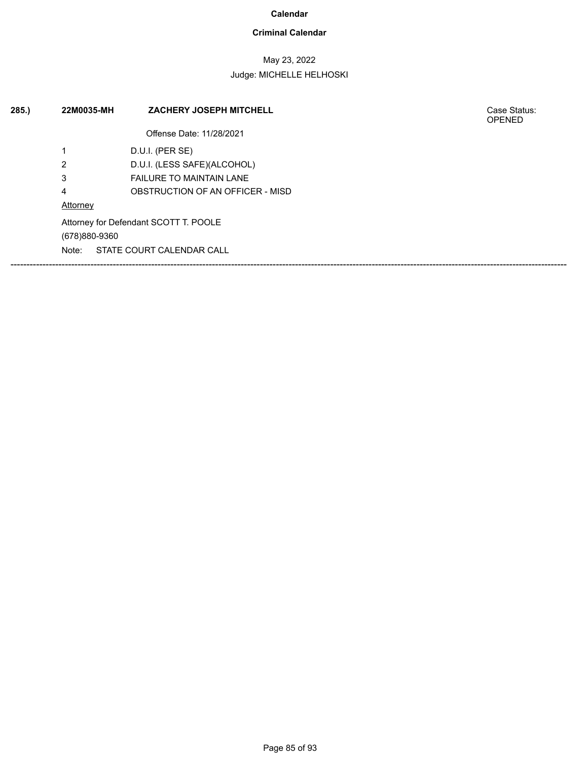**Calendar**

**Criminal Calendar**

May 23, 2022

Judge: MICHELLE HELHOSKI

**285.)** **22M0035-MH** **ZACHERY JOSEPH MITCHELL** Case Status: OPENED

Offense Date: 11/28/2021

| | |
|---|---|
| 1 | D.U.I. (PER SE) |
| 2 | D.U.I. (LESS SAFE)(ALCOHOL) |
| 3 | FAILURE TO MAINTAIN LANE |
| 4 | OBSTRUCTION OF AN OFFICER - MISD |

Attorney

Attorney for Defendant SCOTT T. POOLE

(678)880-9360

Note: STATE COURT CALENDAR CALL

---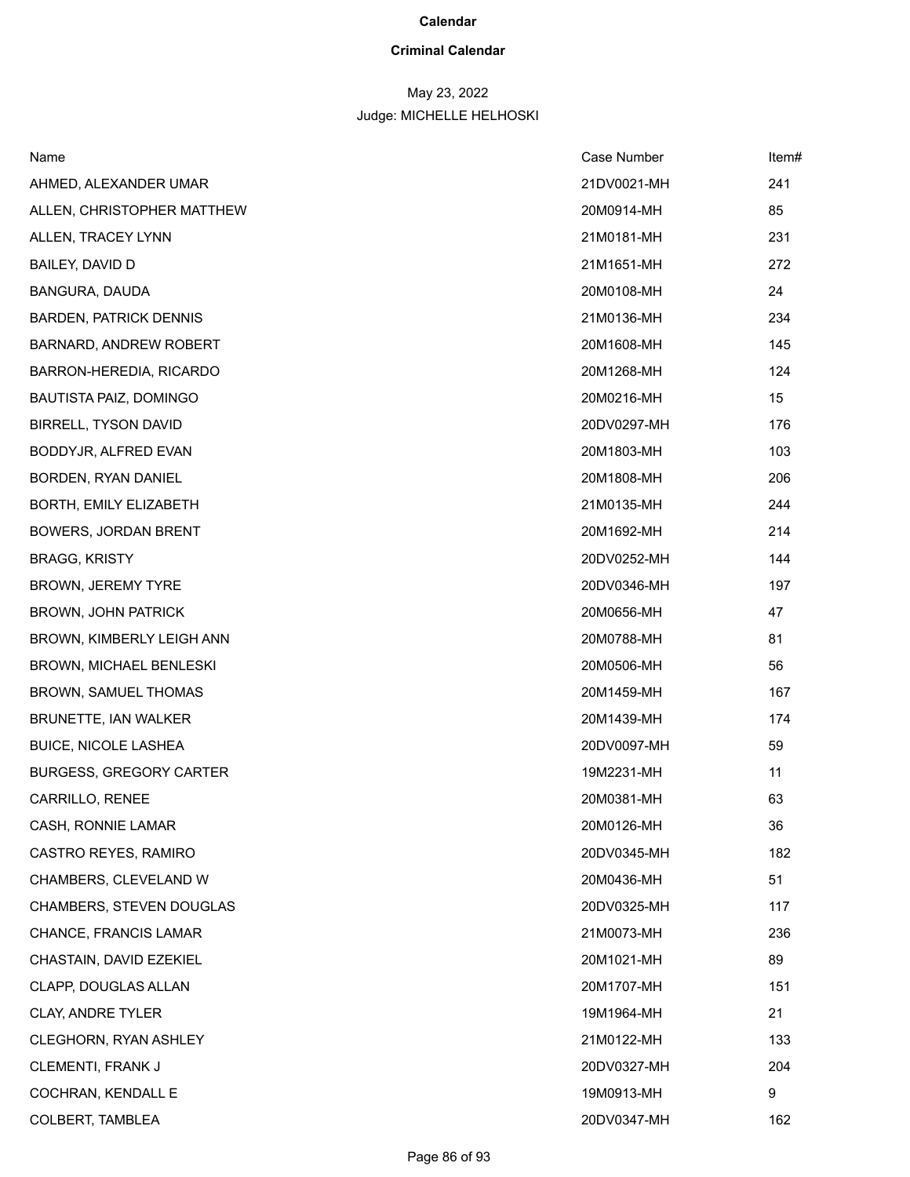**Calendar**

**Criminal Calendar**

May 23, 2022

Judge: MICHELLE HELHOSKI

| Name | Case Number | Item# |
| --- | --- | --- |
| AHMED, ALEXANDER UMAR | 21DV0021-MH | 241 |
| ALLEN, CHRISTOPHER MATTHEW | 20M0914-MH | 85 |
| ALLEN, TRACEY LYNN | 21M0181-MH | 231 |
| BAILEY, DAVID D | 21M1651-MH | 272 |
| BANGURA, DAUDA | 20M0108-MH | 24 |
| BARDEN, PATRICK DENNIS | 21M0136-MH | 234 |
| BARNARD, ANDREW ROBERT | 20M1608-MH | 145 |
| BARRON-HEREDIA, RICARDO | 20M1268-MH | 124 |
| BAUTISTA PAIZ, DOMINGO | 20M0216-MH | 15 |
| BIRRELL, TYSON DAVID | 20DV0297-MH | 176 |
| BODDYJR, ALFRED EVAN | 20M1803-MH | 103 |
| BORDEN, RYAN DANIEL | 20M1808-MH | 206 |
| BORTH, EMILY ELIZABETH | 21M0135-MH | 244 |
| BOWERS, JORDAN BRENT | 20M1692-MH | 214 |
| BRAGG, KRISTY | 20DV0252-MH | 144 |
| BROWN, JEREMY TYRE | 20DV0346-MH | 197 |
| BROWN, JOHN PATRICK | 20M0656-MH | 47 |
| BROWN, KIMBERLY LEIGH ANN | 20M0788-MH | 81 |
| BROWN, MICHAEL BENLESKI | 20M0506-MH | 56 |
| BROWN, SAMUEL THOMAS | 20M1459-MH | 167 |
| BRUNETTE, IAN WALKER | 20M1439-MH | 174 |
| BUICE, NICOLE LASHEA | 20DV0097-MH | 59 |
| BURGESS, GREGORY CARTER | 19M2231-MH | 11 |
| CARRILLO, RENEE | 20M0381-MH | 63 |
| CASH, RONNIE LAMAR | 20M0126-MH | 36 |
| CASTRO REYES, RAMIRO | 20DV0345-MH | 182 |
| CHAMBERS, CLEVELAND W | 20M0436-MH | 51 |
| CHAMBERS, STEVEN DOUGLAS | 20DV0325-MH | 117 |
| CHANCE, FRANCIS LAMAR | 21M0073-MH | 236 |
| CHASTAIN, DAVID EZEKIEL | 20M1021-MH | 89 |
| CLAPP, DOUGLAS ALLAN | 20M1707-MH | 151 |
| CLAY, ANDRE TYLER | 19M1964-MH | 21 |
| CLEGHORN, RYAN ASHLEY | 21M0122-MH | 133 |
| CLEMENTI, FRANK J | 20DV0327-MH | 204 |
| COCHRAN, KENDALL E | 19M0913-MH | 9 |
| COLBERT, TAMBLEA | 20DV0347-MH | 162 |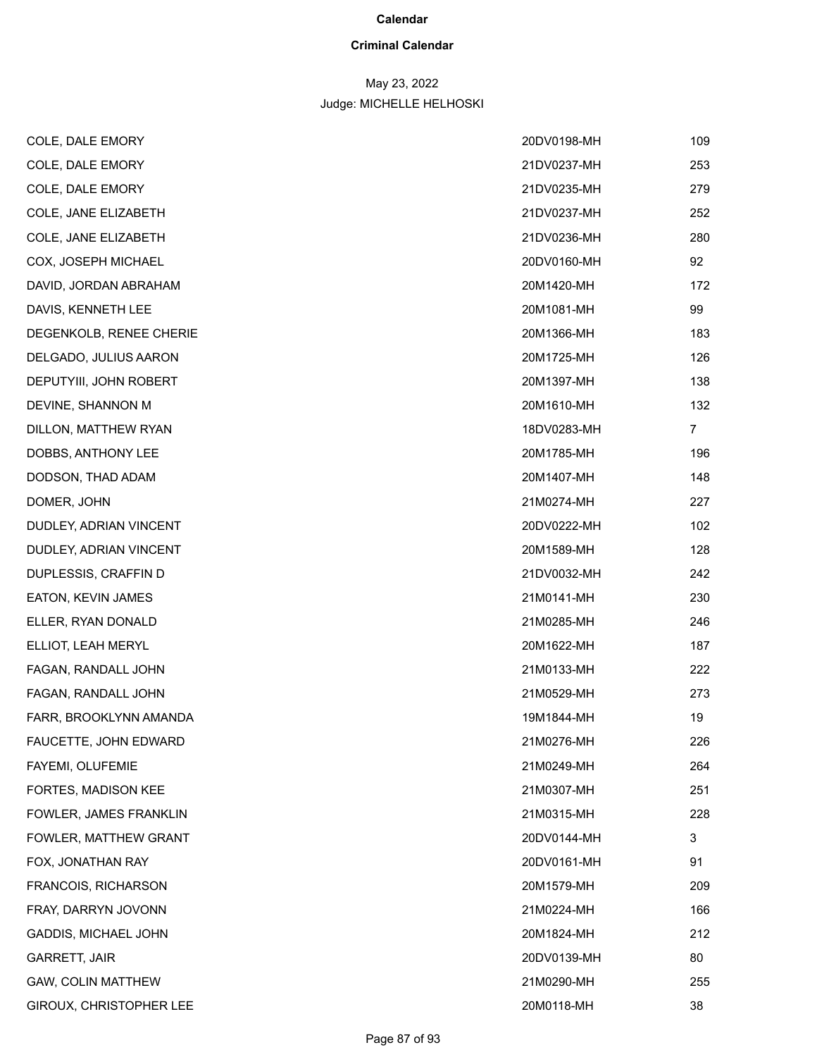**Calendar**

**Criminal Calendar**

May 23, 2022

Judge: MICHELLE HELHOSKI

| | | |
|---|---|---|
| COLE, DALE EMORY | 20DV0198-MH | 109 |
| COLE, DALE EMORY | 21DV0237-MH | 253 |
| COLE, DALE EMORY | 21DV0235-MH | 279 |
| COLE, JANE ELIZABETH | 21DV0237-MH | 252 |
| COLE, JANE ELIZABETH | 21DV0236-MH | 280 |
| COX, JOSEPH MICHAEL | 20DV0160-MH | 92 |
| DAVID, JORDAN ABRAHAM | 20M1420-MH | 172 |
| DAVIS, KENNETH LEE | 20M1081-MH | 99 |
| DEGENKOLB, RENEE CHERIE | 20M1366-MH | 183 |
| DELGADO, JULIUS AARON | 20M1725-MH | 126 |
| DEPUTYIII, JOHN ROBERT | 20M1397-MH | 138 |
| DEVINE, SHANNON M | 20M1610-MH | 132 |
| DILLON, MATTHEW RYAN | 18DV0283-MH | 7 |
| DOBBS, ANTHONY LEE | 20M1785-MH | 196 |
| DODSON, THAD ADAM | 20M1407-MH | 148 |
| DOMER, JOHN | 21M0274-MH | 227 |
| DUDLEY, ADRIAN VINCENT | 20DV0222-MH | 102 |
| DUDLEY, ADRIAN VINCENT | 20M1589-MH | 128 |
| DUPLESSIS, CRAFFIN D | 21DV0032-MH | 242 |
| EATON, KEVIN JAMES | 21M0141-MH | 230 |
| ELLER, RYAN DONALD | 21M0285-MH | 246 |
| ELLIOT, LEAH MERYL | 20M1622-MH | 187 |
| FAGAN, RANDALL JOHN | 21M0133-MH | 222 |
| FAGAN, RANDALL JOHN | 21M0529-MH | 273 |
| FARR, BROOKLYNN AMANDA | 19M1844-MH | 19 |
| FAUCETTE, JOHN EDWARD | 21M0276-MH | 226 |
| FAYEMI, OLUFEMIE | 21M0249-MH | 264 |
| FORTES, MADISON KEE | 21M0307-MH | 251 |
| FOWLER, JAMES FRANKLIN | 21M0315-MH | 228 |
| FOWLER, MATTHEW GRANT | 20DV0144-MH | 3 |
| FOX, JONATHAN RAY | 20DV0161-MH | 91 |
| FRANCOIS, RICHARSON | 20M1579-MH | 209 |
| FRAY, DARRYN JOVONN | 21M0224-MH | 166 |
| GADDIS, MICHAEL JOHN | 20M1824-MH | 212 |
| GARRETT, JAIR | 20DV0139-MH | 80 |
| GAW, COLIN MATTHEW | 21M0290-MH | 255 |
| GIROUX, CHRISTOPHER LEE | 20M0118-MH | 38 |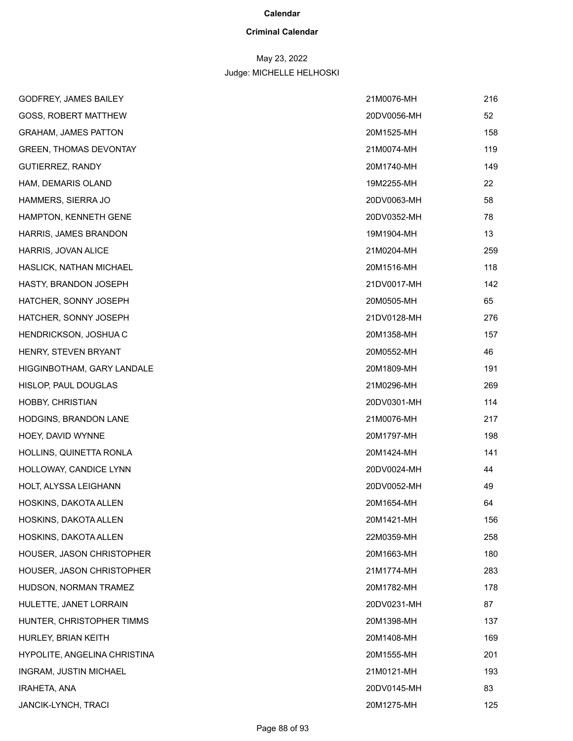# Calendar

## Criminal Calendar

May 23, 2022

Judge: MICHELLE HELHOSKI

| Name | Case Number | No. |
|---|---|---|
| GODFREY, JAMES BAILEY | 21M0076-MH | 216 |
| GOSS, ROBERT MATTHEW | 20DV0056-MH | 52 |
| GRAHAM, JAMES PATTON | 20M1525-MH | 158 |
| GREEN, THOMAS DEVONTAY | 21M0074-MH | 119 |
| GUTIERREZ, RANDY | 20M1740-MH | 149 |
| HAM, DEMARIS OLAND | 19M2255-MH | 22 |
| HAMMERS, SIERRA JO | 20DV0063-MH | 58 |
| HAMPTON, KENNETH GENE | 20DV0352-MH | 78 |
| HARRIS, JAMES BRANDON | 19M1904-MH | 13 |
| HARRIS, JOVAN ALICE | 21M0204-MH | 259 |
| HASLICK, NATHAN MICHAEL | 20M1516-MH | 118 |
| HASTY, BRANDON JOSEPH | 21DV0017-MH | 142 |
| HATCHER, SONNY JOSEPH | 20M0505-MH | 65 |
| HATCHER, SONNY JOSEPH | 21DV0128-MH | 276 |
| HENDRICKSON, JOSHUA C | 20M1358-MH | 157 |
| HENRY, STEVEN BRYANT | 20M0552-MH | 46 |
| HIGGINBOTHAM, GARY LANDALE | 20M1809-MH | 191 |
| HISLOP, PAUL DOUGLAS | 21M0296-MH | 269 |
| HOBBY, CHRISTIAN | 20DV0301-MH | 114 |
| HODGINS, BRANDON LANE | 21M0076-MH | 217 |
| HOEY, DAVID WYNNE | 20M1797-MH | 198 |
| HOLLINS, QUINETTA RONLA | 20M1424-MH | 141 |
| HOLLOWAY, CANDICE LYNN | 20DV0024-MH | 44 |
| HOLT, ALYSSA LEIGHANN | 20DV0052-MH | 49 |
| HOSKINS, DAKOTA ALLEN | 20M1654-MH | 64 |
| HOSKINS, DAKOTA ALLEN | 20M1421-MH | 156 |
| HOSKINS, DAKOTA ALLEN | 22M0359-MH | 258 |
| HOUSER, JASON CHRISTOPHER | 20M1663-MH | 180 |
| HOUSER, JASON CHRISTOPHER | 21M1774-MH | 283 |
| HUDSON, NORMAN TRAMEZ | 20M1782-MH | 178 |
| HULETTE, JANET LORRAIN | 20DV0231-MH | 87 |
| HUNTER, CHRISTOPHER TIMMS | 20M1398-MH | 137 |
| HURLEY, BRIAN KEITH | 20M1408-MH | 169 |
| HYPOLITE, ANGELINA CHRISTINA | 20M1555-MH | 201 |
| INGRAM, JUSTIN MICHAEL | 21M0121-MH | 193 |
| IRAHETA, ANA | 20DV0145-MH | 83 |
| JANCIK-LYNCH, TRACI | 20M1275-MH | 125 |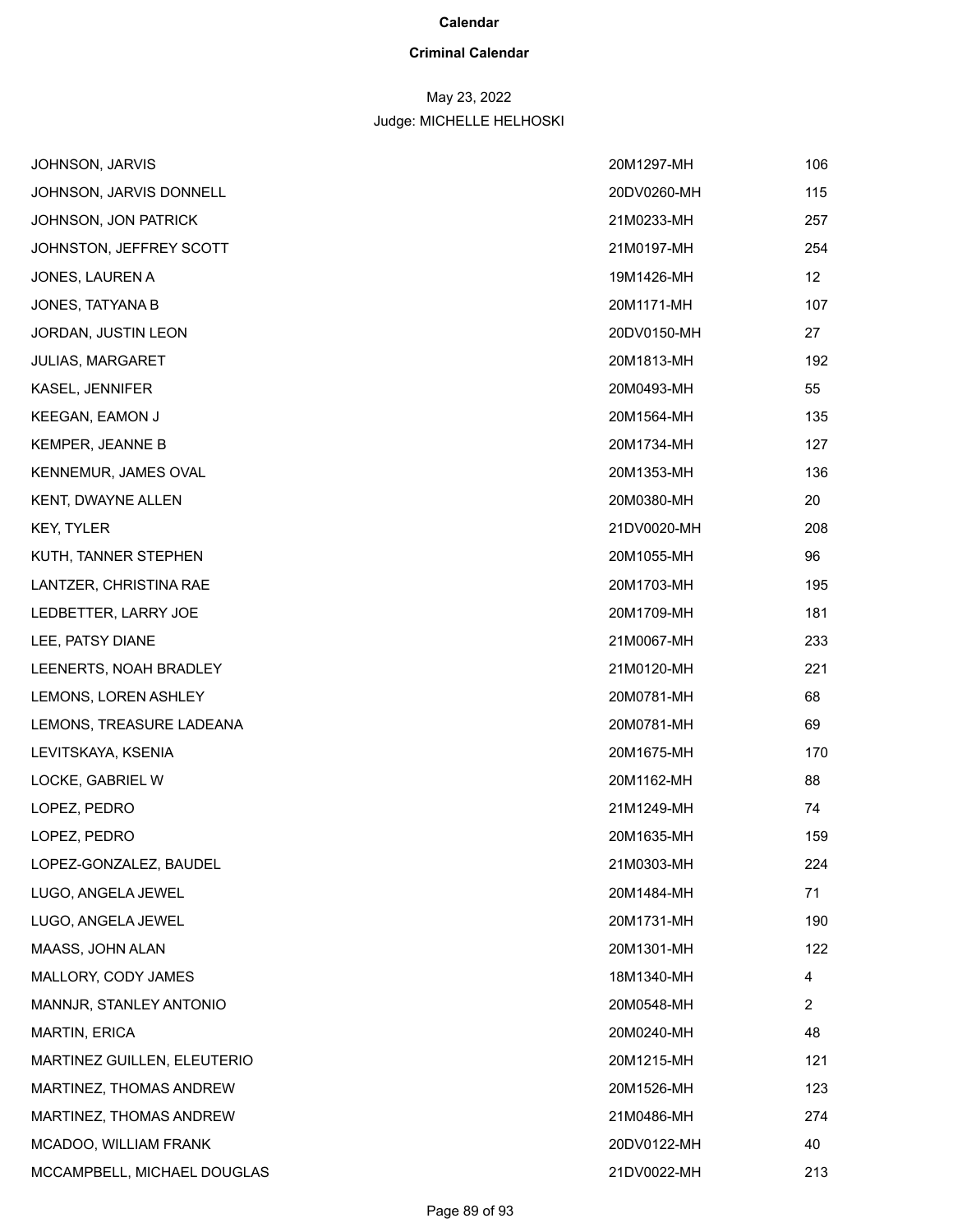**Calendar**

**Criminal Calendar**

May 23, 2022

Judge: MICHELLE HELHOSKI

| | | |
|---|---|---|
| JOHNSON, JARVIS | 20M1297-MH | 106 |
| JOHNSON, JARVIS DONNELL | 20DV0260-MH | 115 |
| JOHNSON, JON PATRICK | 21M0233-MH | 257 |
| JOHNSTON, JEFFREY SCOTT | 21M0197-MH | 254 |
| JONES, LAUREN A | 19M1426-MH | 12 |
| JONES, TATYANA B | 20M1171-MH | 107 |
| JORDAN, JUSTIN LEON | 20DV0150-MH | 27 |
| JULIAS, MARGARET | 20M1813-MH | 192 |
| KASEL, JENNIFER | 20M0493-MH | 55 |
| KEEGAN, EAMON J | 20M1564-MH | 135 |
| KEMPER, JEANNE B | 20M1734-MH | 127 |
| KENNEMUR, JAMES OVAL | 20M1353-MH | 136 |
| KENT, DWAYNE ALLEN | 20M0380-MH | 20 |
| KEY, TYLER | 21DV0020-MH | 208 |
| KUTH, TANNER STEPHEN | 20M1055-MH | 96 |
| LANTZER, CHRISTINA RAE | 20M1703-MH | 195 |
| LEDBETTER, LARRY JOE | 20M1709-MH | 181 |
| LEE, PATSY DIANE | 21M0067-MH | 233 |
| LEENERTS, NOAH BRADLEY | 21M0120-MH | 221 |
| LEMONS, LOREN ASHLEY | 20M0781-MH | 68 |
| LEMONS, TREASURE LADEANA | 20M0781-MH | 69 |
| LEVITSKAYA, KSENIA | 20M1675-MH | 170 |
| LOCKE, GABRIEL W | 20M1162-MH | 88 |
| LOPEZ, PEDRO | 21M1249-MH | 74 |
| LOPEZ, PEDRO | 20M1635-MH | 159 |
| LOPEZ-GONZALEZ, BAUDEL | 21M0303-MH | 224 |
| LUGO, ANGELA JEWEL | 20M1484-MH | 71 |
| LUGO, ANGELA JEWEL | 20M1731-MH | 190 |
| MAASS, JOHN ALAN | 20M1301-MH | 122 |
| MALLORY, CODY JAMES | 18M1340-MH | 4 |
| MANNJR, STANLEY ANTONIO | 20M0548-MH | 2 |
| MARTIN, ERICA | 20M0240-MH | 48 |
| MARTINEZ GUILLEN, ELEUTERIO | 20M1215-MH | 121 |
| MARTINEZ, THOMAS ANDREW | 20M1526-MH | 123 |
| MARTINEZ, THOMAS ANDREW | 21M0486-MH | 274 |
| MCADOO, WILLIAM FRANK | 20DV0122-MH | 40 |
| MCCAMPBELL, MICHAEL DOUGLAS | 21DV0022-MH | 213 |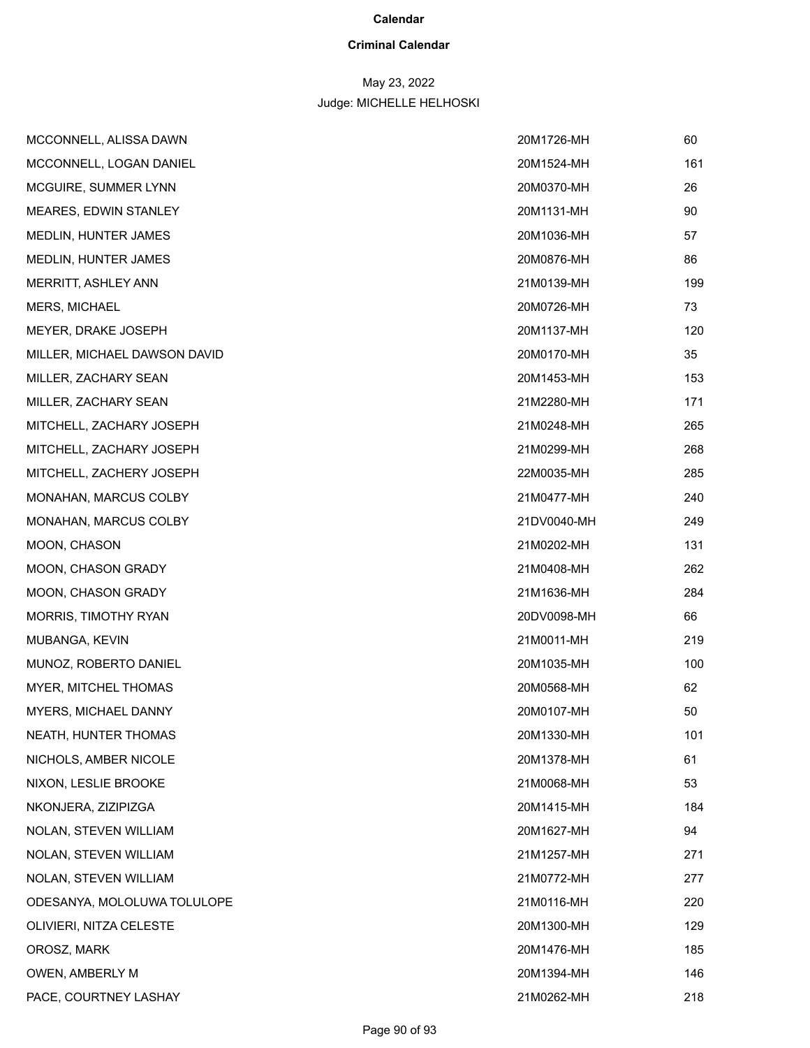**Calendar**

**Criminal Calendar**

May 23, 2022

Judge: MICHELLE HELHOSKI

| | | |
|---|---|---|
| MCCONNELL, ALISSA DAWN | 20M1726-MH | 60 |
| MCCONNELL, LOGAN DANIEL | 20M1524-MH | 161 |
| MCGUIRE, SUMMER LYNN | 20M0370-MH | 26 |
| MEARES, EDWIN STANLEY | 20M1131-MH | 90 |
| MEDLIN, HUNTER JAMES | 20M1036-MH | 57 |
| MEDLIN, HUNTER JAMES | 20M0876-MH | 86 |
| MERRITT, ASHLEY ANN | 21M0139-MH | 199 |
| MERS, MICHAEL | 20M0726-MH | 73 |
| MEYER, DRAKE JOSEPH | 20M1137-MH | 120 |
| MILLER, MICHAEL DAWSON DAVID | 20M0170-MH | 35 |
| MILLER, ZACHARY SEAN | 20M1453-MH | 153 |
| MILLER, ZACHARY SEAN | 21M2280-MH | 171 |
| MITCHELL, ZACHARY JOSEPH | 21M0248-MH | 265 |
| MITCHELL, ZACHARY JOSEPH | 21M0299-MH | 268 |
| MITCHELL, ZACHERY JOSEPH | 22M0035-MH | 285 |
| MONAHAN, MARCUS COLBY | 21M0477-MH | 240 |
| MONAHAN, MARCUS COLBY | 21DV0040-MH | 249 |
| MOON, CHASON | 21M0202-MH | 131 |
| MOON, CHASON GRADY | 21M0408-MH | 262 |
| MOON, CHASON GRADY | 21M1636-MH | 284 |
| MORRIS, TIMOTHY RYAN | 20DV0098-MH | 66 |
| MUBANGA, KEVIN | 21M0011-MH | 219 |
| MUNOZ, ROBERTO DANIEL | 20M1035-MH | 100 |
| MYER, MITCHEL THOMAS | 20M0568-MH | 62 |
| MYERS, MICHAEL DANNY | 20M0107-MH | 50 |
| NEATH, HUNTER THOMAS | 20M1330-MH | 101 |
| NICHOLS, AMBER NICOLE | 20M1378-MH | 61 |
| NIXON, LESLIE BROOKE | 21M0068-MH | 53 |
| NKONJERA, ZIZIPIZGA | 20M1415-MH | 184 |
| NOLAN, STEVEN WILLIAM | 20M1627-MH | 94 |
| NOLAN, STEVEN WILLIAM | 21M1257-MH | 271 |
| NOLAN, STEVEN WILLIAM | 21M0772-MH | 277 |
| ODESANYA, MOLOLUWA TOLULOPE | 21M0116-MH | 220 |
| OLIVIERI, NITZA CELESTE | 20M1300-MH | 129 |
| OROSZ, MARK | 20M1476-MH | 185 |
| OWEN, AMBERLY M | 20M1394-MH | 146 |
| PACE, COURTNEY LASHAY | 21M0262-MH | 218 |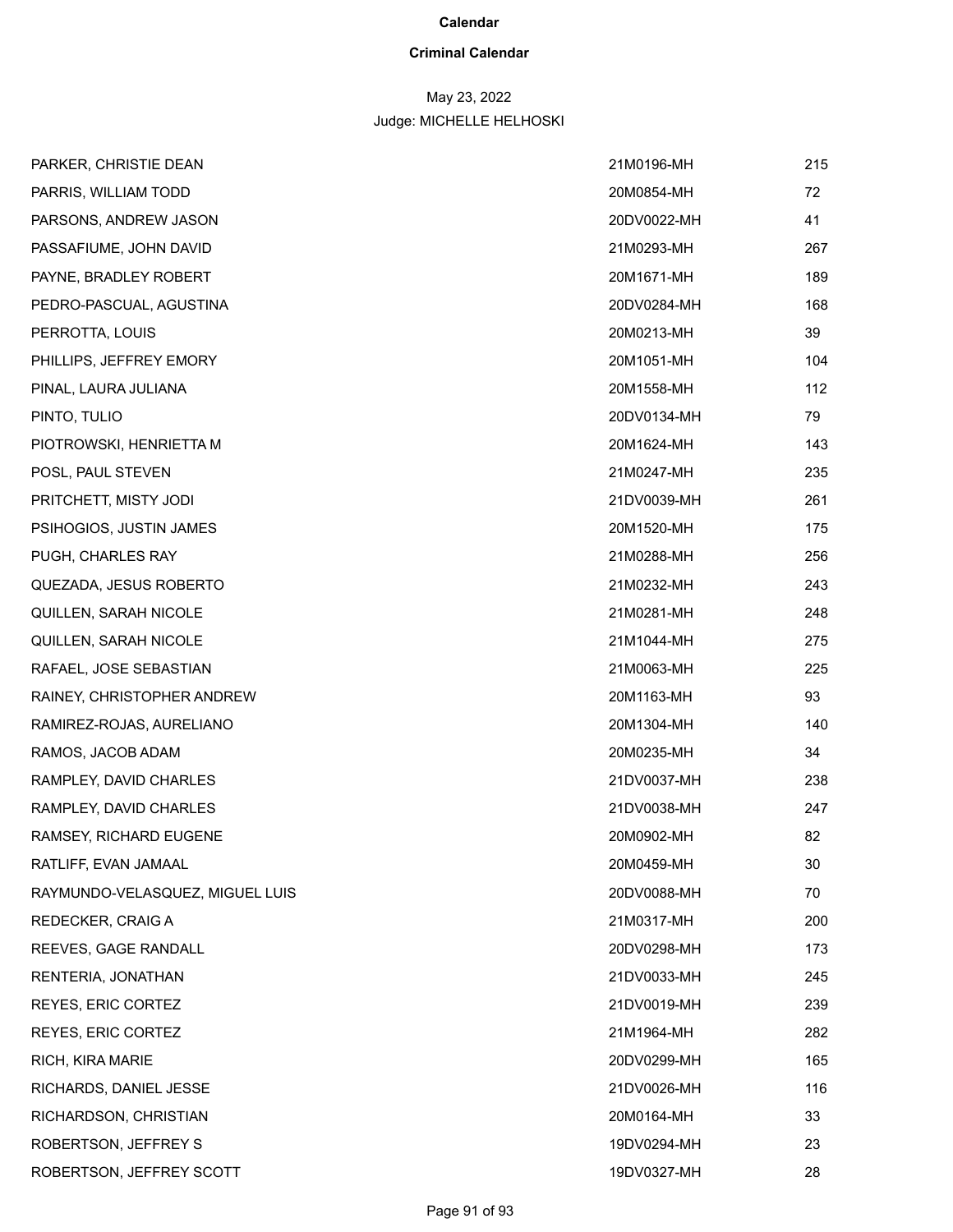**Calendar**

**Criminal Calendar**

May 23, 2022

Judge: MICHELLE HELHOSKI

| | | |
|---|---|---|
| PARKER, CHRISTIE DEAN | 21M0196-MH | 215 |
| PARRIS, WILLIAM TODD | 20M0854-MH | 72 |
| PARSONS, ANDREW JASON | 20DV0022-MH | 41 |
| PASSAFIUME, JOHN DAVID | 21M0293-MH | 267 |
| PAYNE, BRADLEY ROBERT | 20M1671-MH | 189 |
| PEDRO-PASCUAL, AGUSTINA | 20DV0284-MH | 168 |
| PERROTTA, LOUIS | 20M0213-MH | 39 |
| PHILLIPS, JEFFREY EMORY | 20M1051-MH | 104 |
| PINAL, LAURA JULIANA | 20M1558-MH | 112 |
| PINTO, TULIO | 20DV0134-MH | 79 |
| PIOTROWSKI, HENRIETTA M | 20M1624-MH | 143 |
| POSL, PAUL STEVEN | 21M0247-MH | 235 |
| PRITCHETT, MISTY JODI | 21DV0039-MH | 261 |
| PSIHOGIOS, JUSTIN JAMES | 20M1520-MH | 175 |
| PUGH, CHARLES RAY | 21M0288-MH | 256 |
| QUEZADA, JESUS ROBERTO | 21M0232-MH | 243 |
| QUILLEN, SARAH NICOLE | 21M0281-MH | 248 |
| QUILLEN, SARAH NICOLE | 21M1044-MH | 275 |
| RAFAEL, JOSE SEBASTIAN | 21M0063-MH | 225 |
| RAINEY, CHRISTOPHER ANDREW | 20M1163-MH | 93 |
| RAMIREZ-ROJAS, AURELIANO | 20M1304-MH | 140 |
| RAMOS, JACOB ADAM | 20M0235-MH | 34 |
| RAMPLEY, DAVID CHARLES | 21DV0037-MH | 238 |
| RAMPLEY, DAVID CHARLES | 21DV0038-MH | 247 |
| RAMSEY, RICHARD EUGENE | 20M0902-MH | 82 |
| RATLIFF, EVAN JAMAAL | 20M0459-MH | 30 |
| RAYMUNDO-VELASQUEZ, MIGUEL LUIS | 20DV0088-MH | 70 |
| REDECKER, CRAIG A | 21M0317-MH | 200 |
| REEVES, GAGE RANDALL | 20DV0298-MH | 173 |
| RENTERIA, JONATHAN | 21DV0033-MH | 245 |
| REYES, ERIC CORTEZ | 21DV0019-MH | 239 |
| REYES, ERIC CORTEZ | 21M1964-MH | 282 |
| RICH, KIRA MARIE | 20DV0299-MH | 165 |
| RICHARDS, DANIEL JESSE | 21DV0026-MH | 116 |
| RICHARDSON, CHRISTIAN | 20M0164-MH | 33 |
| ROBERTSON, JEFFREY S | 19DV0294-MH | 23 |
| ROBERTSON, JEFFREY SCOTT | 19DV0327-MH | 28 |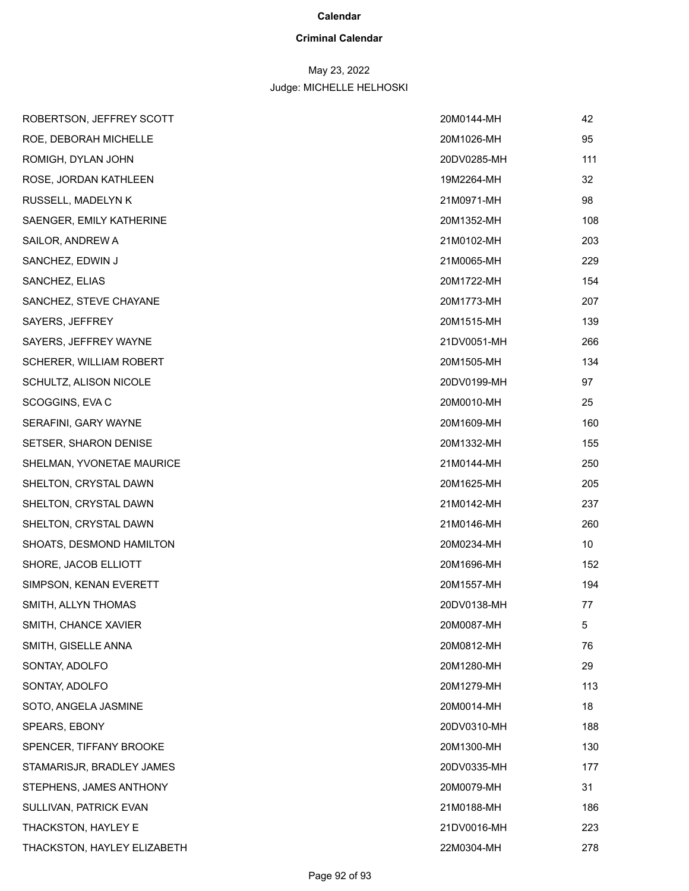**Calendar**

**Criminal Calendar**

May 23, 2022

Judge: MICHELLE HELHOSKI

| | | |
|---|---|---|
| ROBERTSON, JEFFREY SCOTT | 20M0144-MH | 42 |
| ROE, DEBORAH MICHELLE | 20M1026-MH | 95 |
| ROMIGH, DYLAN JOHN | 20DV0285-MH | 111 |
| ROSE, JORDAN KATHLEEN | 19M2264-MH | 32 |
| RUSSELL, MADELYN K | 21M0971-MH | 98 |
| SAENGER, EMILY KATHERINE | 20M1352-MH | 108 |
| SAILOR, ANDREW A | 21M0102-MH | 203 |
| SANCHEZ, EDWIN J | 21M0065-MH | 229 |
| SANCHEZ, ELIAS | 20M1722-MH | 154 |
| SANCHEZ, STEVE CHAYANE | 20M1773-MH | 207 |
| SAYERS, JEFFREY | 20M1515-MH | 139 |
| SAYERS, JEFFREY WAYNE | 21DV0051-MH | 266 |
| SCHERER, WILLIAM ROBERT | 20M1505-MH | 134 |
| SCHULTZ, ALISON NICOLE | 20DV0199-MH | 97 |
| SCOGGINS, EVA C | 20M0010-MH | 25 |
| SERAFINI, GARY WAYNE | 20M1609-MH | 160 |
| SETSER, SHARON DENISE | 20M1332-MH | 155 |
| SHELMAN, YVONETAE MAURICE | 21M0144-MH | 250 |
| SHELTON, CRYSTAL DAWN | 20M1625-MH | 205 |
| SHELTON, CRYSTAL DAWN | 21M0142-MH | 237 |
| SHELTON, CRYSTAL DAWN | 21M0146-MH | 260 |
| SHOATS, DESMOND HAMILTON | 20M0234-MH | 10 |
| SHORE, JACOB ELLIOTT | 20M1696-MH | 152 |
| SIMPSON, KENAN EVERETT | 20M1557-MH | 194 |
| SMITH, ALLYN THOMAS | 20DV0138-MH | 77 |
| SMITH, CHANCE XAVIER | 20M0087-MH | 5 |
| SMITH, GISELLE ANNA | 20M0812-MH | 76 |
| SONTAY, ADOLFO | 20M1280-MH | 29 |
| SONTAY, ADOLFO | 20M1279-MH | 113 |
| SOTO, ANGELA JASMINE | 20M0014-MH | 18 |
| SPEARS, EBONY | 20DV0310-MH | 188 |
| SPENCER, TIFFANY BROOKE | 20M1300-MH | 130 |
| STAMARISJR, BRADLEY JAMES | 20DV0335-MH | 177 |
| STEPHENS, JAMES ANTHONY | 20M0079-MH | 31 |
| SULLIVAN, PATRICK EVAN | 21M0188-MH | 186 |
| THACKSTON, HAYLEY E | 21DV0016-MH | 223 |
| THACKSTON, HAYLEY ELIZABETH | 22M0304-MH | 278 |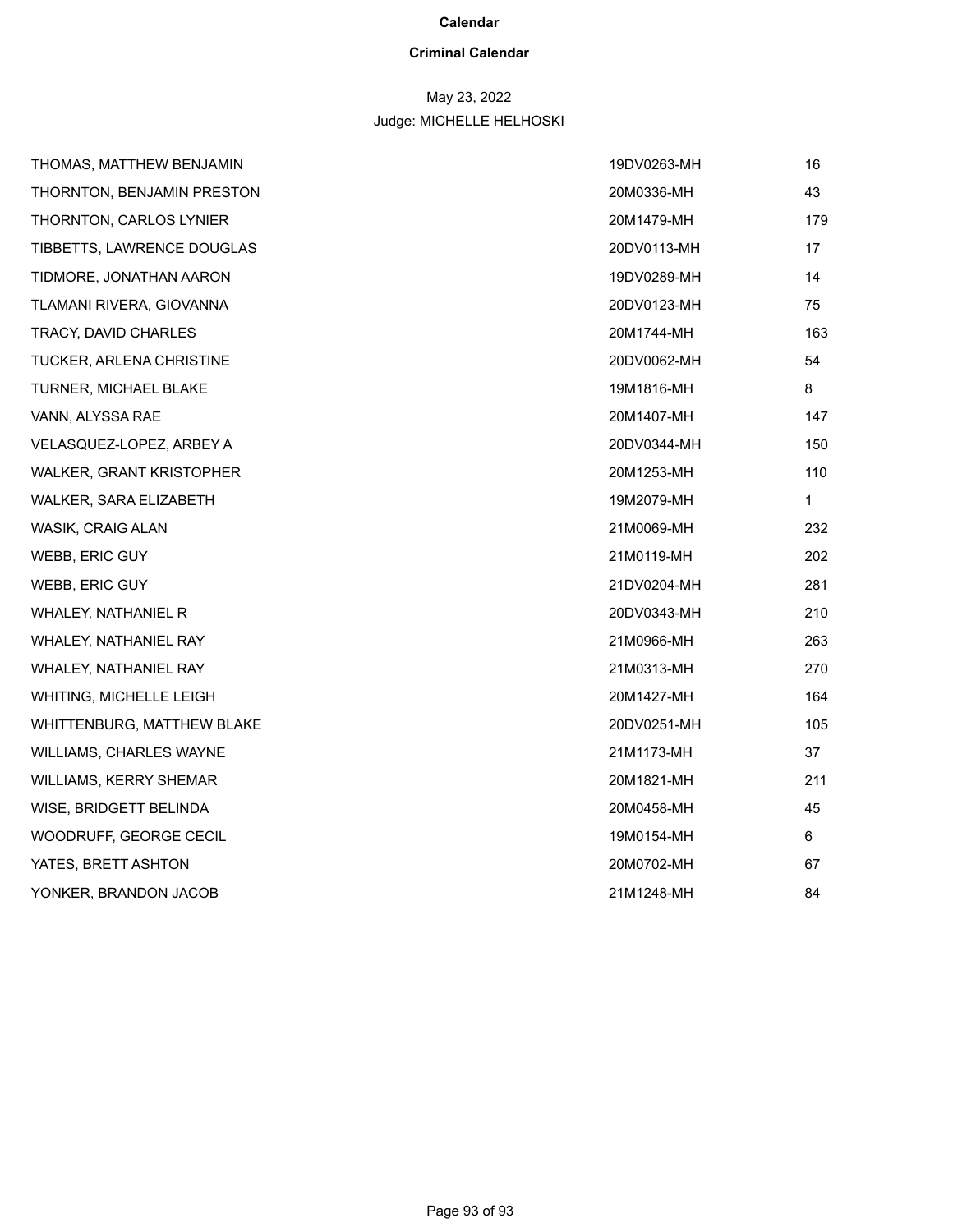**Calendar**

**Criminal Calendar**

May 23, 2022

Judge: MICHELLE HELHOSKI

| | | |
|---|---|---|
| THOMAS, MATTHEW BENJAMIN | 19DV0263-MH | 16 |
| THORNTON, BENJAMIN PRESTON | 20M0336-MH | 43 |
| THORNTON, CARLOS LYNIER | 20M1479-MH | 179 |
| TIBBETTS, LAWRENCE DOUGLAS | 20DV0113-MH | 17 |
| TIDMORE, JONATHAN AARON | 19DV0289-MH | 14 |
| TLAMANI RIVERA, GIOVANNA | 20DV0123-MH | 75 |
| TRACY, DAVID CHARLES | 20M1744-MH | 163 |
| TUCKER, ARLENA CHRISTINE | 20DV0062-MH | 54 |
| TURNER, MICHAEL BLAKE | 19M1816-MH | 8 |
| VANN, ALYSSA RAE | 20M1407-MH | 147 |
| VELASQUEZ-LOPEZ, ARBEY A | 20DV0344-MH | 150 |
| WALKER, GRANT KRISTOPHER | 20M1253-MH | 110 |
| WALKER, SARA ELIZABETH | 19M2079-MH | 1 |
| WASIK, CRAIG ALAN | 21M0069-MH | 232 |
| WEBB, ERIC GUY | 21M0119-MH | 202 |
| WEBB, ERIC GUY | 21DV0204-MH | 281 |
| WHALEY, NATHANIEL R | 20DV0343-MH | 210 |
| WHALEY, NATHANIEL RAY | 21M0966-MH | 263 |
| WHALEY, NATHANIEL RAY | 21M0313-MH | 270 |
| WHITING, MICHELLE LEIGH | 20M1427-MH | 164 |
| WHITTENBURG, MATTHEW BLAKE | 20DV0251-MH | 105 |
| WILLIAMS, CHARLES WAYNE | 21M1173-MH | 37 |
| WILLIAMS, KERRY SHEMAR | 20M1821-MH | 211 |
| WISE, BRIDGETT BELINDA | 20M0458-MH | 45 |
| WOODRUFF, GEORGE CECIL | 19M0154-MH | 6 |
| YATES, BRETT ASHTON | 20M0702-MH | 67 |
| YONKER, BRANDON JACOB | 21M1248-MH | 84 |